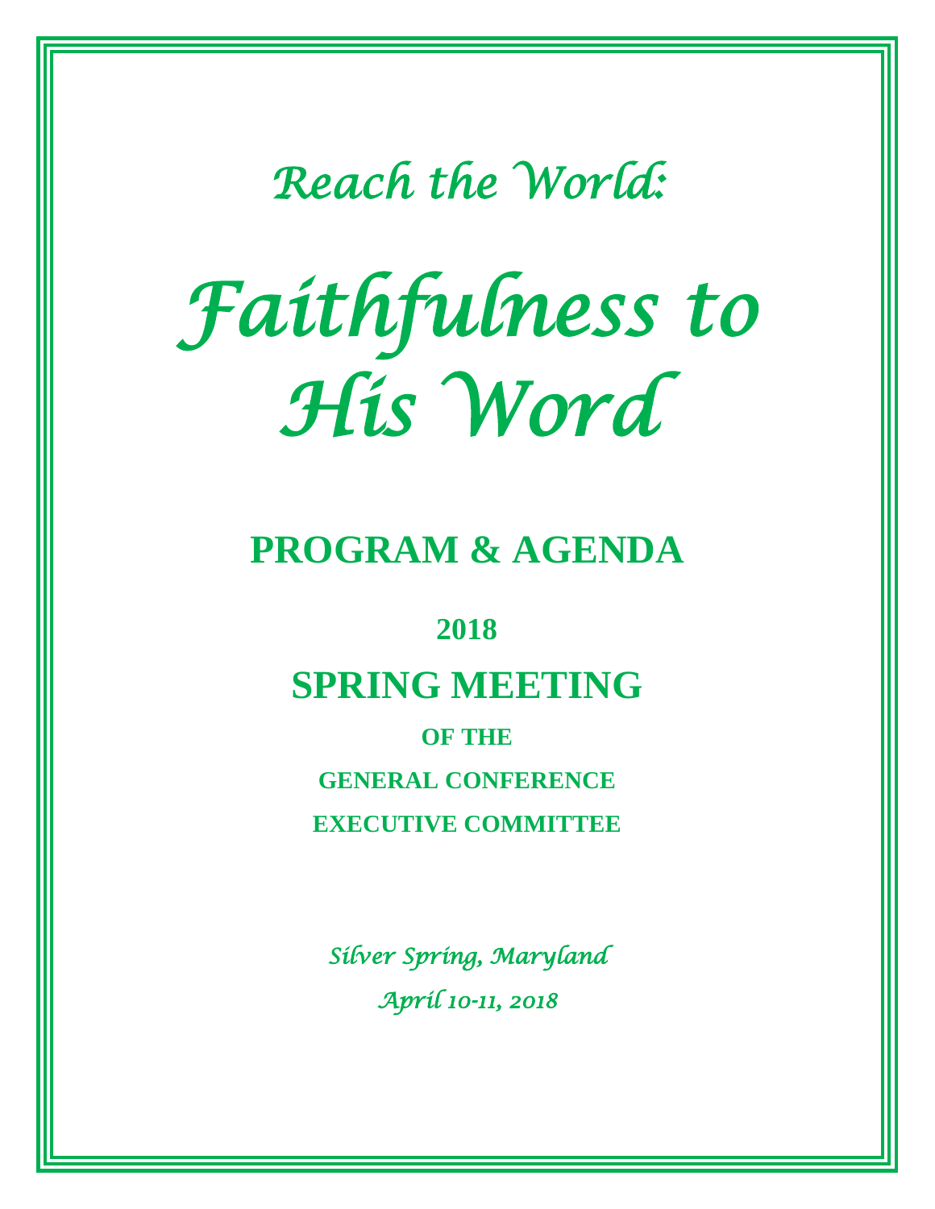*Reach the World:*

# *Faithfulness to His Word*

## PROGRAM & AGENDA

**2018**

## SPRING MEETING

**OF THE**

**GENERAL CONFERENCE**

**EXECUTIVE COMMITTEE**

*Silver Spring, Maryland*

*April 10-11, 2018*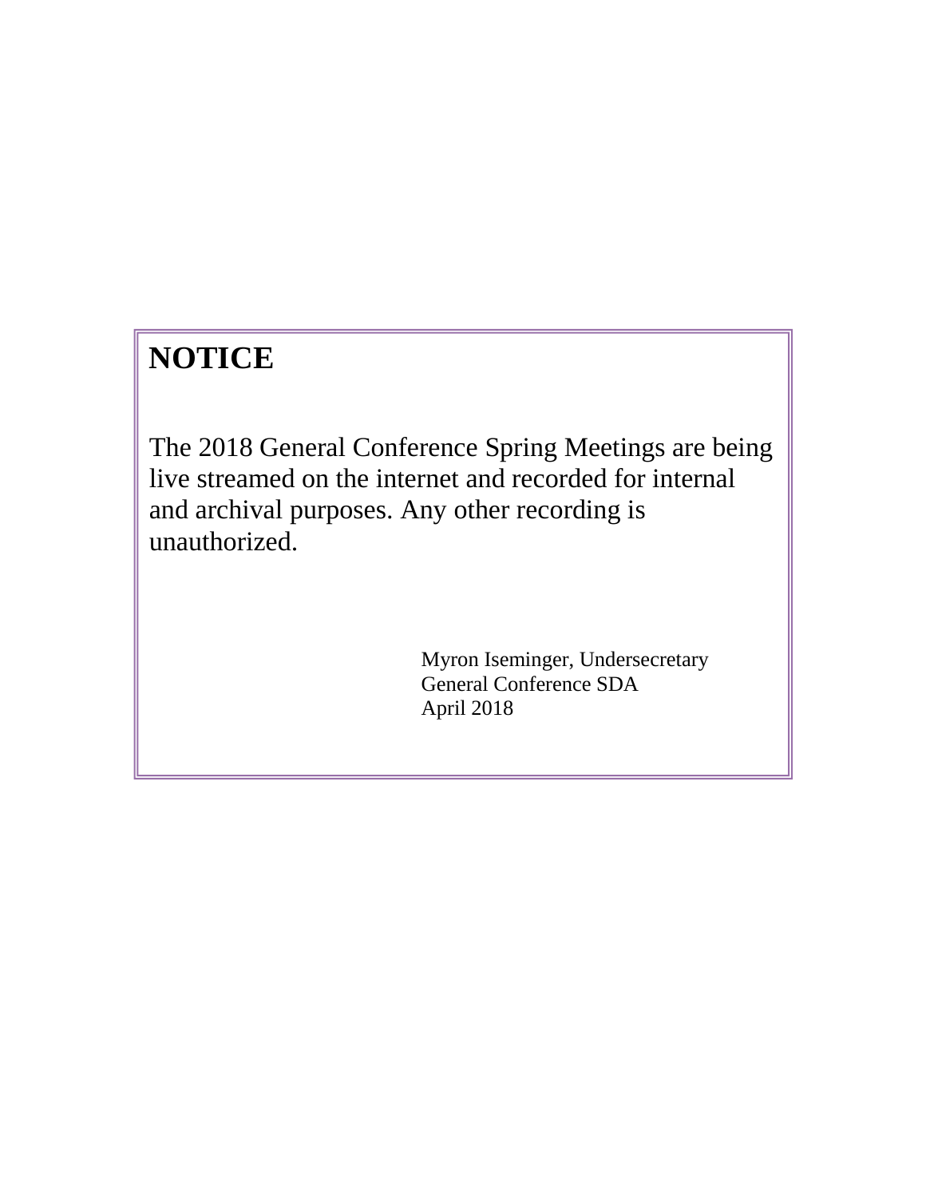# NOTICE

The 2018 General Conference Spring Meetings are being live streamed on the internet and recorded for internal and archival purposes. Any other recording is unauthorized.

Myron Iseminger, Undersecretary
General Conference SDA
April 2018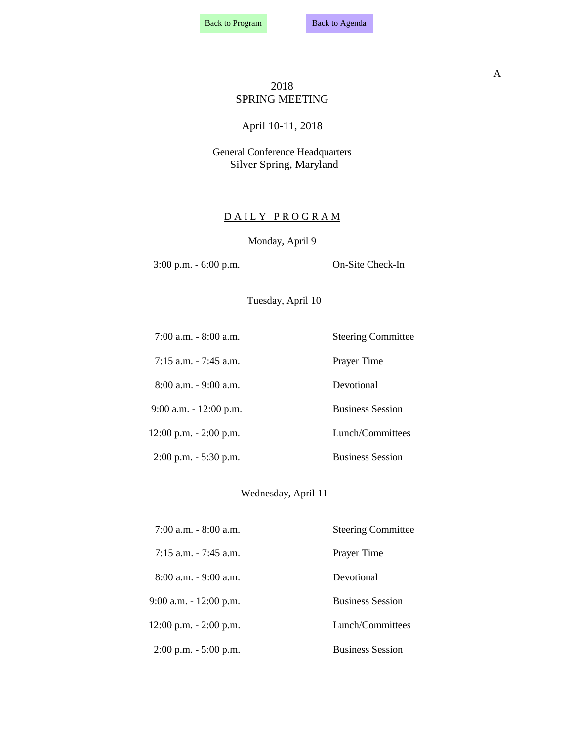Back to Program    Back to Agenda

A

# 2018 SPRING MEETING

April 10-11, 2018

General Conference Headquarters
Silver Spring, Maryland

## DAILY PROGRAM

### Monday, April 9

| | |
|---|---|
| 3:00 p.m. - 6:00 p.m. | On-Site Check-In |

### Tuesday, April 10

| | |
|---|---|
| 7:00 a.m. - 8:00 a.m. | Steering Committee |
| 7:15 a.m. - 7:45 a.m. | Prayer Time |
| 8:00 a.m. - 9:00 a.m. | Devotional |
| 9:00 a.m. - 12:00 p.m. | Business Session |
| 12:00 p.m. - 2:00 p.m. | Lunch/Committees |
| 2:00 p.m. - 5:30 p.m. | Business Session |

### Wednesday, April 11

| | |
|---|---|
| 7:00 a.m. - 8:00 a.m. | Steering Committee |
| 7:15 a.m. - 7:45 a.m. | Prayer Time |
| 8:00 a.m. - 9:00 a.m. | Devotional |
| 9:00 a.m. - 12:00 p.m. | Business Session |
| 12:00 p.m. - 2:00 p.m. | Lunch/Committees |
| 2:00 p.m. - 5:00 p.m. | Business Session |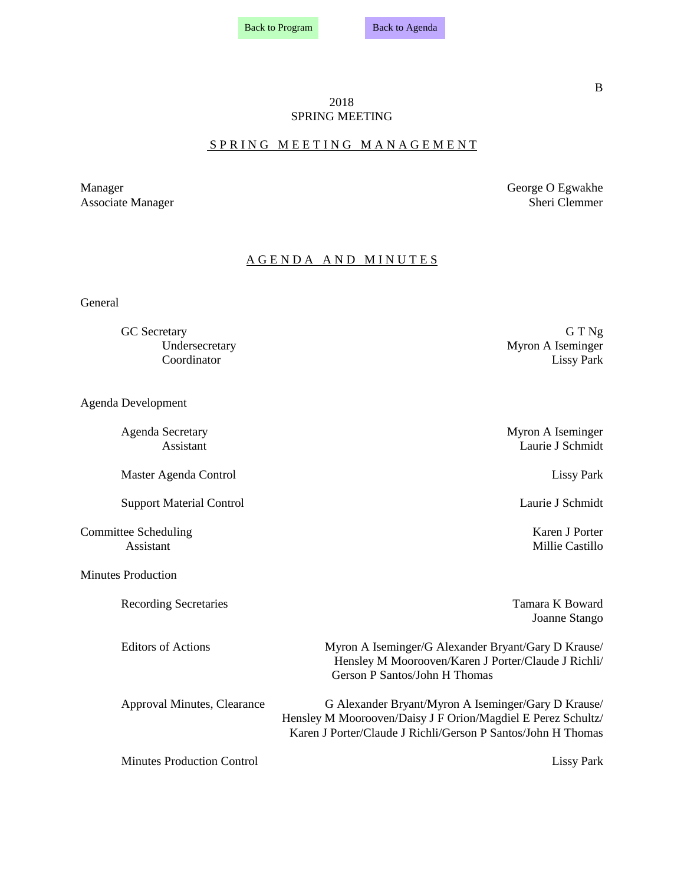Back to Program Back to Agenda

B

# 2018
# SPRING MEETING

## SPRING MEETING MANAGEMENT

| | |
|---|---|
| Manager | George O Egwakhe |
| Associate Manager | Sheri Clemmer |

## AGENDA AND MINUTES

### General

| | |
|---|---|
| GC Secretary | G T Ng |
| Undersecretary | Myron A Iseminger |
| Coordinator | Lissy Park |

### Agenda Development

| | |
|---|---|
| Agenda Secretary | Myron A Iseminger |
| Assistant | Laurie J Schmidt |
| Master Agenda Control | Lissy Park |
| Support Material Control | Laurie J Schmidt |

### Committee Scheduling

| | |
|---|---|
| Committee Scheduling | Karen J Porter |
| Assistant | Millie Castillo |

### Minutes Production

| | |
|---|---|
| Recording Secretaries | Tamara K Boward<br>Joanne Stango |
| Editors of Actions | Myron A Iseminger/G Alexander Bryant/Gary D Krause/Hensley M Moorooven/Karen J Porter/Claude J Richli/Gerson P Santos/John H Thomas |
| Approval Minutes, Clearance | G Alexander Bryant/Myron A Iseminger/Gary D Krause/Hensley M Moorooven/Daisy J F Orion/Magdiel E Perez Schultz/Karen J Porter/Claude J Richli/Gerson P Santos/John H Thomas |
| Minutes Production Control | Lissy Park |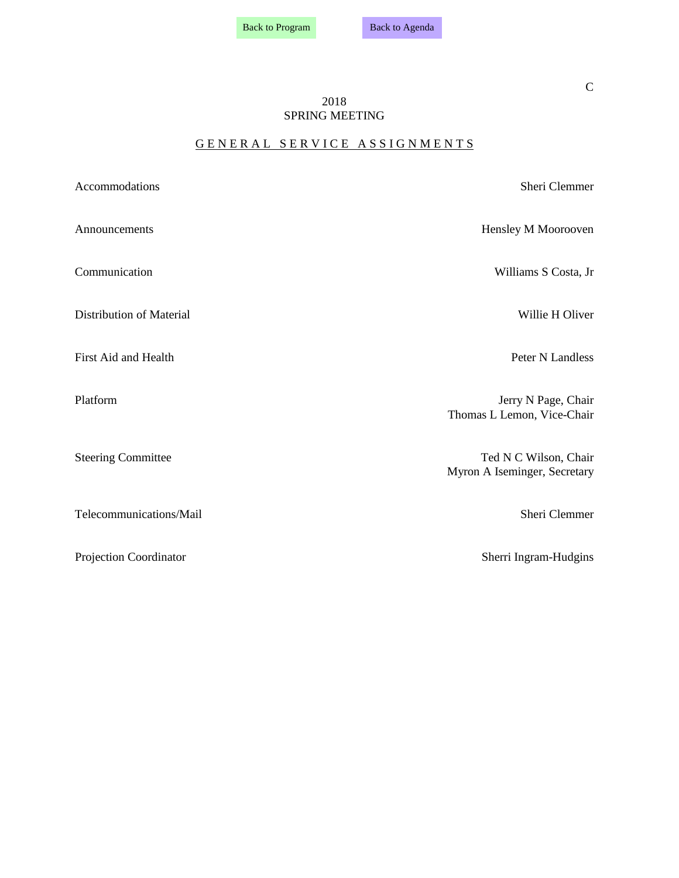Back to Program    Back to Agenda

C

2018
SPRING MEETING

## GENERAL SERVICE ASSIGNMENTS

| | |
|---|---|
| Accommodations | Sheri Clemmer |
| Announcements | Hensley M Moorooven |
| Communication | Williams S Costa, Jr |
| Distribution of Material | Willie H Oliver |
| First Aid and Health | Peter N Landless |
| Platform | Jerry N Page, Chair<br>Thomas L Lemon, Vice-Chair |
| Steering Committee | Ted N C Wilson, Chair<br>Myron A Iseminger, Secretary |
| Telecommunications/Mail | Sheri Clemmer |
| Projection Coordinator | Sherri Ingram-Hudgins |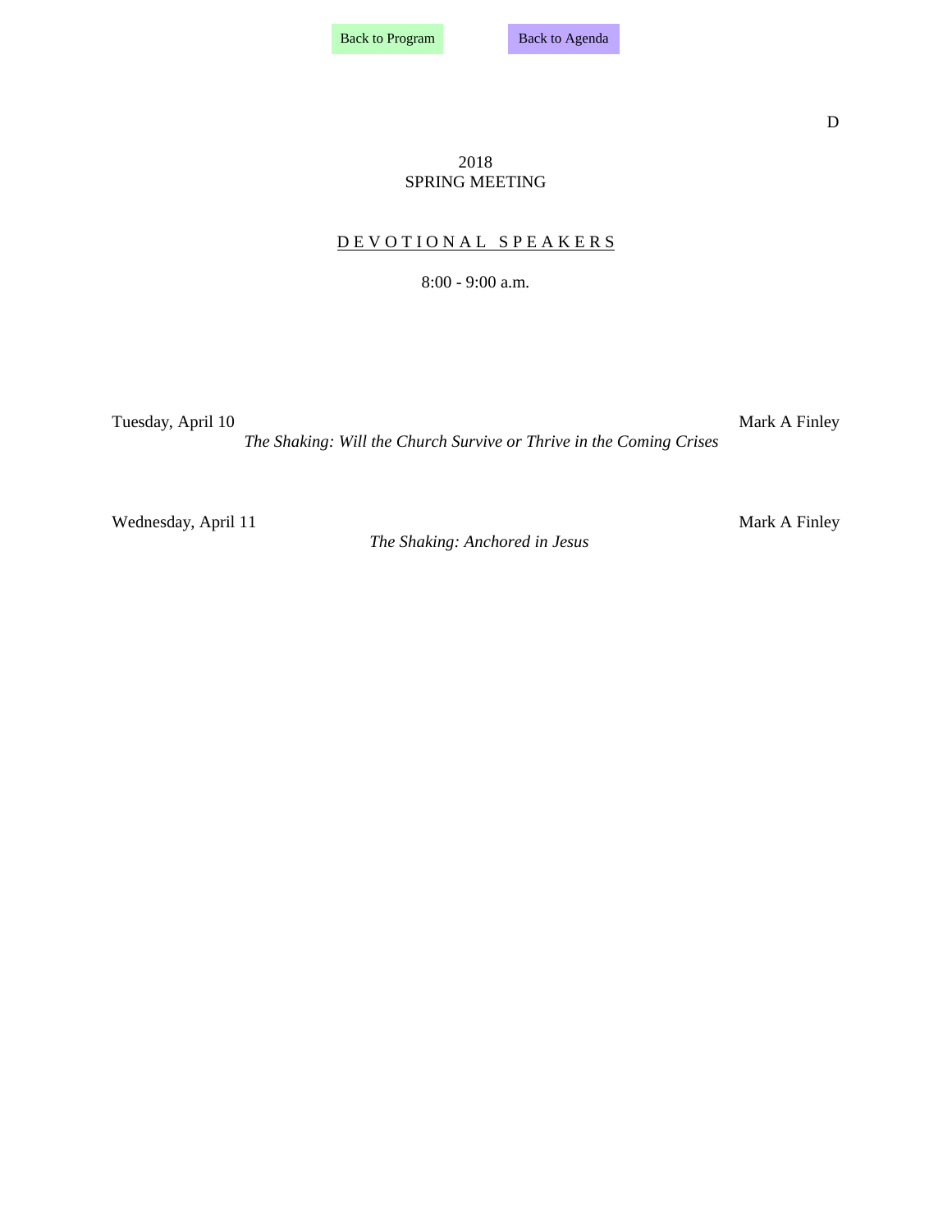Back to Program | Back to Agenda

D

# 2018 SPRING MEETING

## DEVOTIONAL SPEAKERS

8:00 - 9:00 a.m.

Tuesday, April 10 — Mark A Finley

*The Shaking: Will the Church Survive or Thrive in the Coming Crises*

Wednesday, April 11 — Mark A Finley

*The Shaking: Anchored in Jesus*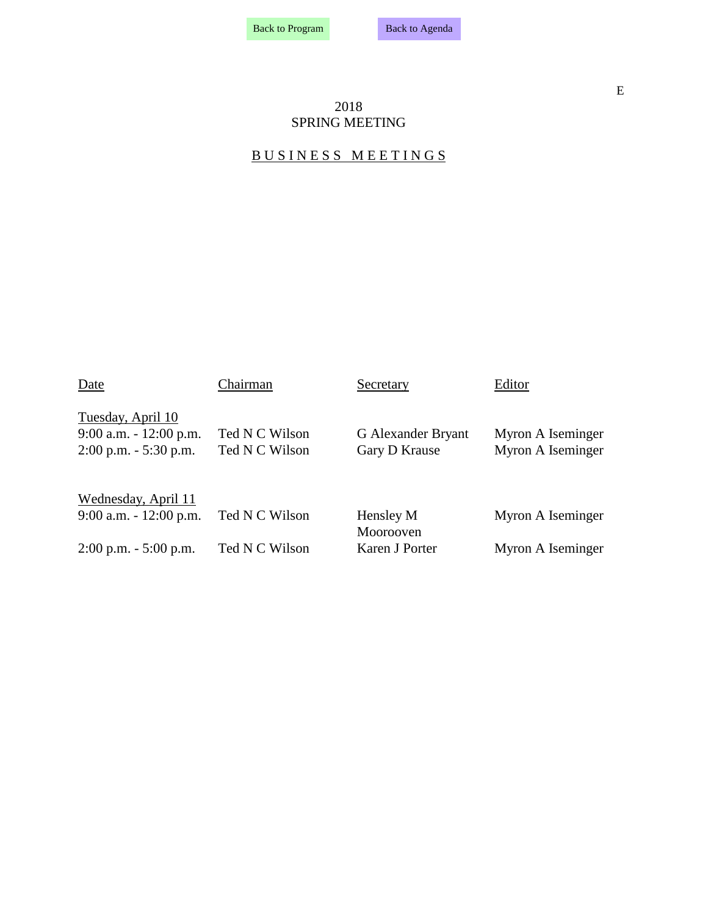Back to Program | Back to Agenda

E

# 2018
# SPRING MEETING

## B U S I N E S S   M E E T I N G S

| Date | Chairman | Secretary | Editor |
|---|---|---|---|
| Tuesday, April 10 | | | |
| 9:00 a.m. - 12:00 p.m. | Ted N C Wilson | G Alexander Bryant | Myron A Iseminger |
| 2:00 p.m. - 5:30 p.m. | Ted N C Wilson | Gary D Krause | Myron A Iseminger |
| Wednesday, April 11 | | | |
| 9:00 a.m. - 12:00 p.m. | Ted N C Wilson | Hensley M Moorooven | Myron A Iseminger |
| 2:00 p.m. - 5:00 p.m. | Ted N C Wilson | Karen J Porter | Myron A Iseminger |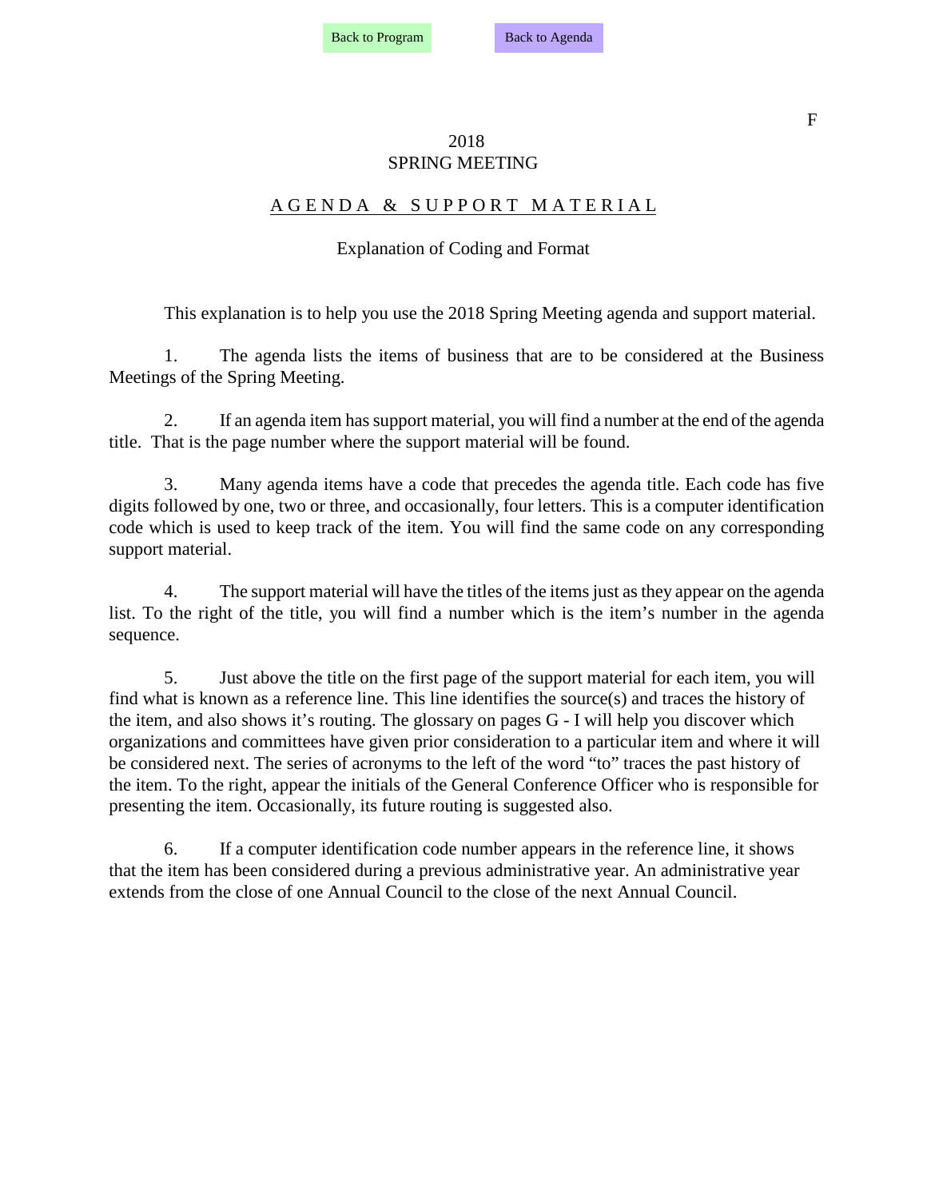F

2018
SPRING MEETING

# A G E N D A & S U P P O R T M A T E R I A L

## Explanation of Coding and Format

This explanation is to help you use the 2018 Spring Meeting agenda and support material.

1. The agenda lists the items of business that are to be considered at the Business Meetings of the Spring Meeting.

2. If an agenda item has support material, you will find a number at the end of the agenda title. That is the page number where the support material will be found.

3. Many agenda items have a code that precedes the agenda title. Each code has five digits followed by one, two or three, and occasionally, four letters. This is a computer identification code which is used to keep track of the item. You will find the same code on any corresponding support material.

4. The support material will have the titles of the items just as they appear on the agenda list. To the right of the title, you will find a number which is the item's number in the agenda sequence.

5. Just above the title on the first page of the support material for each item, you will find what is known as a reference line. This line identifies the source(s) and traces the history of the item, and also shows it's routing. The glossary on pages G - I will help you discover which organizations and committees have given prior consideration to a particular item and where it will be considered next. The series of acronyms to the left of the word "to" traces the past history of the item. To the right, appear the initials of the General Conference Officer who is responsible for presenting the item. Occasionally, its future routing is suggested also.

6. If a computer identification code number appears in the reference line, it shows that the item has been considered during a previous administrative year. An administrative year extends from the close of one Annual Council to the close of the next Annual Council.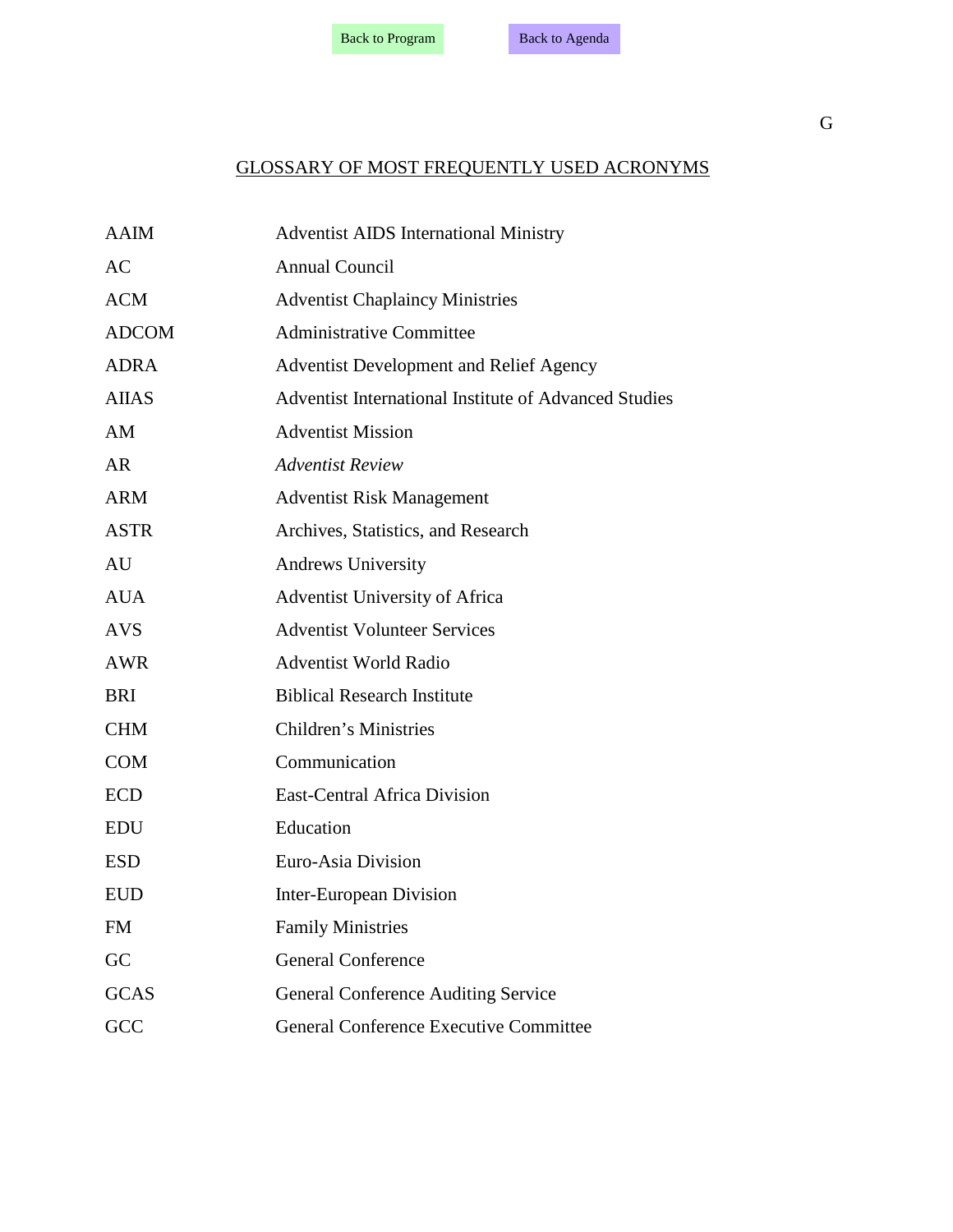Back to Program Back to Agenda

G

# GLOSSARY OF MOST FREQUENTLY USED ACRONYMS

| | |
|---|---|
| AAIM | Adventist AIDS International Ministry |
| AC | Annual Council |
| ACM | Adventist Chaplaincy Ministries |
| ADCOM | Administrative Committee |
| ADRA | Adventist Development and Relief Agency |
| AIIAS | Adventist International Institute of Advanced Studies |
| AM | Adventist Mission |
| AR | *Adventist Review* |
| ARM | Adventist Risk Management |
| ASTR | Archives, Statistics, and Research |
| AU | Andrews University |
| AUA | Adventist University of Africa |
| AVS | Adventist Volunteer Services |
| AWR | Adventist World Radio |
| BRI | Biblical Research Institute |
| CHM | Children's Ministries |
| COM | Communication |
| ECD | East-Central Africa Division |
| EDU | Education |
| ESD | Euro-Asia Division |
| EUD | Inter-European Division |
| FM | Family Ministries |
| GC | General Conference |
| GCAS | General Conference Auditing Service |
| GCC | General Conference Executive Committee |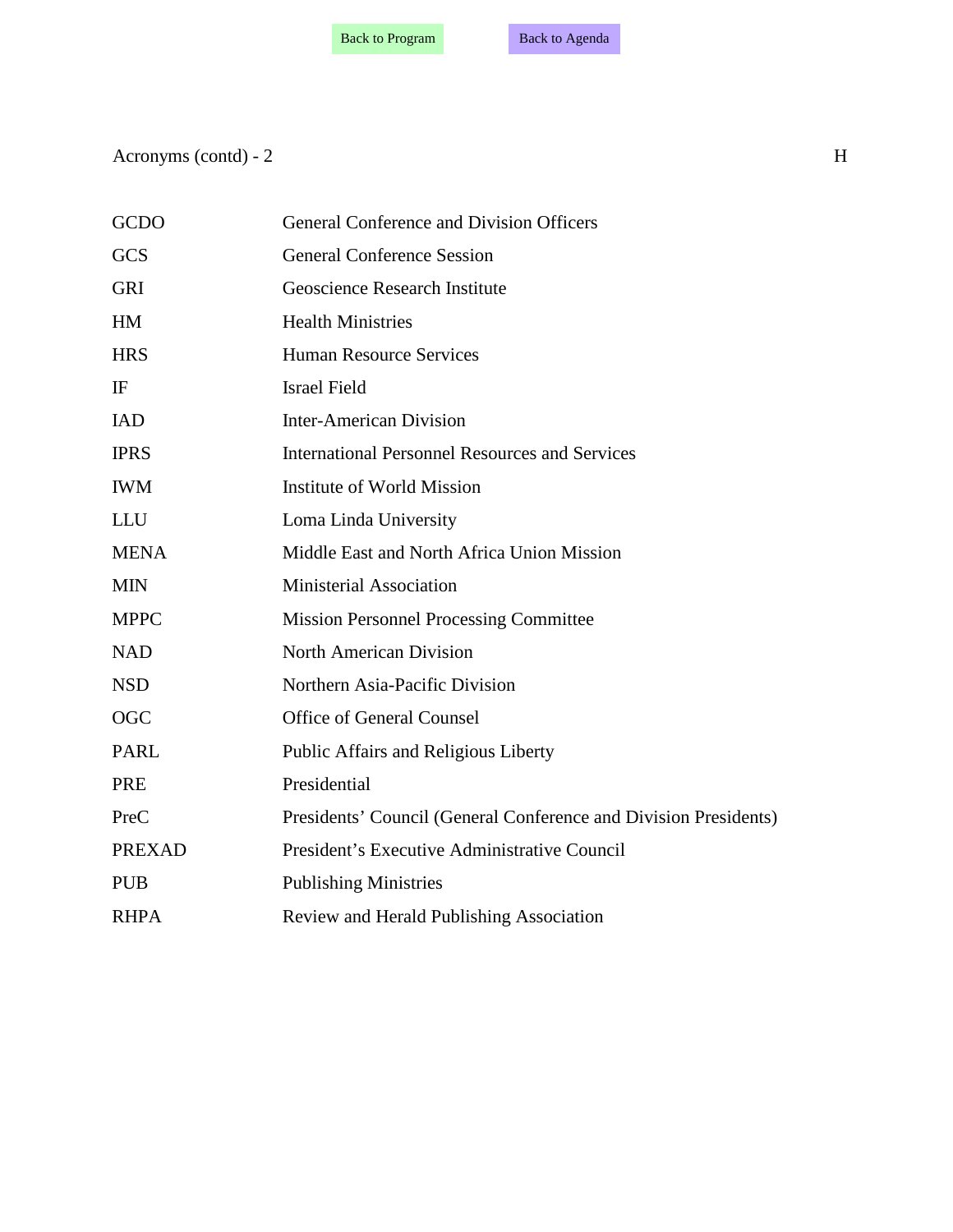Back to Program Back to Agenda

Acronyms (contd) - 2

H

| | |
|---|---|
| GCDO | General Conference and Division Officers |
| GCS | General Conference Session |
| GRI | Geoscience Research Institute |
| HM | Health Ministries |
| HRS | Human Resource Services |
| IF | Israel Field |
| IAD | Inter-American Division |
| IPRS | International Personnel Resources and Services |
| IWM | Institute of World Mission |
| LLU | Loma Linda University |
| MENA | Middle East and North Africa Union Mission |
| MIN | Ministerial Association |
| MPPC | Mission Personnel Processing Committee |
| NAD | North American Division |
| NSD | Northern Asia-Pacific Division |
| OGC | Office of General Counsel |
| PARL | Public Affairs and Religious Liberty |
| PRE | Presidential |
| PreC | Presidents' Council (General Conference and Division Presidents) |
| PREXAD | President's Executive Administrative Council |
| PUB | Publishing Ministries |
| RHPA | Review and Herald Publishing Association |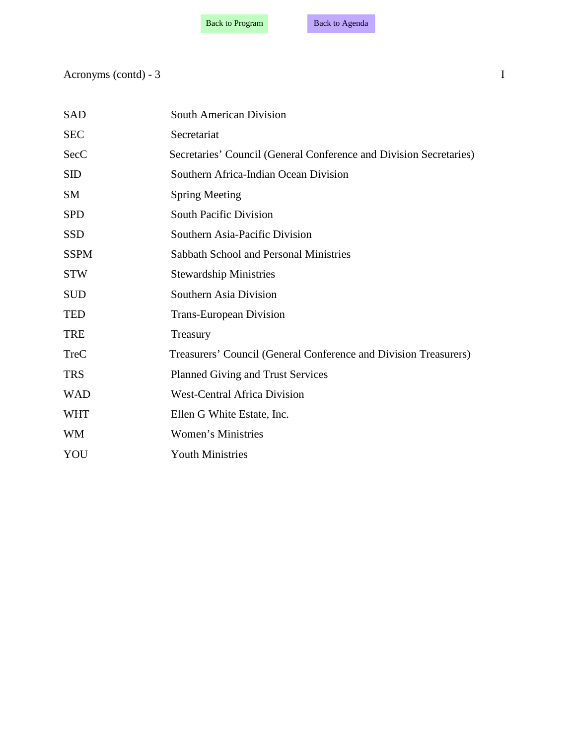Back to Program    Back to Agenda

Acronyms (contd) - 3    I

| | |
|---|---|
| SAD | South American Division |
| SEC | Secretariat |
| SecC | Secretaries' Council (General Conference and Division Secretaries) |
| SID | Southern Africa-Indian Ocean Division |
| SM | Spring Meeting |
| SPD | South Pacific Division |
| SSD | Southern Asia-Pacific Division |
| SSPM | Sabbath School and Personal Ministries |
| STW | Stewardship Ministries |
| SUD | Southern Asia Division |
| TED | Trans-European Division |
| TRE | Treasury |
| TreC | Treasurers' Council (General Conference and Division Treasurers) |
| TRS | Planned Giving and Trust Services |
| WAD | West-Central Africa Division |
| WHT | Ellen G White Estate, Inc. |
| WM | Women's Ministries |
| YOU | Youth Ministries |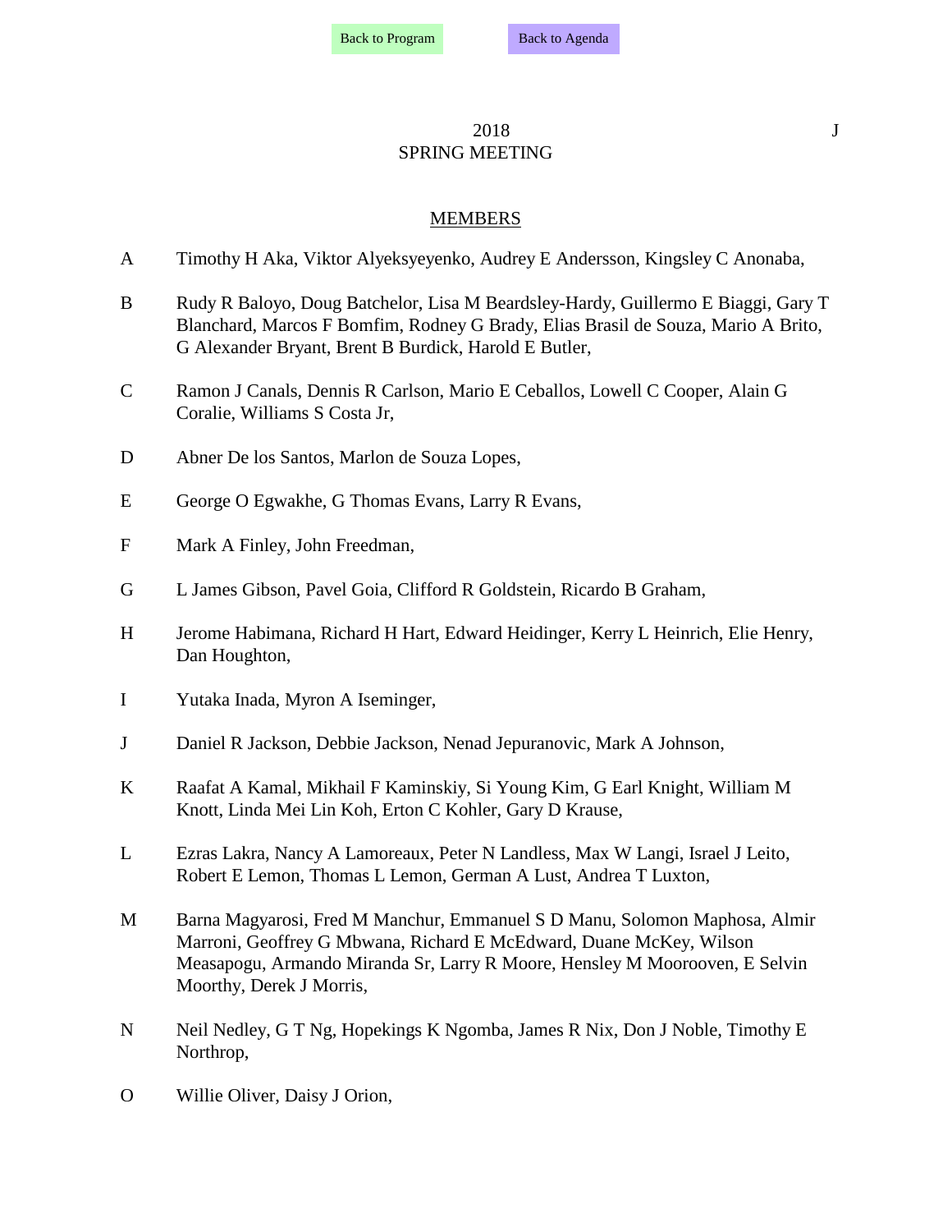Back to Program Back to Agenda

2018
SPRING MEETING

J

MEMBERS

A Timothy H Aka, Viktor Alyeksyeyenko, Audrey E Andersson, Kingsley C Anonaba,

B Rudy R Baloyo, Doug Batchelor, Lisa M Beardsley-Hardy, Guillermo E Biaggi, Gary T Blanchard, Marcos F Bomfim, Rodney G Brady, Elias Brasil de Souza, Mario A Brito, G Alexander Bryant, Brent B Burdick, Harold E Butler,

C Ramon J Canals, Dennis R Carlson, Mario E Ceballos, Lowell C Cooper, Alain G Coralie, Williams S Costa Jr,

D Abner De los Santos, Marlon de Souza Lopes,

E George O Egwakhe, G Thomas Evans, Larry R Evans,

F Mark A Finley, John Freedman,

G L James Gibson, Pavel Goia, Clifford R Goldstein, Ricardo B Graham,

H Jerome Habimana, Richard H Hart, Edward Heidinger, Kerry L Heinrich, Elie Henry, Dan Houghton,

I Yutaka Inada, Myron A Iseminger,

J Daniel R Jackson, Debbie Jackson, Nenad Jepuranovic, Mark A Johnson,

K Raafat A Kamal, Mikhail F Kaminskiy, Si Young Kim, G Earl Knight, William M Knott, Linda Mei Lin Koh, Erton C Kohler, Gary D Krause,

L Ezras Lakra, Nancy A Lamoreaux, Peter N Landless, Max W Langi, Israel J Leito, Robert E Lemon, Thomas L Lemon, German A Lust, Andrea T Luxton,

M Barna Magyarosi, Fred M Manchur, Emmanuel S D Manu, Solomon Maphosa, Almir Marroni, Geoffrey G Mbwana, Richard E McEdward, Duane McKey, Wilson Measapogu, Armando Miranda Sr, Larry R Moore, Hensley M Moorooven, E Selvin Moorthy, Derek J Morris,

N Neil Nedley, G T Ng, Hopekings K Ngomba, James R Nix, Don J Noble, Timothy E Northrop,

O Willie Oliver, Daisy J Orion,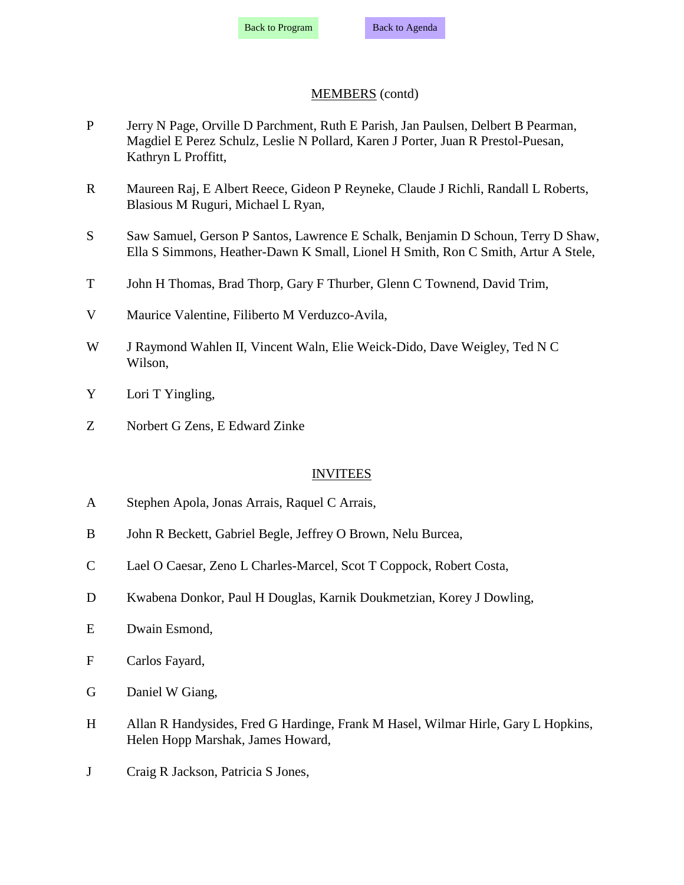Back to Program Back to Agenda

## <u>MEMBERS</u> (contd)

P Jerry N Page, Orville D Parchment, Ruth E Parish, Jan Paulsen, Delbert B Pearman, Magdiel E Perez Schulz, Leslie N Pollard, Karen J Porter, Juan R Prestol-Puesan, Kathryn L Proffitt,

R Maureen Raj, E Albert Reece, Gideon P Reyneke, Claude J Richli, Randall L Roberts, Blasious M Ruguri, Michael L Ryan,

S Saw Samuel, Gerson P Santos, Lawrence E Schalk, Benjamin D Schoun, Terry D Shaw, Ella S Simmons, Heather-Dawn K Small, Lionel H Smith, Ron C Smith, Artur A Stele,

T John H Thomas, Brad Thorp, Gary F Thurber, Glenn C Townend, David Trim,

V Maurice Valentine, Filiberto M Verduzco-Avila,

W J Raymond Wahlen II, Vincent Waln, Elie Weick-Dido, Dave Weigley, Ted N C Wilson,

Y Lori T Yingling,

Z Norbert G Zens, E Edward Zinke

## <u>INVITEES</u>

A Stephen Apola, Jonas Arrais, Raquel C Arrais,

B John R Beckett, Gabriel Begle, Jeffrey O Brown, Nelu Burcea,

C Lael O Caesar, Zeno L Charles-Marcel, Scot T Coppock, Robert Costa,

D Kwabena Donkor, Paul H Douglas, Karnik Doukmetzian, Korey J Dowling,

E Dwain Esmond,

F Carlos Fayard,

G Daniel W Giang,

H Allan R Handysides, Fred G Hardinge, Frank M Hasel, Wilmar Hirle, Gary L Hopkins, Helen Hopp Marshak, James Howard,

J Craig R Jackson, Patricia S Jones,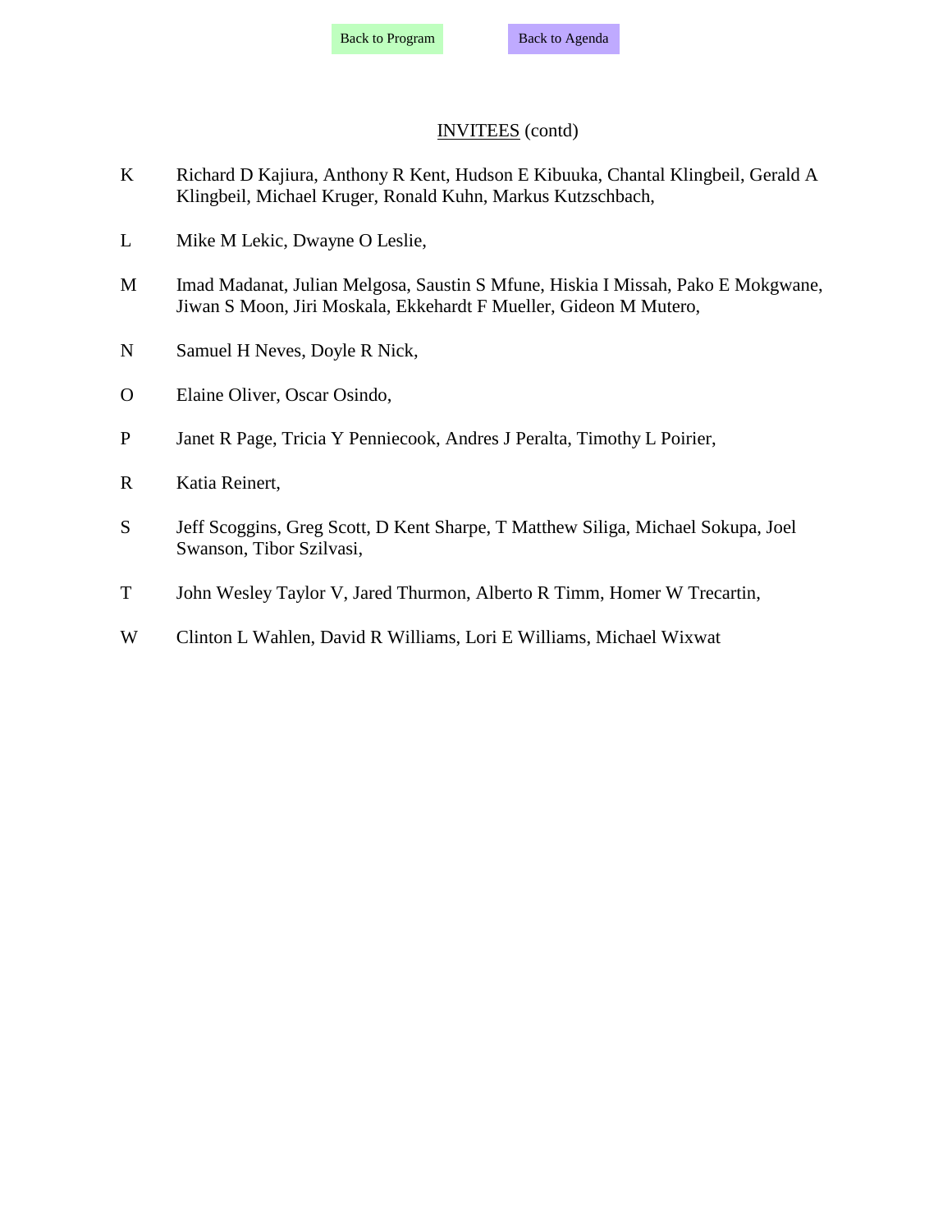Back to Program Back to Agenda

<u>INVITEES</u> (contd)

K Richard D Kajiura, Anthony R Kent, Hudson E Kibuuka, Chantal Klingbeil, Gerald A Klingbeil, Michael Kruger, Ronald Kuhn, Markus Kutzschbach,

L Mike M Lekic, Dwayne O Leslie,

M Imad Madanat, Julian Melgosa, Saustin S Mfune, Hiskia I Missah, Pako E Mokgwane, Jiwan S Moon, Jiri Moskala, Ekkehardt F Mueller, Gideon M Mutero,

N Samuel H Neves, Doyle R Nick,

O Elaine Oliver, Oscar Osindo,

P Janet R Page, Tricia Y Penniecook, Andres J Peralta, Timothy L Poirier,

R Katia Reinert,

S Jeff Scoggins, Greg Scott, D Kent Sharpe, T Matthew Siliga, Michael Sokupa, Joel Swanson, Tibor Szilvasi,

T John Wesley Taylor V, Jared Thurmon, Alberto R Timm, Homer W Trecartin,

W Clinton L Wahlen, David R Williams, Lori E Williams, Michael Wixwat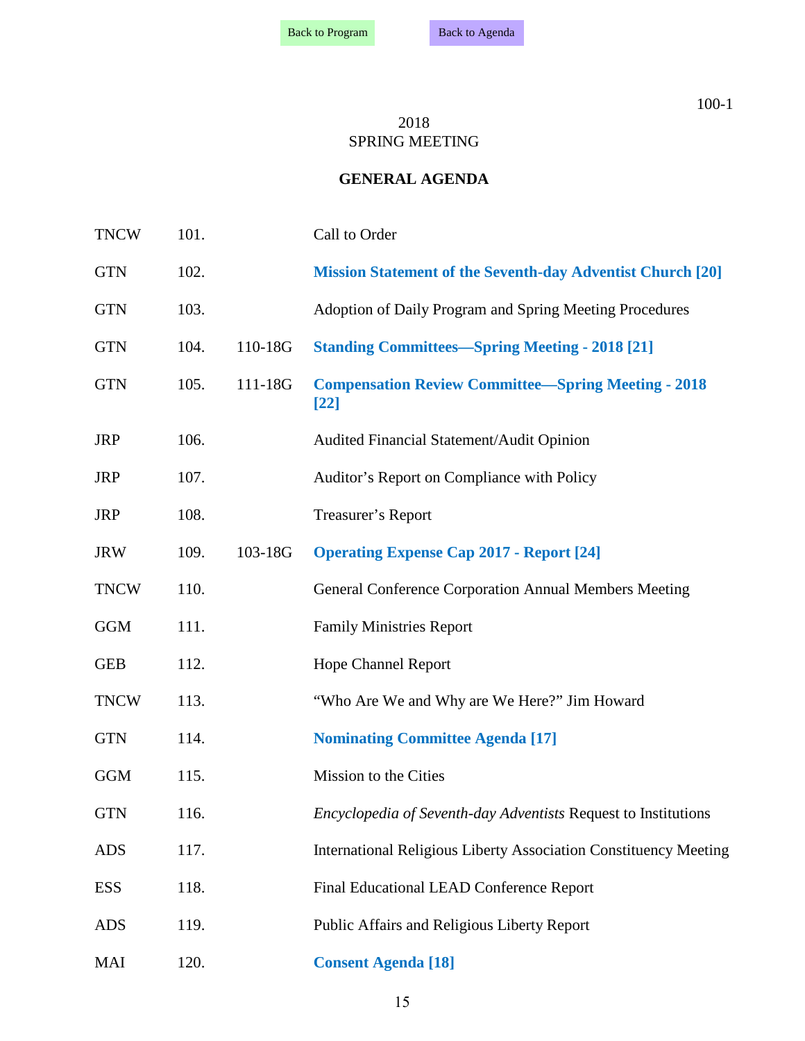Back to Program Back to Agenda

100-1

2018
SPRING MEETING

## GENERAL AGENDA

| | | | |
|---|---|---|---|
| TNCW | 101. | | Call to Order |
| GTN | 102. | | **Mission Statement of the Seventh-day Adventist Church [20]** |
| GTN | 103. | | Adoption of Daily Program and Spring Meeting Procedures |
| GTN | 104. | 110-18G | **Standing Committees—Spring Meeting - 2018 [21]** |
| GTN | 105. | 111-18G | **Compensation Review Committee—Spring Meeting - 2018 [22]** |
| JRP | 106. | | Audited Financial Statement/Audit Opinion |
| JRP | 107. | | Auditor's Report on Compliance with Policy |
| JRP | 108. | | Treasurer's Report |
| JRW | 109. | 103-18G | **Operating Expense Cap 2017 - Report [24]** |
| TNCW | 110. | | General Conference Corporation Annual Members Meeting |
| GGM | 111. | | Family Ministries Report |
| GEB | 112. | | Hope Channel Report |
| TNCW | 113. | | "Who Are We and Why are We Here?" Jim Howard |
| GTN | 114. | | **Nominating Committee Agenda [17]** |
| GGM | 115. | | Mission to the Cities |
| GTN | 116. | | *Encyclopedia of Seventh-day Adventists* Request to Institutions |
| ADS | 117. | | International Religious Liberty Association Constituency Meeting |
| ESS | 118. | | Final Educational LEAD Conference Report |
| ADS | 119. | | Public Affairs and Religious Liberty Report |
| MAI | 120. | | **Consent Agenda [18]** |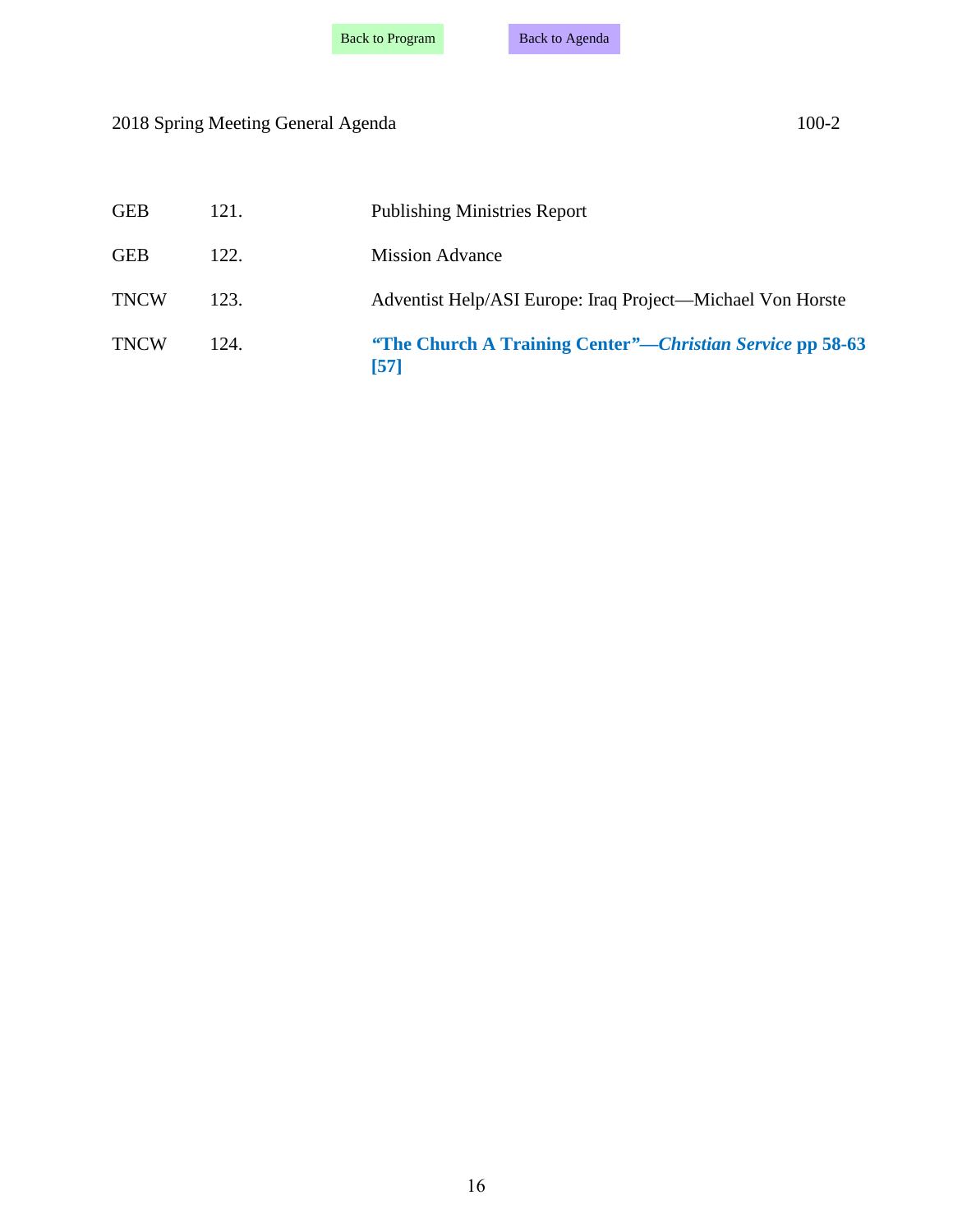Back to Program Back to Agenda

| | | |
|---|---|---|
| GEB | 121. | Publishing Ministries Report |
| GEB | 122. | Mission Advance |
| TNCW | 123. | Adventist Help/ASI Europe: Iraq Project—Michael Von Horste |
| TNCW | 124. | **"The Church A Training Center"—*Christian Service* pp 58-63 [57]** |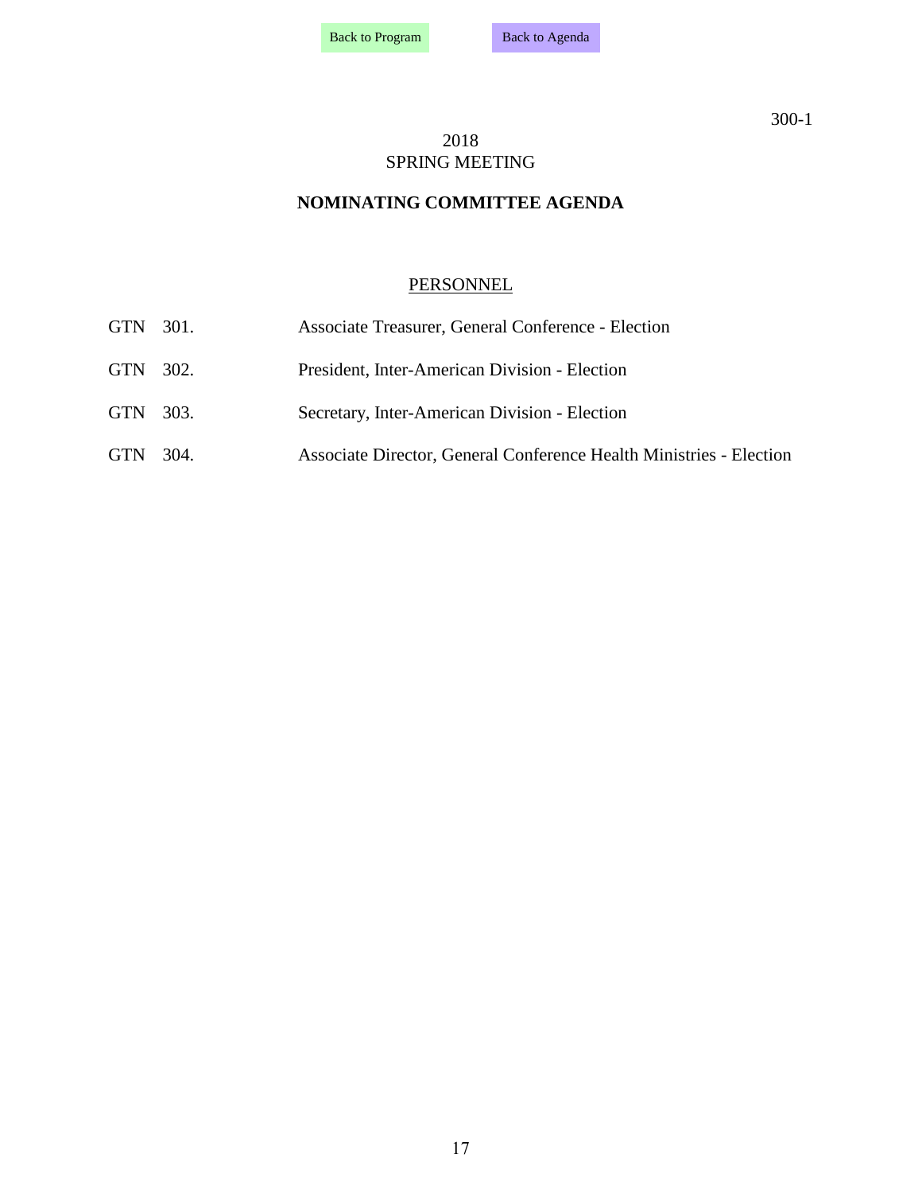Back to Program    Back to Agenda

300-1

2018
SPRING MEETING

## NOMINATING COMMITTEE AGENDA

PERSONNEL

GTN 301. Associate Treasurer, General Conference - Election

GTN 302. President, Inter-American Division - Election

GTN 303. Secretary, Inter-American Division - Election

GTN 304. Associate Director, General Conference Health Ministries - Election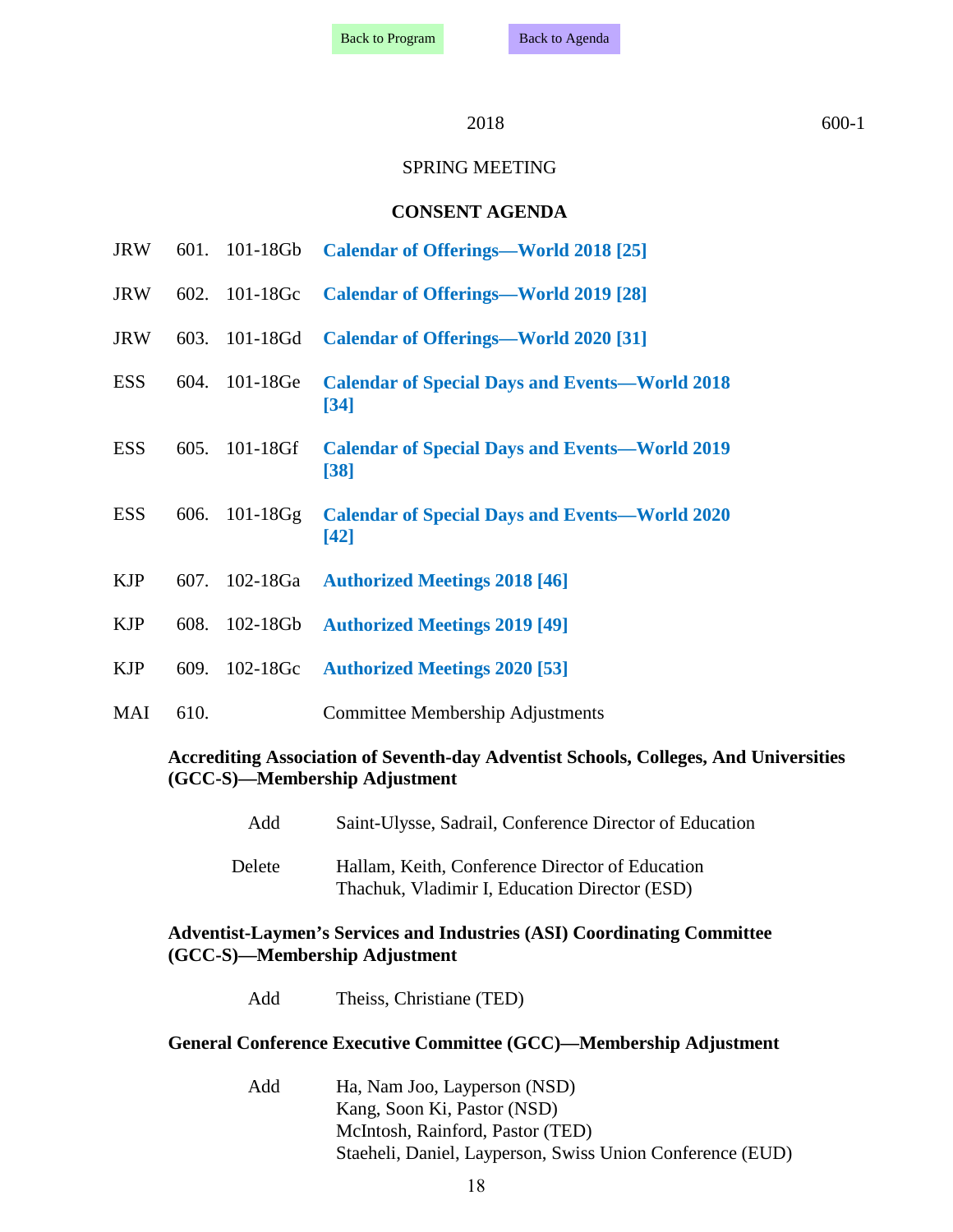Back to Program Back to Agenda

2018 600-1

SPRING MEETING

## CONSENT AGENDA

| | | | |
|---|---|---|---|
| JRW | 601. | 101-18Gb | **Calendar of Offerings—World 2018 [25]** |
| JRW | 602. | 101-18Gc | **Calendar of Offerings—World 2019 [28]** |
| JRW | 603. | 101-18Gd | **Calendar of Offerings—World 2020 [31]** |
| ESS | 604. | 101-18Ge | **Calendar of Special Days and Events—World 2018 [34]** |
| ESS | 605. | 101-18Gf | **Calendar of Special Days and Events—World 2019 [38]** |
| ESS | 606. | 101-18Gg | **Calendar of Special Days and Events—World 2020 [42]** |
| KJP | 607. | 102-18Ga | **Authorized Meetings 2018 [46]** |
| KJP | 608. | 102-18Gb | **Authorized Meetings 2019 [49]** |
| KJP | 609. | 102-18Gc | **Authorized Meetings 2020 [53]** |
| MAI | 610. | | Committee Membership Adjustments |

**Accrediting Association of Seventh-day Adventist Schools, Colleges, And Universities (GCC-S)—Membership Adjustment**

Add — Saint-Ulysse, Sadrail, Conference Director of Education

Delete — Hallam, Keith, Conference Director of Education
Thachuk, Vladimir I, Education Director (ESD)

**Adventist-Laymen's Services and Industries (ASI) Coordinating Committee (GCC-S)—Membership Adjustment**

Add — Theiss, Christiane (TED)

**General Conference Executive Committee (GCC)—Membership Adjustment**

Add — Ha, Nam Joo, Layperson (NSD)
Kang, Soon Ki, Pastor (NSD)
McIntosh, Rainford, Pastor (TED)
Staeheli, Daniel, Layperson, Swiss Union Conference (EUD)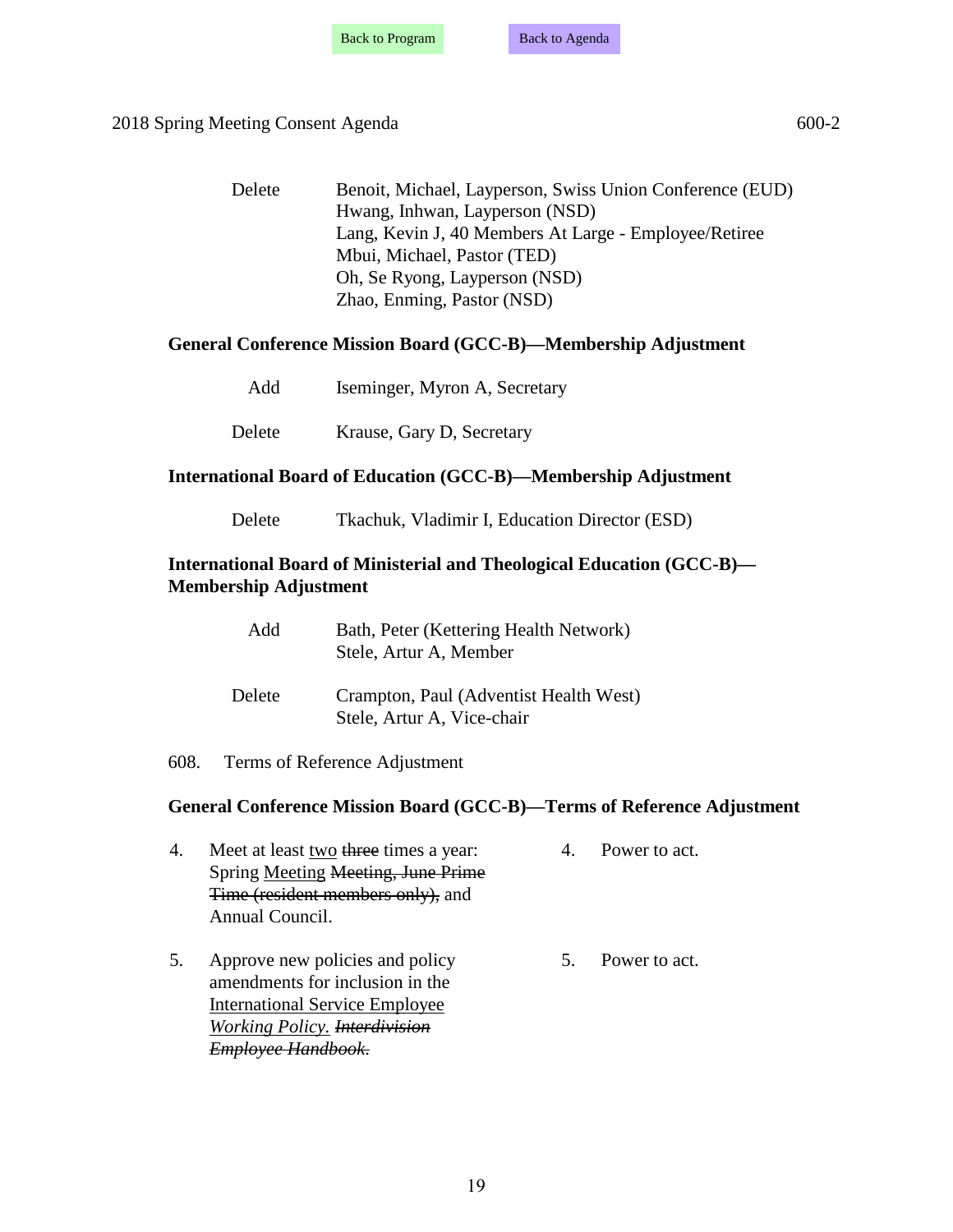| | |
|---|---|
| Delete | Benoit, Michael, Layperson, Swiss Union Conference (EUD)<br>Hwang, Inhwan, Layperson (NSD)<br>Lang, Kevin J, 40 Members At Large - Employee/Retiree<br>Mbui, Michael, Pastor (TED)<br>Oh, Se Ryong, Layperson (NSD)<br>Zhao, Enming, Pastor (NSD) |

**General Conference Mission Board (GCC-B)—Membership Adjustment**

| | |
|---|---|
| Add | Iseminger, Myron A, Secretary |
| Delete | Krause, Gary D, Secretary |

**International Board of Education (GCC-B)—Membership Adjustment**

| | |
|---|---|
| Delete | Tkachuk, Vladimir I, Education Director (ESD) |

**International Board of Ministerial and Theological Education (GCC-B)—Membership Adjustment**

| | |
|---|---|
| Add | Bath, Peter (Kettering Health Network)<br>Stele, Artur A, Member |
| Delete | Crampton, Paul (Adventist Health West)<br>Stele, Artur A, Vice-chair |

608. Terms of Reference Adjustment

**General Conference Mission Board (GCC-B)—Terms of Reference Adjustment**

| | |
|---|---|
| 4. Meet at least <u>two</u> ~~three~~ times a year: Spring <u>Meeting</u> ~~Meeting, June Prime Time (resident members only),~~ and Annual Council. | 4. Power to act. |
| 5. Approve new policies and policy amendments for inclusion in the <u>International Service Employee *Working Policy.*</u> ~~*Interdivision Employee Handbook.*~~ | 5. Power to act. |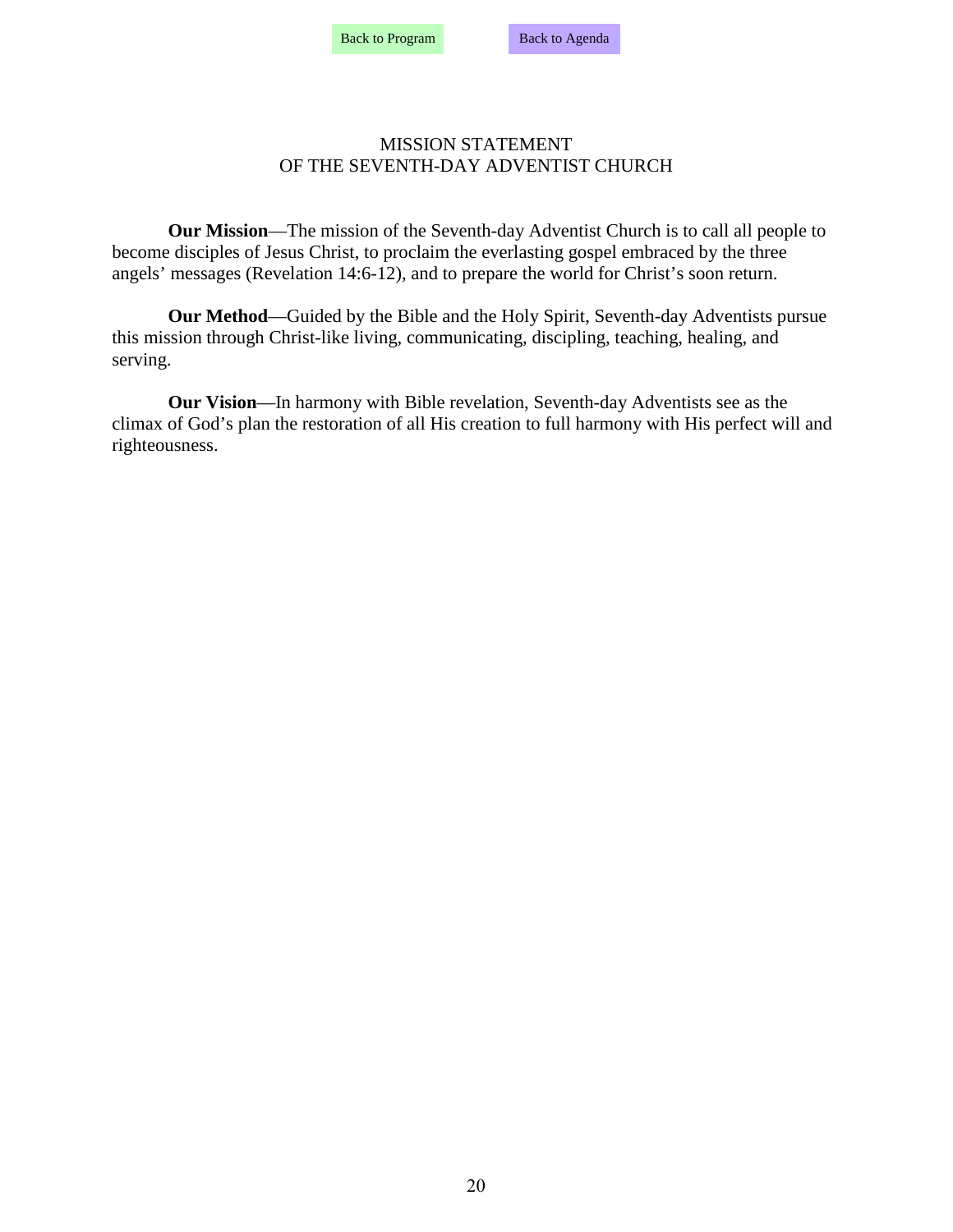Back to Program    Back to Agenda

# MISSION STATEMENT
# OF THE SEVENTH-DAY ADVENTIST CHURCH

**Our Mission**—The mission of the Seventh-day Adventist Church is to call all people to become disciples of Jesus Christ, to proclaim the everlasting gospel embraced by the three angels' messages (Revelation 14:6-12), and to prepare the world for Christ's soon return.

**Our Method**—Guided by the Bible and the Holy Spirit, Seventh-day Adventists pursue this mission through Christ-like living, communicating, discipling, teaching, healing, and serving.

**Our Vision**—In harmony with Bible revelation, Seventh-day Adventists see as the climax of God's plan the restoration of all His creation to full harmony with His perfect will and righteousness.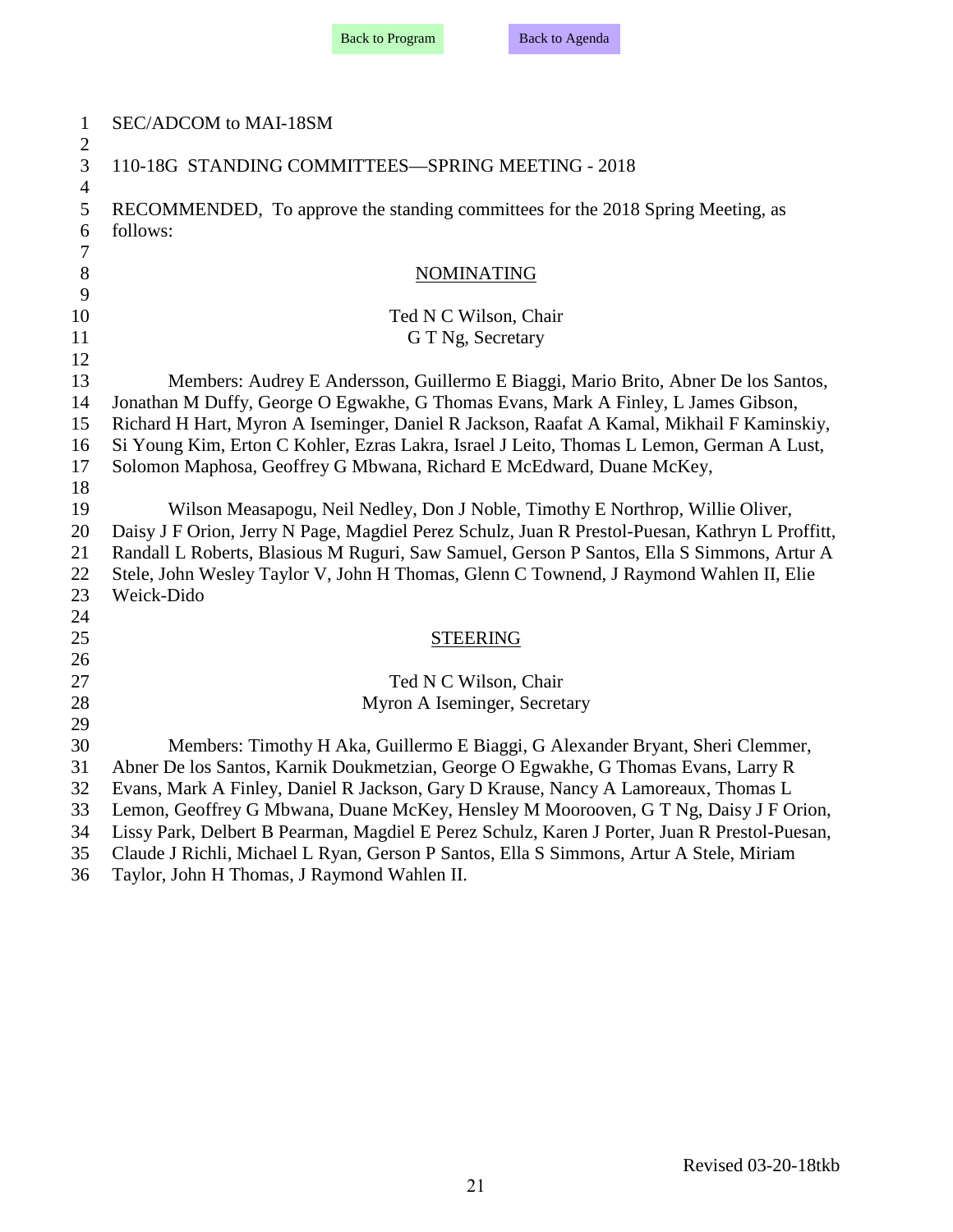SEC/ADCOM to MAI-18SM

110-18G STANDING COMMITTEES—SPRING MEETING - 2018

RECOMMENDED, To approve the standing committees for the 2018 Spring Meeting, as follows:

NOMINATING

Ted N C Wilson, Chair
G T Ng, Secretary

Members: Audrey E Andersson, Guillermo E Biaggi, Mario Brito, Abner De los Santos, Jonathan M Duffy, George O Egwakhe, G Thomas Evans, Mark A Finley, L James Gibson, Richard H Hart, Myron A Iseminger, Daniel R Jackson, Raafat A Kamal, Mikhail F Kaminskiy, Si Young Kim, Erton C Kohler, Ezras Lakra, Israel J Leito, Thomas L Lemon, German A Lust, Solomon Maphosa, Geoffrey G Mbwana, Richard E McEdward, Duane McKey,

Wilson Measapogu, Neil Nedley, Don J Noble, Timothy E Northrop, Willie Oliver, Daisy J F Orion, Jerry N Page, Magdiel Perez Schulz, Juan R Prestol-Puesan, Kathryn L Proffitt, Randall L Roberts, Blasious M Ruguri, Saw Samuel, Gerson P Santos, Ella S Simmons, Artur A Stele, John Wesley Taylor V, John H Thomas, Glenn C Townend, J Raymond Wahlen II, Elie Weick-Dido

STEERING

Ted N C Wilson, Chair
Myron A Iseminger, Secretary

Members: Timothy H Aka, Guillermo E Biaggi, G Alexander Bryant, Sheri Clemmer, Abner De los Santos, Karnik Doukmetzian, George O Egwakhe, G Thomas Evans, Larry R Evans, Mark A Finley, Daniel R Jackson, Gary D Krause, Nancy A Lamoreaux, Thomas L Lemon, Geoffrey G Mbwana, Duane McKey, Hensley M Moorooven, G T Ng, Daisy J F Orion, Lissy Park, Delbert B Pearman, Magdiel E Perez Schulz, Karen J Porter, Juan R Prestol-Puesan, Claude J Richli, Michael L Ryan, Gerson P Santos, Ella S Simmons, Artur A Stele, Miriam Taylor, John H Thomas, J Raymond Wahlen II.

Revised 03-20-18tkb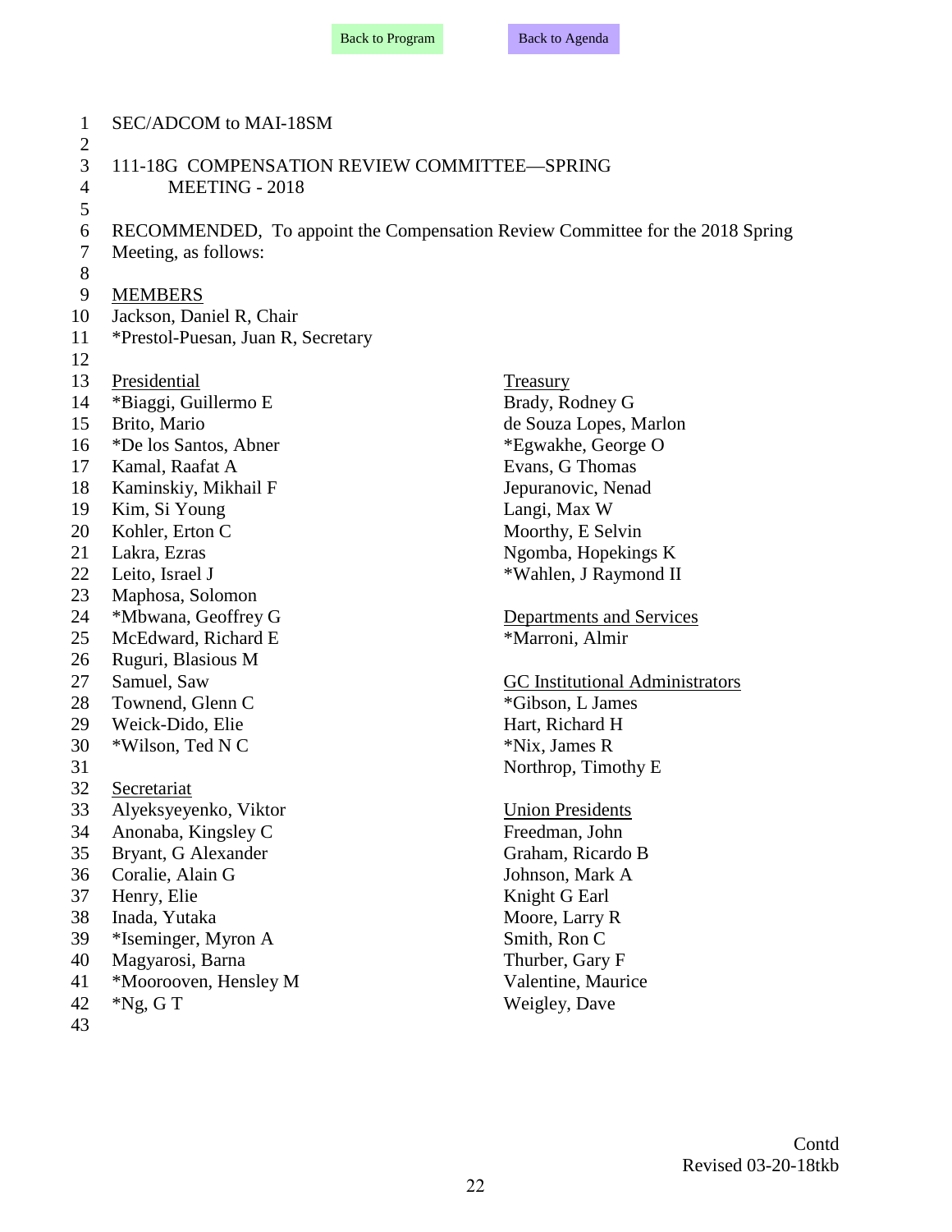SEC/ADCOM to MAI-18SM

## 111-18G COMPENSATION REVIEW COMMITTEE—SPRING MEETING - 2018

RECOMMENDED, To appoint the Compensation Review Committee for the 2018 Spring Meeting, as follows:

MEMBERS

Jackson, Daniel R, Chair
*Prestol-Puesan, Juan R, Secretary

Presidential

*Biaggi, Guillermo E
Brito, Mario
*De los Santos, Abner
Kamal, Raafat A
Kaminskiy, Mikhail F
Kim, Si Young
Kohler, Erton C
Lakra, Ezras
Leito, Israel J
Maphosa, Solomon
*Mbwana, Geoffrey G
McEdward, Richard E
Ruguri, Blasious M
Samuel, Saw
Townend, Glenn C
Weick-Dido, Elie
*Wilson, Ted N C

Secretariat

Alyeksyeyenko, Viktor
Anonaba, Kingsley C
Bryant, G Alexander
Coralie, Alain G
Henry, Elie
Inada, Yutaka
*Iseminger, Myron A
Magyarosi, Barna
*Moorooven, Hensley M
*Ng, G T

Treasury

Brady, Rodney G
de Souza Lopes, Marlon
*Egwakhe, George O
Evans, G Thomas
Jepuranovic, Nenad
Langi, Max W
Moorthy, E Selvin
Ngomba, Hopekings K
*Wahlen, J Raymond II

Departments and Services

*Marroni, Almir

GC Institutional Administrators

*Gibson, L James
Hart, Richard H
*Nix, James R
Northrop, Timothy E

Union Presidents

Freedman, John
Graham, Ricardo B
Johnson, Mark A
Knight G Earl
Moore, Larry R
Smith, Ron C
Thurber, Gary F
Valentine, Maurice
Weigley, Dave

Contd
Revised 03-20-18tkb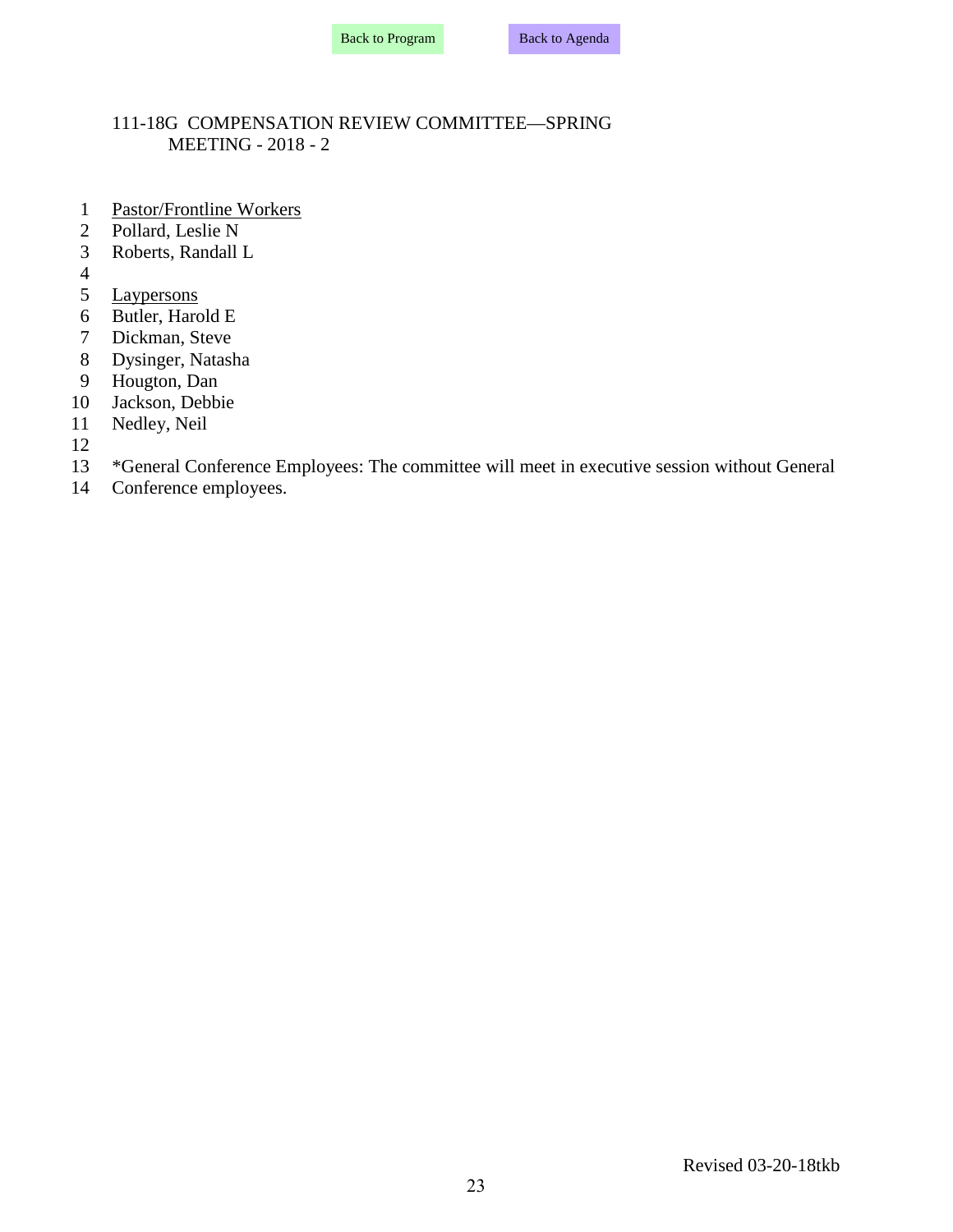Back to Program    Back to Agenda

## 111-18G COMPENSATION REVIEW COMMITTEE—SPRING MEETING - 2018 - 2

<u>Pastor/Frontline Workers</u>
Pollard, Leslie N
Roberts, Randall L

<u>Laypersons</u>
Butler, Harold E
Dickman, Steve
Dysinger, Natasha
Hougton, Dan
Jackson, Debbie
Nedley, Neil

*General Conference Employees: The committee will meet in executive session without General Conference employees.

Revised 03-20-18tkb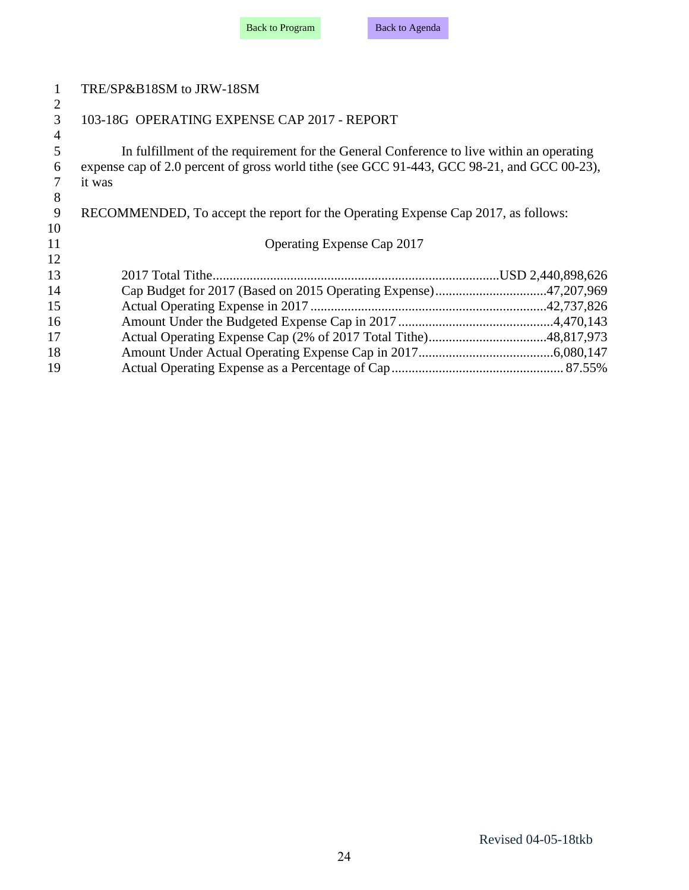TRE/SP&B18SM to JRW-18SM

## 103-18G OPERATING EXPENSE CAP 2017 - REPORT

In fulfillment of the requirement for the General Conference to live within an operating expense cap of 2.0 percent of gross world tithe (see GCC 91-443, GCC 98-21, and GCC 00-23), it was

RECOMMENDED, To accept the report for the Operating Expense Cap 2017, as follows:

### Operating Expense Cap 2017

| | |
|---|---|
| 2017 Total Tithe | USD 2,440,898,626 |
| Cap Budget for 2017 (Based on 2015 Operating Expense) | 47,207,969 |
| Actual Operating Expense in 2017 | 42,737,826 |
| Amount Under the Budgeted Expense Cap in 2017 | 4,470,143 |
| Actual Operating Expense Cap (2% of 2017 Total Tithe) | 48,817,973 |
| Amount Under Actual Operating Expense Cap in 2017 | 6,080,147 |
| Actual Operating Expense as a Percentage of Cap | 87.55% |

Revised 04-05-18tkb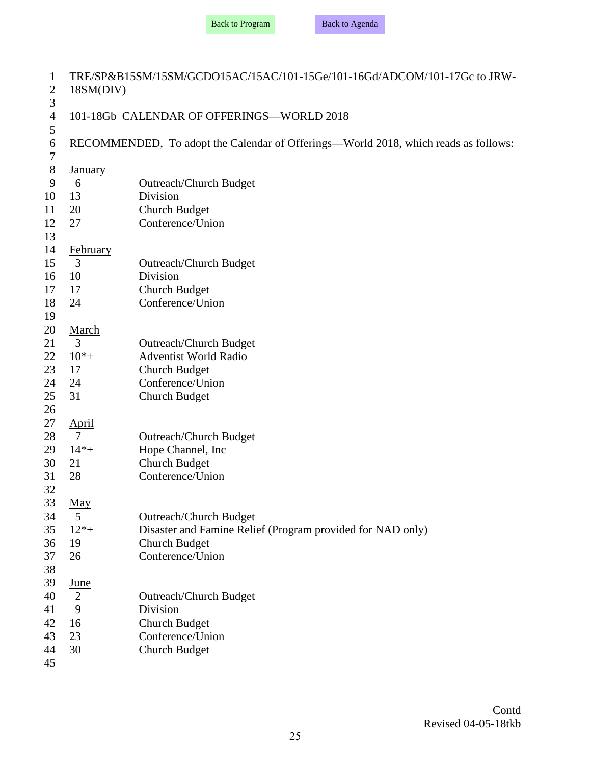TRE/SP&B15SM/15SM/GCDO15AC/15AC/101-15Ge/101-16Gd/ADCOM/101-17Gc to JRW-18SM(DIV)

101-18Gb CALENDAR OF OFFERINGS—WORLD 2018

RECOMMENDED, To adopt the Calendar of Offerings—World 2018, which reads as follows:

<u>January</u>

| | |
|---|---|
| 6 | Outreach/Church Budget |
| 13 | Division |
| 20 | Church Budget |
| 27 | Conference/Union |

<u>February</u>

| | |
|---|---|
| 3 | Outreach/Church Budget |
| 10 | Division |
| 17 | Church Budget |
| 24 | Conference/Union |

<u>March</u>

| | |
|---|---|
| 3 | Outreach/Church Budget |
| 10*+ | Adventist World Radio |
| 17 | Church Budget |
| 24 | Conference/Union |
| 31 | Church Budget |

<u>April</u>

| | |
|---|---|
| 7 | Outreach/Church Budget |
| 14*+ | Hope Channel, Inc |
| 21 | Church Budget |
| 28 | Conference/Union |

<u>May</u>

| | |
|---|---|
| 5 | Outreach/Church Budget |
| 12*+ | Disaster and Famine Relief (Program provided for NAD only) |
| 19 | Church Budget |
| 26 | Conference/Union |

<u>June</u>

| | |
|---|---|
| 2 | Outreach/Church Budget |
| 9 | Division |
| 16 | Church Budget |
| 23 | Conference/Union |
| 30 | Church Budget |

Contd

Revised 04-05-18tkb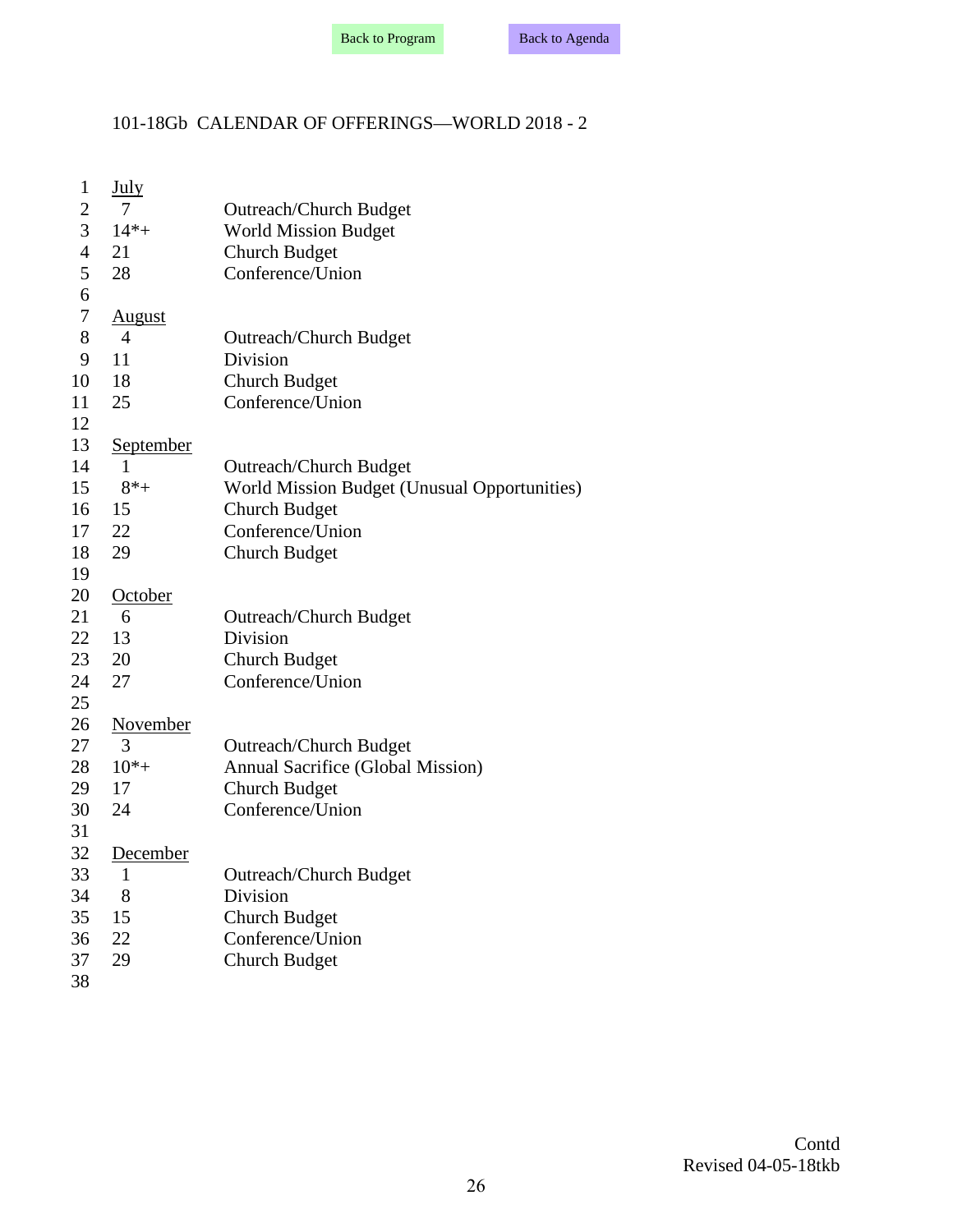101-18Gb CALENDAR OF OFFERINGS—WORLD 2018 - 2

**July**

| Date | Offering |
| --- | --- |
| 7 | Outreach/Church Budget |
| 14*+ | World Mission Budget |
| 21 | Church Budget |
| 28 | Conference/Union |

**August**

| Date | Offering |
| --- | --- |
| 4 | Outreach/Church Budget |
| 11 | Division |
| 18 | Church Budget |
| 25 | Conference/Union |

**September**

| Date | Offering |
| --- | --- |
| 1 | Outreach/Church Budget |
| 8*+ | World Mission Budget (Unusual Opportunities) |
| 15 | Church Budget |
| 22 | Conference/Union |
| 29 | Church Budget |

**October**

| Date | Offering |
| --- | --- |
| 6 | Outreach/Church Budget |
| 13 | Division |
| 20 | Church Budget |
| 27 | Conference/Union |

**November**

| Date | Offering |
| --- | --- |
| 3 | Outreach/Church Budget |
| 10*+ | Annual Sacrifice (Global Mission) |
| 17 | Church Budget |
| 24 | Conference/Union |

**December**

| Date | Offering |
| --- | --- |
| 1 | Outreach/Church Budget |
| 8 | Division |
| 15 | Church Budget |
| 22 | Conference/Union |
| 29 | Church Budget |

Contd
Revised 04-05-18tkb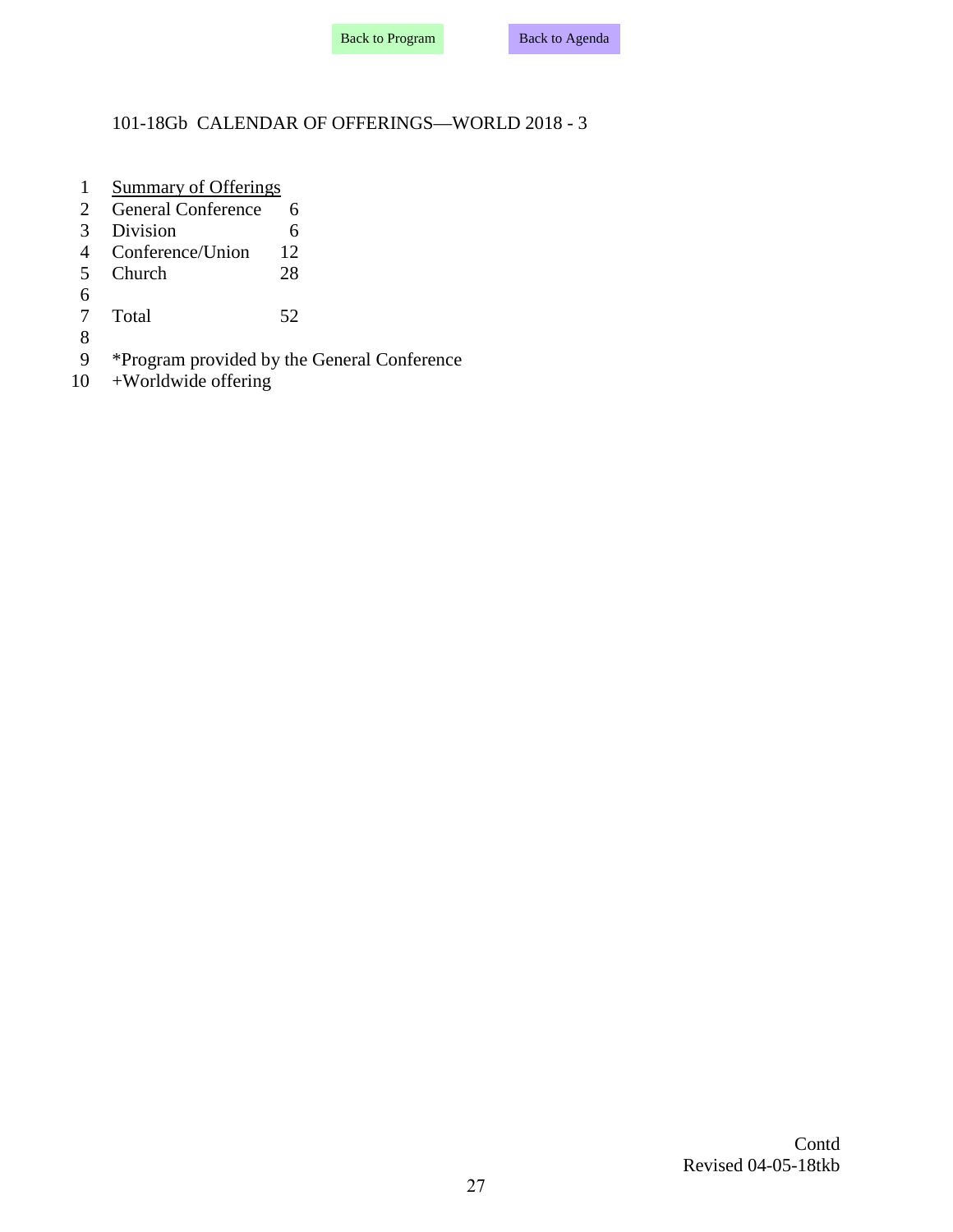Back to Program Back to Agenda

## 101-18Gb CALENDAR OF OFFERINGS—WORLD 2018 - 3

Summary of Offerings

| | |
|---|---|
| General Conference | 6 |
| Division | 6 |
| Conference/Union | 12 |
| Church | 28 |
| | |
| Total | 52 |

*Program provided by the General Conference
+Worldwide offering

Contd
Revised 04-05-18tkb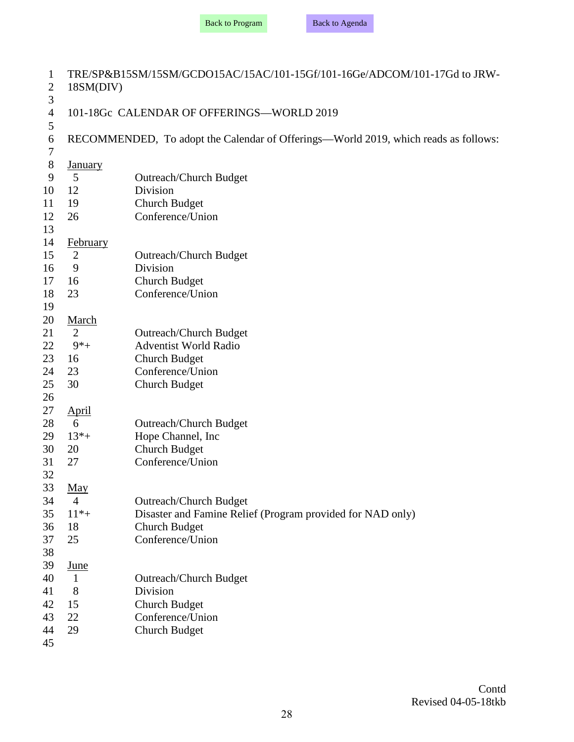TRE/SP&B15SM/15SM/GCDO15AC/15AC/101-15Gf/101-16Ge/ADCOM/101-17Gd to JRW-18SM(DIV)

## 101-18Gc CALENDAR OF OFFERINGS—WORLD 2019

RECOMMENDED, To adopt the Calendar of Offerings—World 2019, which reads as follows:

<u>January</u>

| | |
|---|---|
| 5 | Outreach/Church Budget |
| 12 | Division |
| 19 | Church Budget |
| 26 | Conference/Union |

<u>February</u>

| | |
|---|---|
| 2 | Outreach/Church Budget |
| 9 | Division |
| 16 | Church Budget |
| 23 | Conference/Union |

<u>March</u>

| | |
|---|---|
| 2 | Outreach/Church Budget |
| 9*+ | Adventist World Radio |
| 16 | Church Budget |
| 23 | Conference/Union |
| 30 | Church Budget |

<u>April</u>

| | |
|---|---|
| 6 | Outreach/Church Budget |
| 13*+ | Hope Channel, Inc |
| 20 | Church Budget |
| 27 | Conference/Union |

<u>May</u>

| | |
|---|---|
| 4 | Outreach/Church Budget |
| 11*+ | Disaster and Famine Relief (Program provided for NAD only) |
| 18 | Church Budget |
| 25 | Conference/Union |

<u>June</u>

| | |
|---|---|
| 1 | Outreach/Church Budget |
| 8 | Division |
| 15 | Church Budget |
| 22 | Conference/Union |
| 29 | Church Budget |

Contd

Revised 04-05-18tkb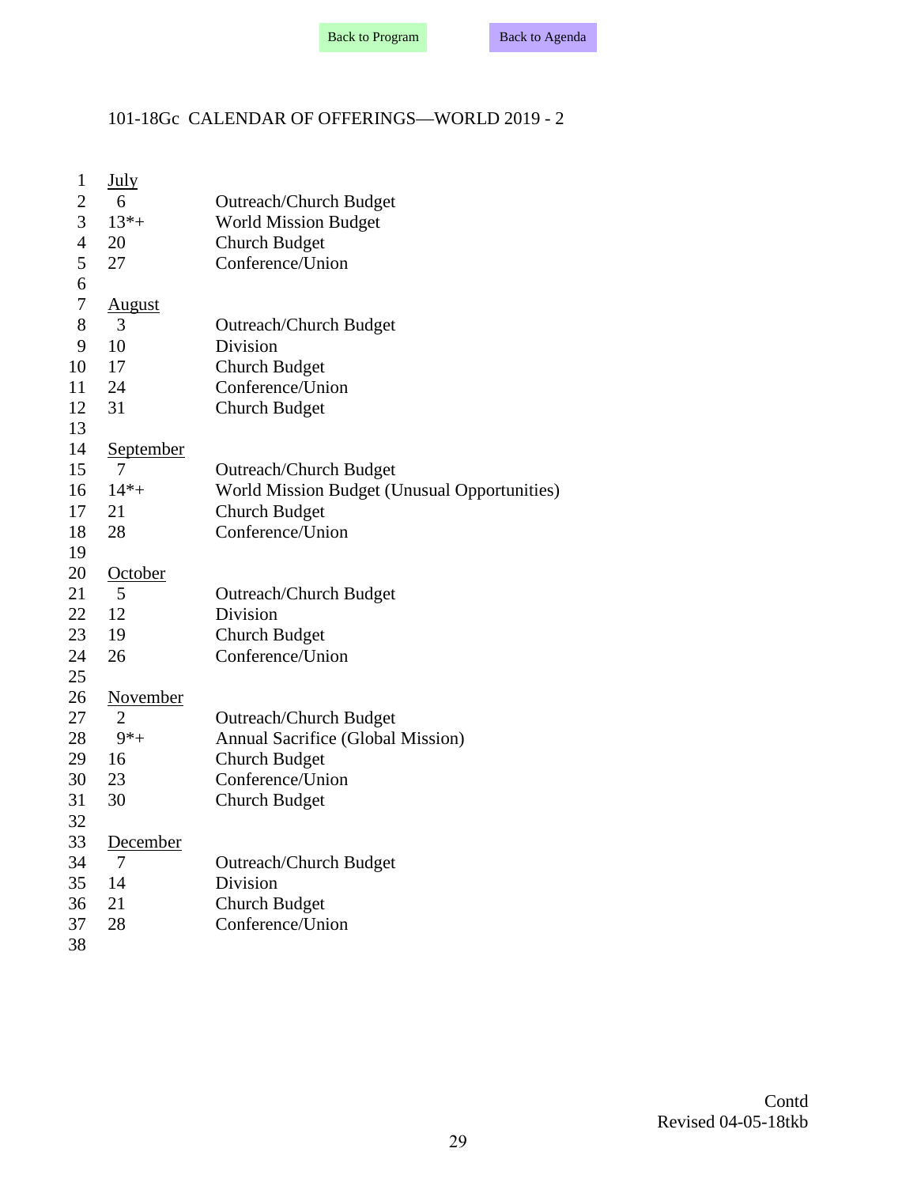Back to Program Back to Agenda

101-18Gc CALENDAR OF OFFERINGS—WORLD 2019 - 2

<u>July</u>

| | |
|---|---|
| 6 | Outreach/Church Budget |
| 13*+ | World Mission Budget |
| 20 | Church Budget |
| 27 | Conference/Union |

<u>August</u>

| | |
|---|---|
| 3 | Outreach/Church Budget |
| 10 | Division |
| 17 | Church Budget |
| 24 | Conference/Union |
| 31 | Church Budget |

<u>September</u>

| | |
|---|---|
| 7 | Outreach/Church Budget |
| 14*+ | World Mission Budget (Unusual Opportunities) |
| 21 | Church Budget |
| 28 | Conference/Union |

<u>October</u>

| | |
|---|---|
| 5 | Outreach/Church Budget |
| 12 | Division |
| 19 | Church Budget |
| 26 | Conference/Union |

<u>November</u>

| | |
|---|---|
| 2 | Outreach/Church Budget |
| 9*+ | Annual Sacrifice (Global Mission) |
| 16 | Church Budget |
| 23 | Conference/Union |
| 30 | Church Budget |

<u>December</u>

| | |
|---|---|
| 7 | Outreach/Church Budget |
| 14 | Division |
| 21 | Church Budget |
| 28 | Conference/Union |

Contd

Revised 04-05-18tkb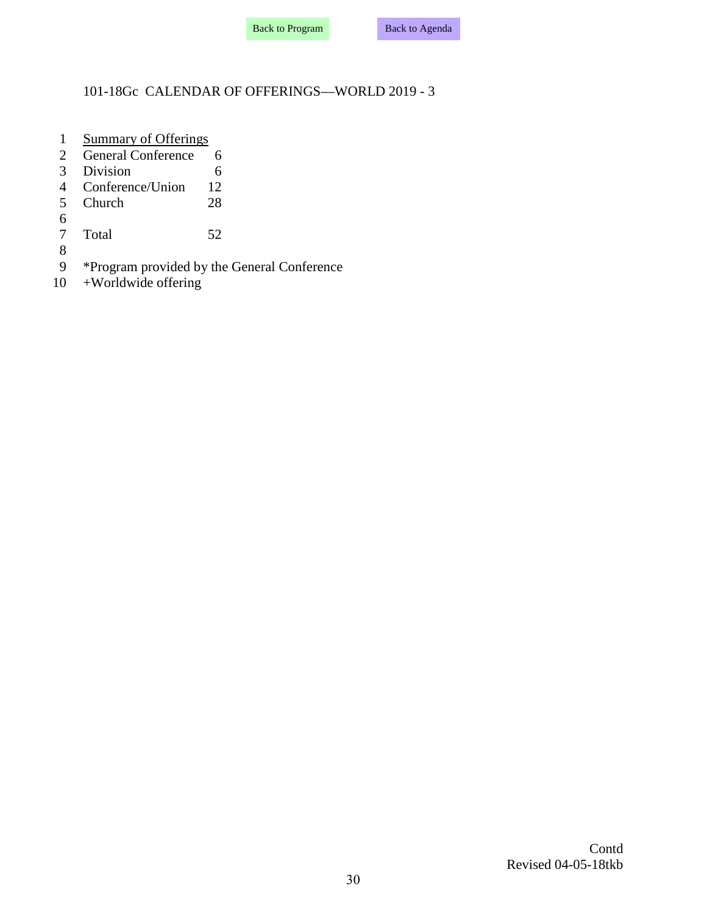101-18Gc CALENDAR OF OFFERINGS—WORLD 2019 - 3

<u>Summary of Offerings</u>

| | |
|---|---|
| General Conference | 6 |
| Division | 6 |
| Conference/Union | 12 |
| Church | 28 |
| | |
| Total | 52 |

*Program provided by the General Conference
+Worldwide offering

Contd
Revised 04-05-18tkb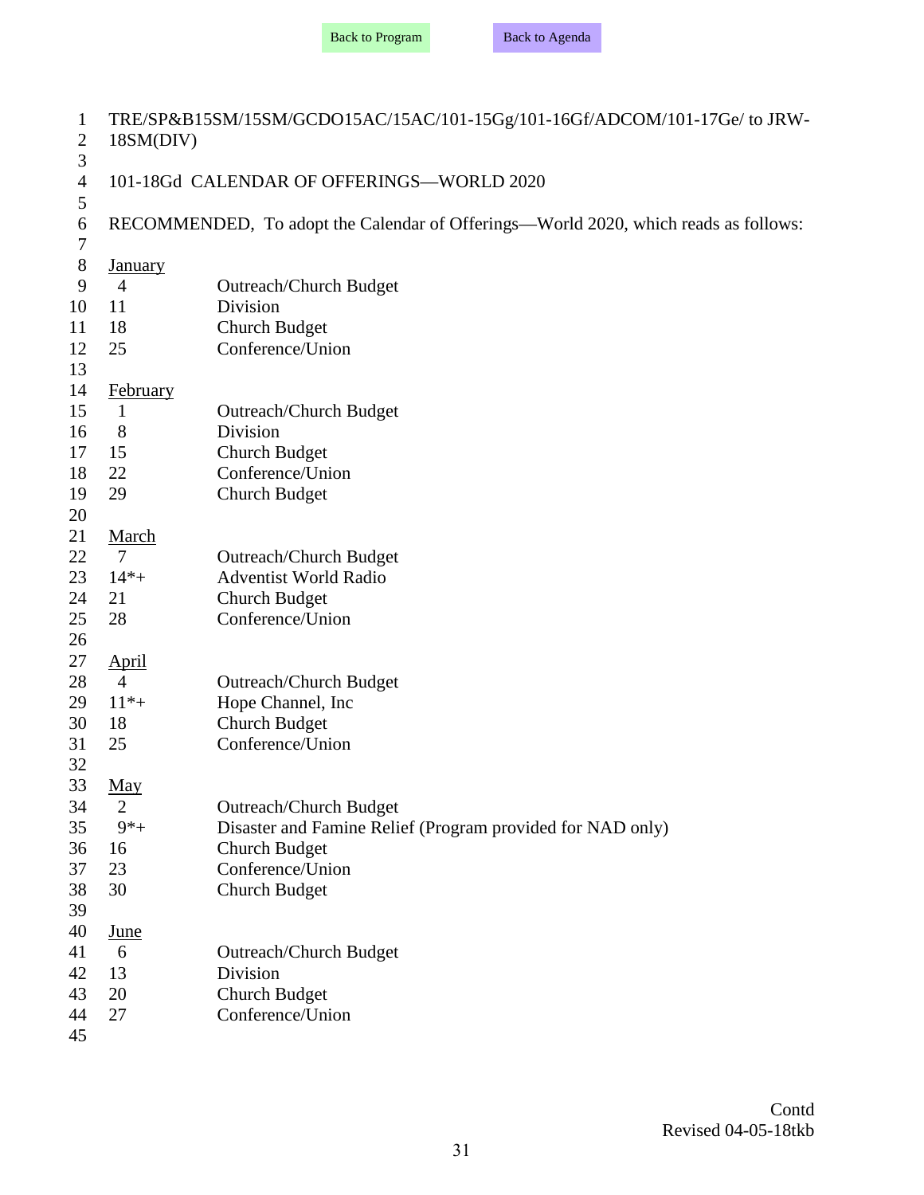TRE/SP&B15SM/15SM/GCDO15AC/15AC/101-15Gg/101-16Gf/ADCOM/101-17Ge/ to JRW-18SM(DIV)

101-18Gd CALENDAR OF OFFERINGS—WORLD 2020

RECOMMENDED, To adopt the Calendar of Offerings—World 2020, which reads as follows:

January

| | |
|---|---|
| 4 | Outreach/Church Budget |
| 11 | Division |
| 18 | Church Budget |
| 25 | Conference/Union |

February

| | |
|---|---|
| 1 | Outreach/Church Budget |
| 8 | Division |
| 15 | Church Budget |
| 22 | Conference/Union |
| 29 | Church Budget |

March

| | |
|---|---|
| 7 | Outreach/Church Budget |
| 14*+ | Adventist World Radio |
| 21 | Church Budget |
| 28 | Conference/Union |

April

| | |
|---|---|
| 4 | Outreach/Church Budget |
| 11*+ | Hope Channel, Inc |
| 18 | Church Budget |
| 25 | Conference/Union |

May

| | |
|---|---|
| 2 | Outreach/Church Budget |
| 9*+ | Disaster and Famine Relief (Program provided for NAD only) |
| 16 | Church Budget |
| 23 | Conference/Union |
| 30 | Church Budget |

June

| | |
|---|---|
| 6 | Outreach/Church Budget |
| 13 | Division |
| 20 | Church Budget |
| 27 | Conference/Union |

Contd

Revised 04-05-18tkb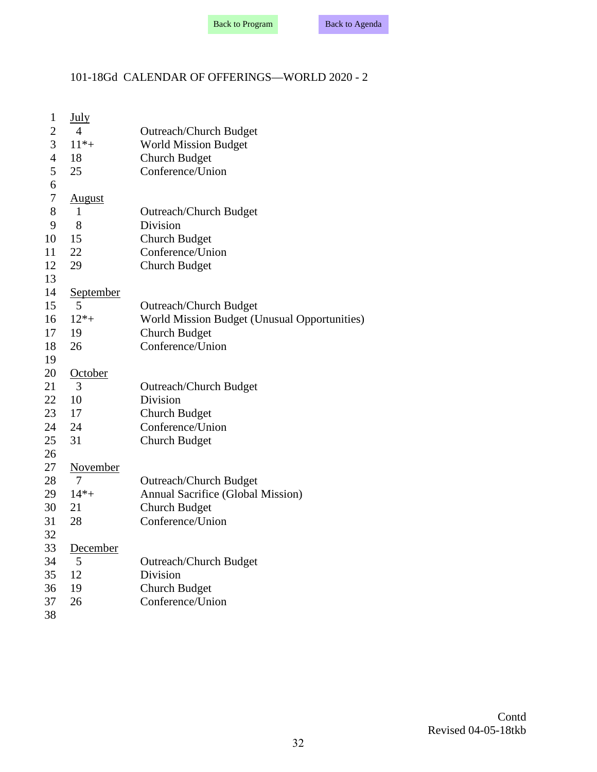Back to Program Back to Agenda

# 101-18Gd CALENDAR OF OFFERINGS—WORLD 2020 - 2

<u>July</u>

| | |
|---|---|
| 4 | Outreach/Church Budget |
| 11*+ | World Mission Budget |
| 18 | Church Budget |
| 25 | Conference/Union |

<u>August</u>

| | |
|---|---|
| 1 | Outreach/Church Budget |
| 8 | Division |
| 15 | Church Budget |
| 22 | Conference/Union |
| 29 | Church Budget |

<u>September</u>

| | |
|---|---|
| 5 | Outreach/Church Budget |
| 12*+ | World Mission Budget (Unusual Opportunities) |
| 19 | Church Budget |
| 26 | Conference/Union |

<u>October</u>

| | |
|---|---|
| 3 | Outreach/Church Budget |
| 10 | Division |
| 17 | Church Budget |
| 24 | Conference/Union |
| 31 | Church Budget |

<u>November</u>

| | |
|---|---|
| 7 | Outreach/Church Budget |
| 14*+ | Annual Sacrifice (Global Mission) |
| 21 | Church Budget |
| 28 | Conference/Union |

<u>December</u>

| | |
|---|---|
| 5 | Outreach/Church Budget |
| 12 | Division |
| 19 | Church Budget |
| 26 | Conference/Union |

Contd
Revised 04-05-18tkb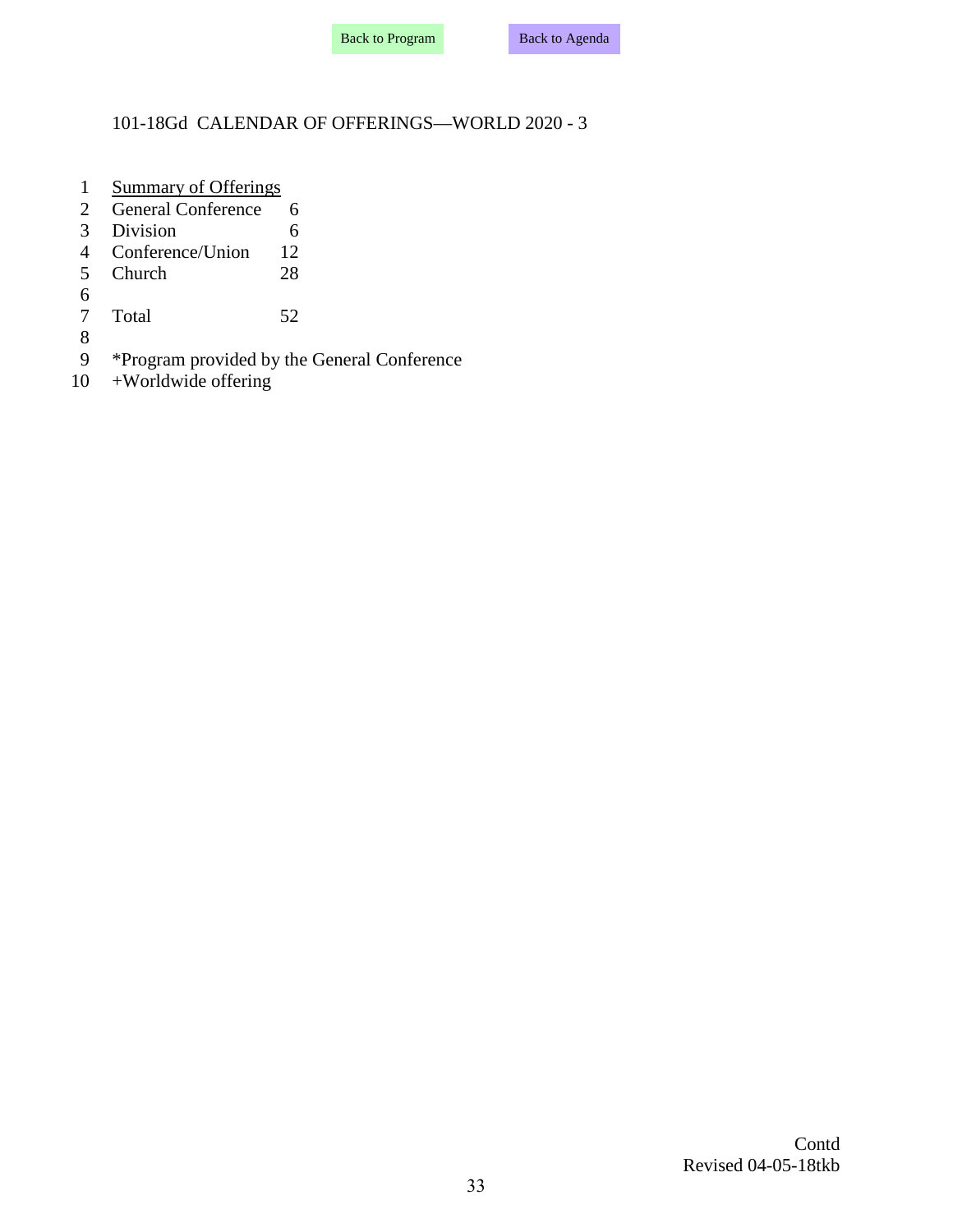101-18Gd CALENDAR OF OFFERINGS—WORLD 2020 - 3

<u>Summary of Offerings</u>

| | |
|---|---|
| General Conference | 6 |
| Division | 6 |
| Conference/Union | 12 |
| Church | 28 |
| | |
| Total | 52 |

*Program provided by the General Conference
+Worldwide offering

Contd
Revised 04-05-18tkb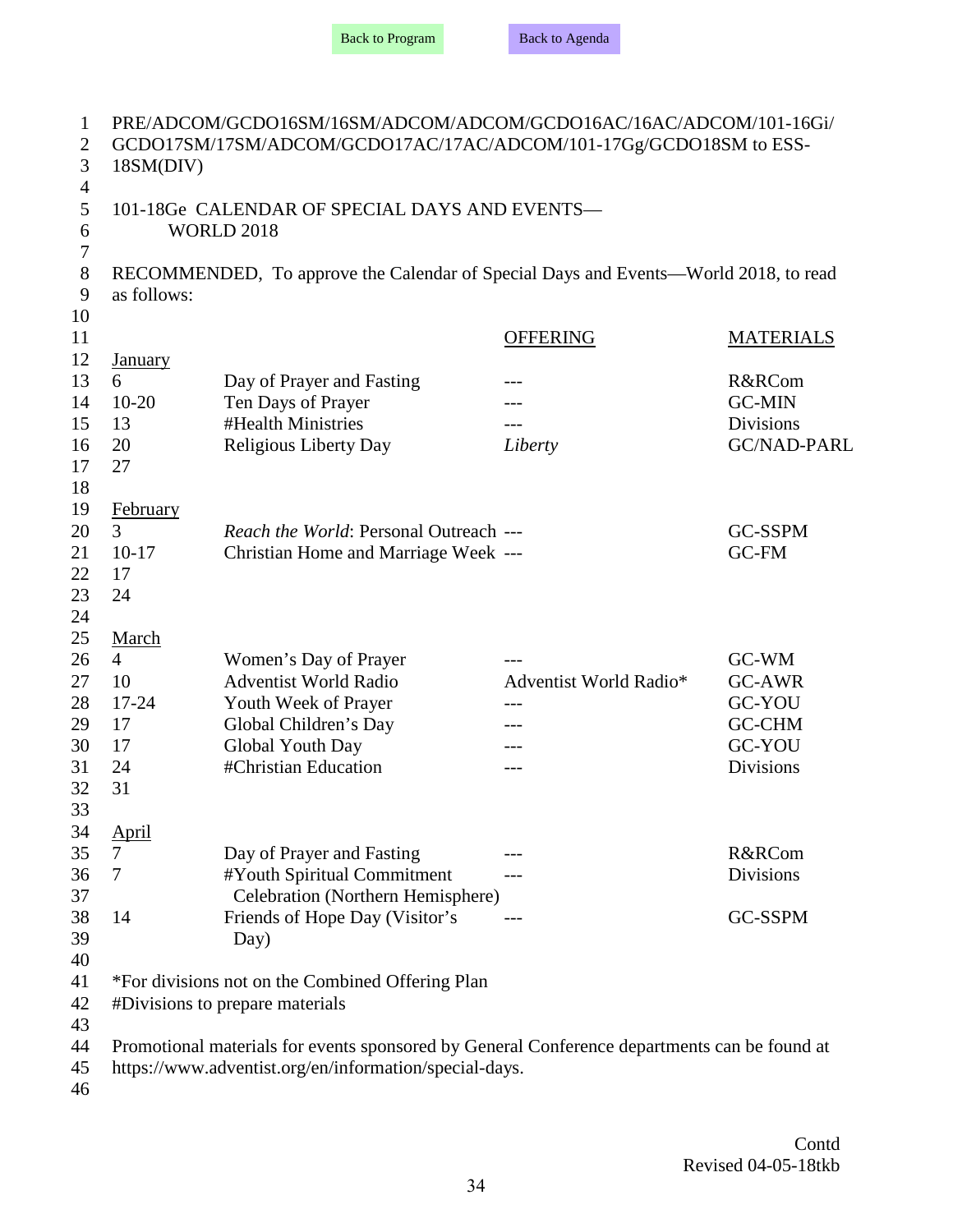PRE/ADCOM/GCDO16SM/16SM/ADCOM/ADCOM/GCDO16AC/16AC/ADCOM/101-16Gi/GCDO17SM/17SM/ADCOM/GCDO17AC/17AC/ADCOM/101-17Gg/GCDO18SM to ESS-18SM(DIV)

## 101-18Ge CALENDAR OF SPECIAL DAYS AND EVENTS—WORLD 2018

RECOMMENDED, To approve the Calendar of Special Days and Events—World 2018, to read as follows:

| | | OFFERING | MATERIALS |
|---|---|---|---|
| **January** | | | |
| 6 | Day of Prayer and Fasting | --- | R&RCom |
| 10-20 | Ten Days of Prayer | --- | GC-MIN |
| 13 | #Health Ministries | --- | Divisions |
| 20 | Religious Liberty Day | *Liberty* | GC/NAD-PARL |
| 27 | | | |
| **February** | | | |
| 3 | *Reach the World*: Personal Outreach | --- | GC-SSPM |
| 10-17 | Christian Home and Marriage Week | --- | GC-FM |
| 17 | | | |
| 24 | | | |
| **March** | | | |
| 4 | Women's Day of Prayer | --- | GC-WM |
| 10 | Adventist World Radio | Adventist World Radio* | GC-AWR |
| 17-24 | Youth Week of Prayer | --- | GC-YOU |
| 17 | Global Children's Day | --- | GC-CHM |
| 17 | Global Youth Day | --- | GC-YOU |
| 24 | #Christian Education | --- | Divisions |
| 31 | | | |
| **April** | | | |
| 7 | Day of Prayer and Fasting | --- | R&RCom |
| 7 | #Youth Spiritual Commitment Celebration (Northern Hemisphere) | --- | Divisions |
| 14 | Friends of Hope Day (Visitor's Day) | --- | GC-SSPM |

*For divisions not on the Combined Offering Plan
#Divisions to prepare materials

Promotional materials for events sponsored by General Conference departments can be found at https://www.adventist.org/en/information/special-days.

Contd

Revised 04-05-18tkb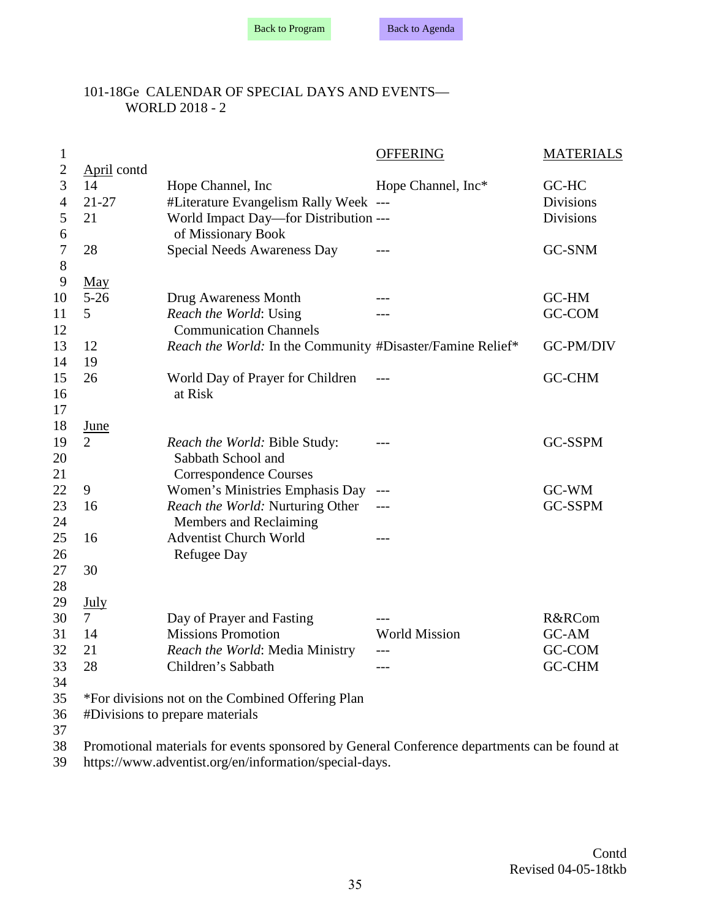Back to Program Back to Agenda

101-18Ge CALENDAR OF SPECIAL DAYS AND EVENTS—
WORLD 2018 - 2

| | | OFFERING | MATERIALS |
|---|---|---|---|
| April contd | | | |
| 14 | Hope Channel, Inc | Hope Channel, Inc* | GC-HC |
| 21-27 | #Literature Evangelism Rally Week | --- | Divisions |
| 21 | World Impact Day—for Distribution of Missionary Book | --- | Divisions |
| 28 | Special Needs Awareness Day | --- | GC-SNM |
| May | | | |
| 5-26 | Drug Awareness Month | --- | GC-HM |
| 5 | *Reach the World*: Using Communication Channels | --- | GC-COM |
| 12 | *Reach the World:* In the Community | #Disaster/Famine Relief* | GC-PM/DIV |
| 19 | | | |
| 26 | World Day of Prayer for Children at Risk | --- | GC-CHM |
| June | | | |
| 2 | *Reach the World:* Bible Study: Sabbath School and Correspondence Courses | --- | GC-SSPM |
| 9 | Women's Ministries Emphasis Day | --- | GC-WM |
| 16 | *Reach the World:* Nurturing Other Members and Reclaiming | --- | GC-SSPM |
| 16 | Adventist Church World Refugee Day | --- | |
| 30 | | | |
| July | | | |
| 7 | Day of Prayer and Fasting | --- | R&RCom |
| 14 | Missions Promotion | World Mission | GC-AM |
| 21 | *Reach the World*: Media Ministry | --- | GC-COM |
| 28 | Children's Sabbath | --- | GC-CHM |

*For divisions not on the Combined Offering Plan
#Divisions to prepare materials

Promotional materials for events sponsored by General Conference departments can be found at https://www.adventist.org/en/information/special-days.

Contd
Revised 04-05-18tkb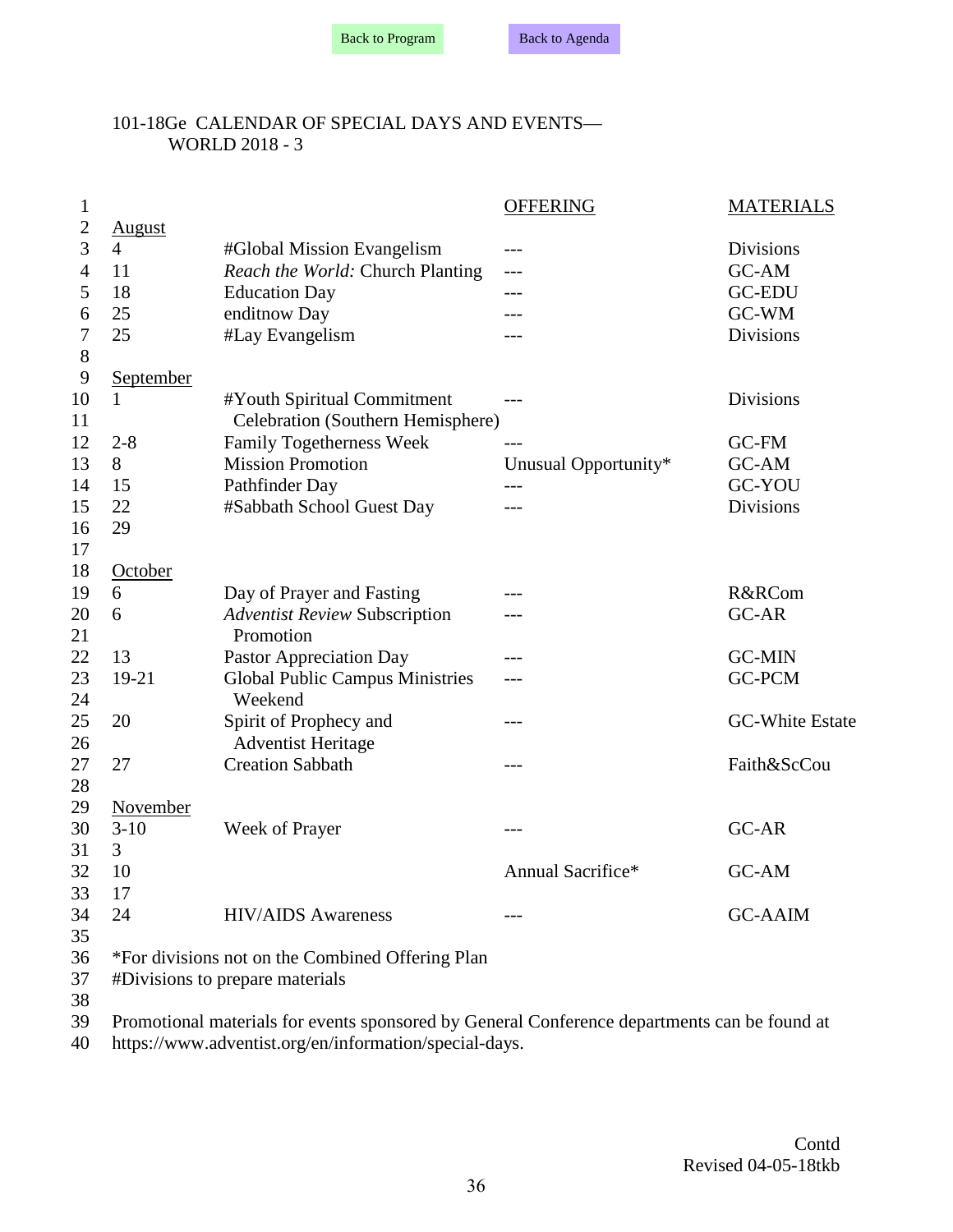Back to Program    Back to Agenda

101-18Ge CALENDAR OF SPECIAL DAYS AND EVENTS—
WORLD 2018 - 3

| | | OFFERING | MATERIALS |
|---|---|---|---|
| **August** | | | |
| 4 | #Global Mission Evangelism | --- | Divisions |
| 11 | *Reach the World:* Church Planting | --- | GC-AM |
| 18 | Education Day | --- | GC-EDU |
| 25 | enditnow Day | --- | GC-WM |
| 25 | #Lay Evangelism | --- | Divisions |
| | | | |
| **September** | | | |
| 1 | #Youth Spiritual Commitment Celebration (Southern Hemisphere) | --- | Divisions |
| 2-8 | Family Togetherness Week | --- | GC-FM |
| 8 | Mission Promotion | Unusual Opportunity* | GC-AM |
| 15 | Pathfinder Day | --- | GC-YOU |
| 22 | #Sabbath School Guest Day | --- | Divisions |
| 29 | | | |
| | | | |
| **October** | | | |
| 6 | Day of Prayer and Fasting | --- | R&RCom |
| 6 | *Adventist Review* Subscription Promotion | --- | GC-AR |
| 13 | Pastor Appreciation Day | --- | GC-MIN |
| 19-21 | Global Public Campus Ministries Weekend | --- | GC-PCM |
| 20 | Spirit of Prophecy and Adventist Heritage | --- | GC-White Estate |
| 27 | Creation Sabbath | --- | Faith&ScCou |
| | | | |
| **November** | | | |
| 3-10 | Week of Prayer | --- | GC-AR |
| 3 | | | |
| 10 | | Annual Sacrifice* | GC-AM |
| 17 | | | |
| 24 | HIV/AIDS Awareness | --- | GC-AAIM |

*For divisions not on the Combined Offering Plan
#Divisions to prepare materials

Promotional materials for events sponsored by General Conference departments can be found at https://www.adventist.org/en/information/special-days.

Contd
Revised 04-05-18tkb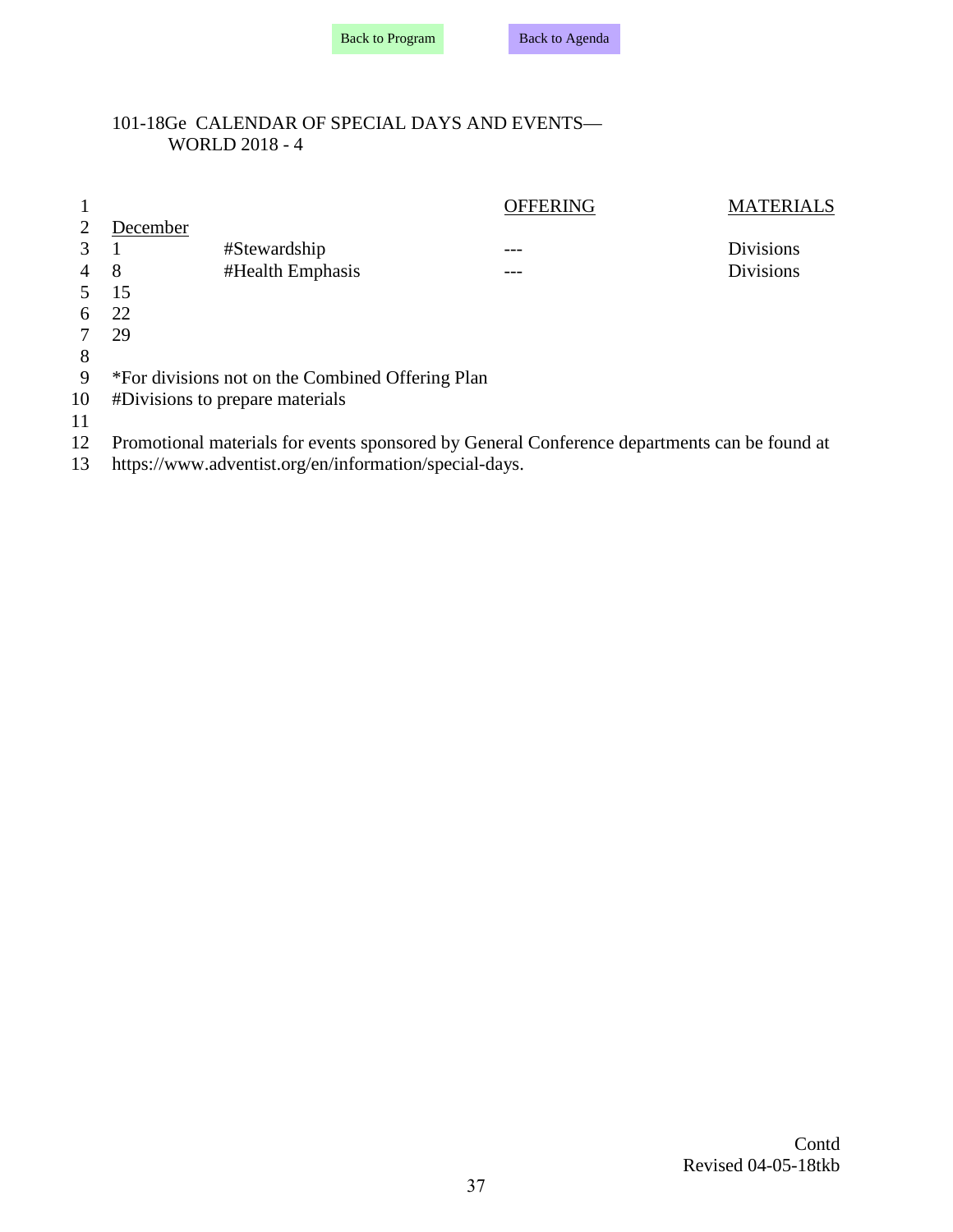Back to Program    Back to Agenda

101-18Ge CALENDAR OF SPECIAL DAYS AND EVENTS—
WORLD 2018 - 4

| | | OFFERING | MATERIALS |
|---|---|---|---|
| December | | | |
| 1 | #Stewardship | --- | Divisions |
| 8 | #Health Emphasis | --- | Divisions |
| 15 | | | |
| 22 | | | |
| 29 | | | |

*For divisions not on the Combined Offering Plan
#Divisions to prepare materials

Promotional materials for events sponsored by General Conference departments can be found at https://www.adventist.org/en/information/special-days.

Contd
Revised 04-05-18tkb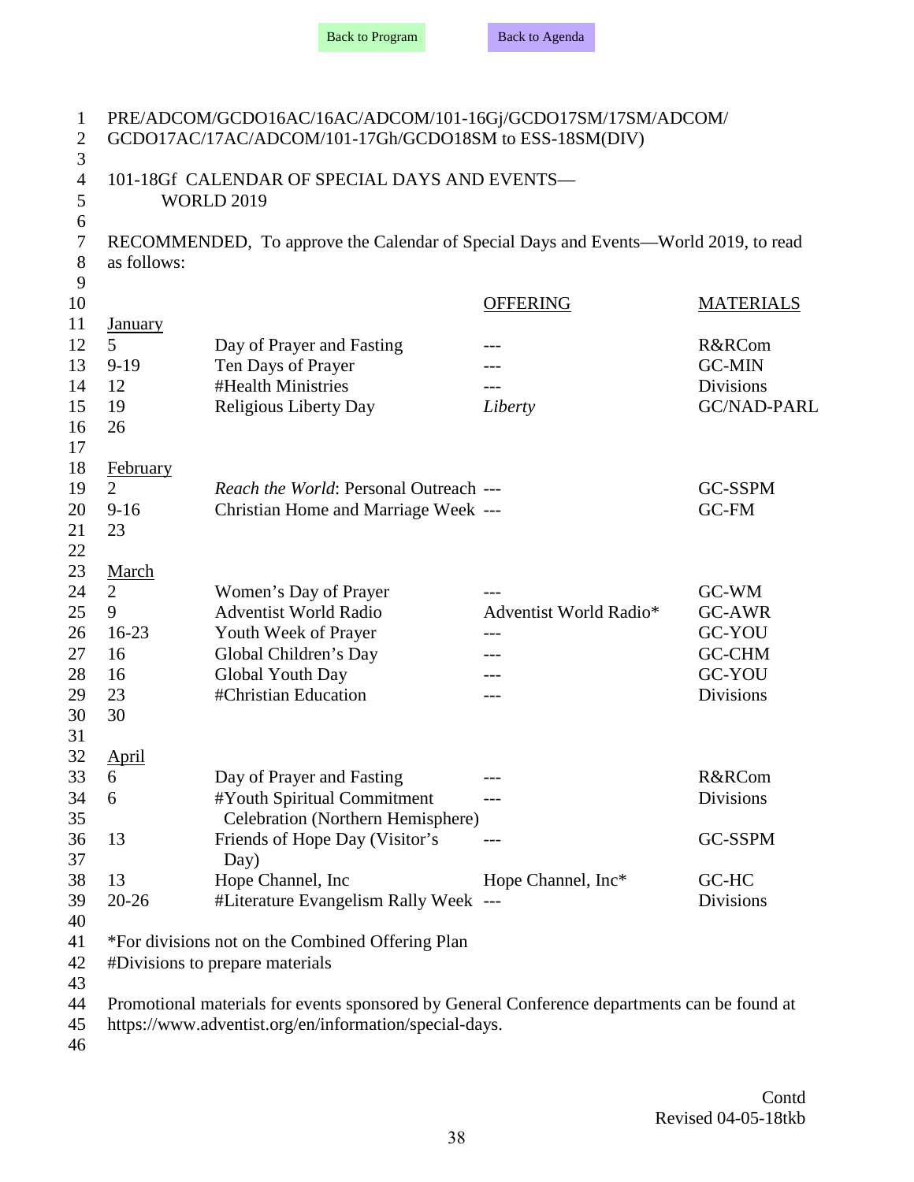PRE/ADCOM/GCDO16AC/16AC/ADCOM/101-16Gj/GCDO17SM/17SM/ADCOM/GCDO17AC/17AC/ADCOM/101-17Gh/GCDO18SM to ESS-18SM(DIV)

## 101-18Gf CALENDAR OF SPECIAL DAYS AND EVENTS—WORLD 2019

RECOMMENDED, To approve the Calendar of Special Days and Events—World 2019, to read as follows:

| | | OFFERING | MATERIALS |
|---|---|---|---|
| January | | | |
| 5 | Day of Prayer and Fasting | --- | R&RCom |
| 9-19 | Ten Days of Prayer | --- | GC-MIN |
| 12 | #Health Ministries | --- | Divisions |
| 19 | Religious Liberty Day | *Liberty* | GC/NAD-PARL |
| 26 | | | |
| February | | | |
| 2 | *Reach the World*: Personal Outreach | --- | GC-SSPM |
| 9-16 | Christian Home and Marriage Week | --- | GC-FM |
| 23 | | | |
| March | | | |
| 2 | Women's Day of Prayer | --- | GC-WM |
| 9 | Adventist World Radio | Adventist World Radio* | GC-AWR |
| 16-23 | Youth Week of Prayer | --- | GC-YOU |
| 16 | Global Children's Day | --- | GC-CHM |
| 16 | Global Youth Day | --- | GC-YOU |
| 23 | #Christian Education | --- | Divisions |
| 30 | | | |
| April | | | |
| 6 | Day of Prayer and Fasting | --- | R&RCom |
| 6 | #Youth Spiritual Commitment Celebration (Northern Hemisphere) | --- | Divisions |
| 13 | Friends of Hope Day (Visitor's Day) | --- | GC-SSPM |
| 13 | Hope Channel, Inc | Hope Channel, Inc* | GC-HC |
| 20-26 | #Literature Evangelism Rally Week | --- | Divisions |

*For divisions not on the Combined Offering Plan
#Divisions to prepare materials

Promotional materials for events sponsored by General Conference departments can be found at https://www.adventist.org/en/information/special-days.

Contd
Revised 04-05-18tkb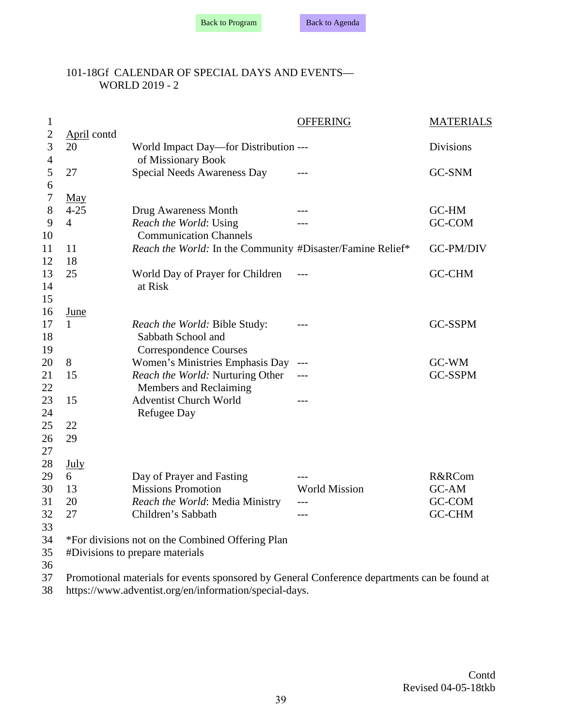101-18Gf CALENDAR OF SPECIAL DAYS AND EVENTS—WORLD 2019 - 2

| | | OFFERING | MATERIALS |
|---|---|---|---|
| April contd | | | |
| 20 | World Impact Day—for Distribution of Missionary Book | --- | Divisions |
| 27 | Special Needs Awareness Day | --- | GC-SNM |
| **May** | | | |
| 4-25 | Drug Awareness Month | --- | GC-HM |
| 4 | *Reach the World*: Using Communication Channels | --- | GC-COM |
| 11 | *Reach the World:* In the Community | #Disaster/Famine Relief* | GC-PM/DIV |
| 18 | | | |
| 25 | World Day of Prayer for Children at Risk | --- | GC-CHM |
| **June** | | | |
| 1 | *Reach the World:* Bible Study: Sabbath School and Correspondence Courses | --- | GC-SSPM |
| 8 | Women's Ministries Emphasis Day | --- | GC-WM |
| 15 | *Reach the World:* Nurturing Other Members and Reclaiming | --- | GC-SSPM |
| 15 | Adventist Church World Refugee Day | --- | |
| 22 | | | |
| 29 | | | |
| **July** | | | |
| 6 | Day of Prayer and Fasting | --- | R&RCom |
| 13 | Missions Promotion | World Mission | GC-AM |
| 20 | *Reach the World*: Media Ministry | --- | GC-COM |
| 27 | Children's Sabbath | --- | GC-CHM |

*For divisions not on the Combined Offering Plan
#Divisions to prepare materials

Promotional materials for events sponsored by General Conference departments can be found at https://www.adventist.org/en/information/special-days.

Contd
Revised 04-05-18tkb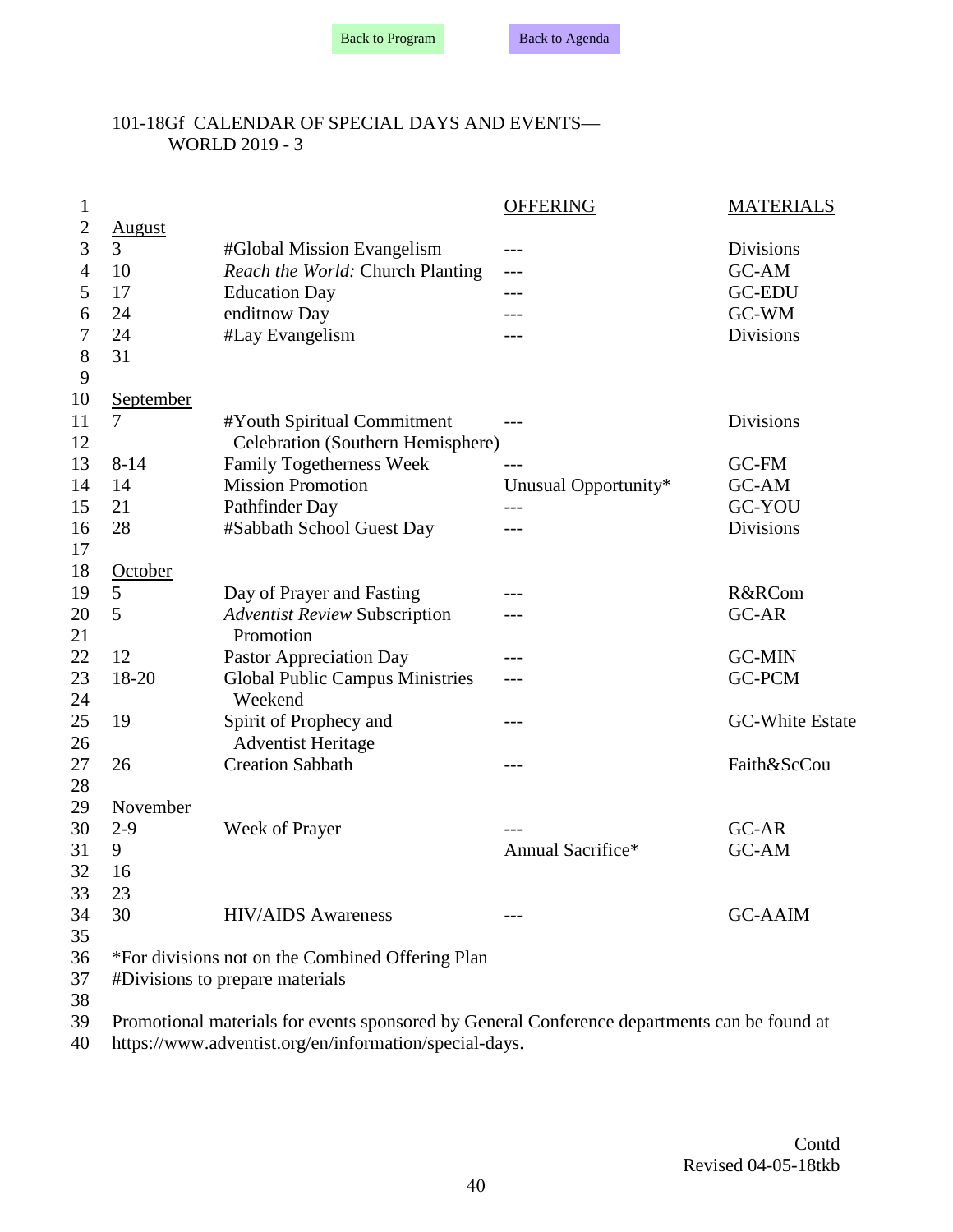Back to Program Back to Agenda

101-18Gf CALENDAR OF SPECIAL DAYS AND EVENTS—WORLD 2019 - 3

| | | OFFERING | MATERIALS |
|---|---|---|---|
| **August** | | | |
| 3 | #Global Mission Evangelism | --- | Divisions |
| 10 | *Reach the World:* Church Planting | --- | GC-AM |
| 17 | Education Day | --- | GC-EDU |
| 24 | enditnow Day | --- | GC-WM |
| 24 | #Lay Evangelism | --- | Divisions |
| 31 | | | |
| **September** | | | |
| 7 | #Youth Spiritual Commitment Celebration (Southern Hemisphere) | --- | Divisions |
| 8-14 | Family Togetherness Week | --- | GC-FM |
| 14 | Mission Promotion | Unusual Opportunity* | GC-AM |
| 21 | Pathfinder Day | --- | GC-YOU |
| 28 | #Sabbath School Guest Day | --- | Divisions |
| **October** | | | |
| 5 | Day of Prayer and Fasting | --- | R&RCom |
| 5 | *Adventist Review* Subscription Promotion | --- | GC-AR |
| 12 | Pastor Appreciation Day | --- | GC-MIN |
| 18-20 | Global Public Campus Ministries Weekend | --- | GC-PCM |
| 19 | Spirit of Prophecy and Adventist Heritage | --- | GC-White Estate |
| 26 | Creation Sabbath | --- | Faith&ScCou |
| **November** | | | |
| 2-9 | Week of Prayer | --- | GC-AR |
| 9 | | Annual Sacrifice* | GC-AM |
| 16 | | | |
| 23 | | | |
| 30 | HIV/AIDS Awareness | --- | GC-AAIM |

*For divisions not on the Combined Offering Plan
#Divisions to prepare materials

Promotional materials for events sponsored by General Conference departments can be found at https://www.adventist.org/en/information/special-days.

Contd
Revised 04-05-18tkb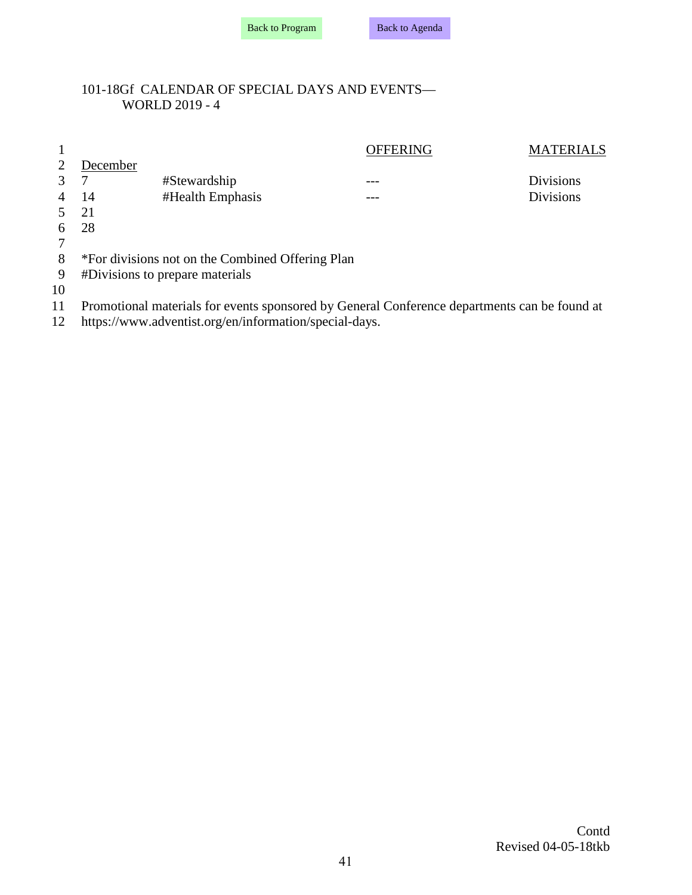Back to Program Back to Agenda

# 101-18Gf CALENDAR OF SPECIAL DAYS AND EVENTS—WORLD 2019 - 4

| | | OFFERING | MATERIALS |
|---|---|---|---|
| December | | | |
| 7 | #Stewardship | --- | Divisions |
| 14 | #Health Emphasis | --- | Divisions |
| 21 | | | |
| 28 | | | |

*For divisions not on the Combined Offering Plan
#Divisions to prepare materials

Promotional materials for events sponsored by General Conference departments can be found at https://www.adventist.org/en/information/special-days.

Contd
Revised 04-05-18tkb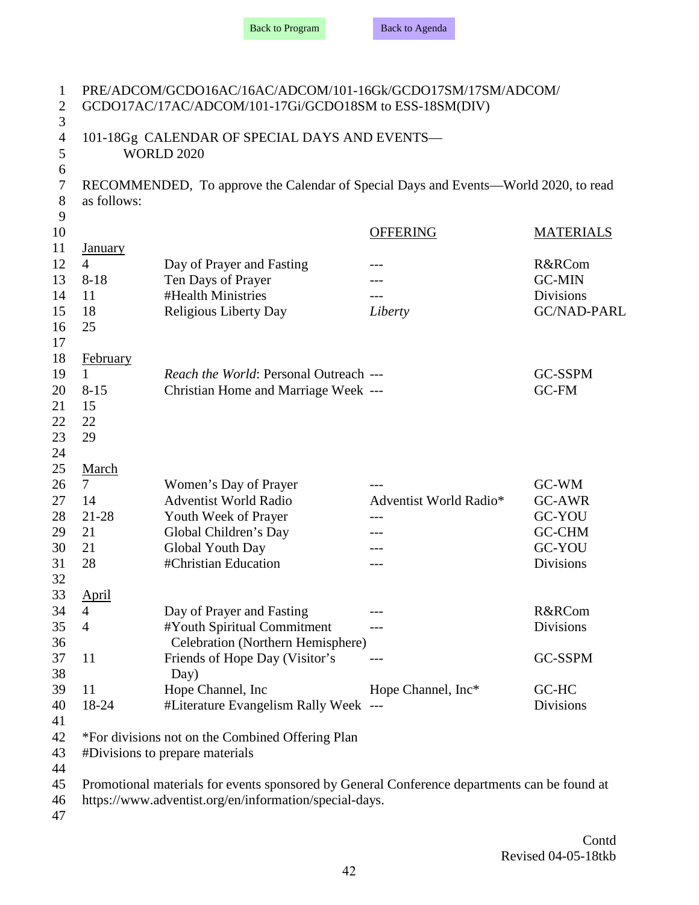PRE/ADCOM/GCDO16AC/16AC/ADCOM/101-16Gk/GCDO17SM/17SM/ADCOM/
GCDO17AC/17AC/ADCOM/101-17Gi/GCDO18SM to ESS-18SM(DIV)

101-18Gg CALENDAR OF SPECIAL DAYS AND EVENTS—
WORLD 2020

RECOMMENDED, To approve the Calendar of Special Days and Events—World 2020, to read as follows:

| | | OFFERING | MATERIALS |
|---|---|---|---|
| **January** | | | |
| 4 | Day of Prayer and Fasting | --- | R&RCom |
| 8-18 | Ten Days of Prayer | --- | GC-MIN |
| 11 | #Health Ministries | --- | Divisions |
| 18 | Religious Liberty Day | *Liberty* | GC/NAD-PARL |
| 25 | | | |
| **February** | | | |
| 1 | *Reach the World*: Personal Outreach | --- | GC-SSPM |
| 8-15 | Christian Home and Marriage Week | --- | GC-FM |
| 15 | | | |
| 22 | | | |
| 29 | | | |
| **March** | | | |
| 7 | Women's Day of Prayer | --- | GC-WM |
| 14 | Adventist World Radio | Adventist World Radio* | GC-AWR |
| 21-28 | Youth Week of Prayer | --- | GC-YOU |
| 21 | Global Children's Day | --- | GC-CHM |
| 21 | Global Youth Day | --- | GC-YOU |
| 28 | #Christian Education | --- | Divisions |
| **April** | | | |
| 4 | Day of Prayer and Fasting | --- | R&RCom |
| 4 | #Youth Spiritual Commitment Celebration (Northern Hemisphere) | --- | Divisions |
| 11 | Friends of Hope Day (Visitor's Day) | --- | GC-SSPM |
| 11 | Hope Channel, Inc | Hope Channel, Inc* | GC-HC |
| 18-24 | #Literature Evangelism Rally Week | --- | Divisions |

*For divisions not on the Combined Offering Plan
#Divisions to prepare materials

Promotional materials for events sponsored by General Conference departments can be found at https://www.adventist.org/en/information/special-days.

Contd
Revised 04-05-18tkb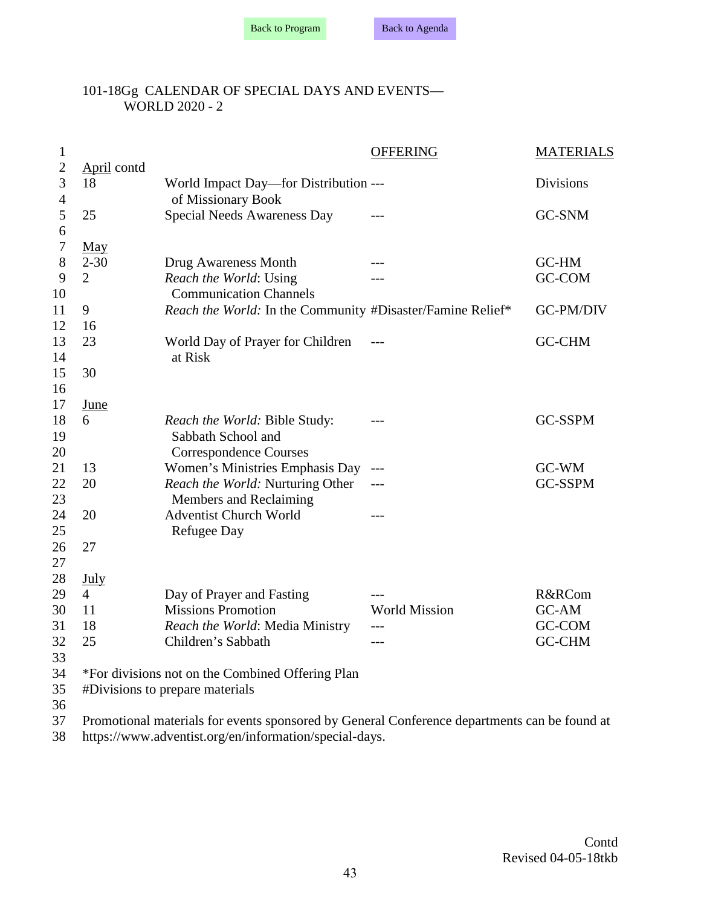Back to Program    Back to Agenda

101-18Gg CALENDAR OF SPECIAL DAYS AND EVENTS—WORLD 2020 - 2

| | | OFFERING | MATERIALS |
|---|---|---|---|
| April contd | | | |
| 18 | World Impact Day—for Distribution of Missionary Book | --- | Divisions |
| 25 | Special Needs Awareness Day | --- | GC-SNM |
| May | | | |
| 2-30 | Drug Awareness Month | --- | GC-HM |
| 2 | *Reach the World*: Using Communication Channels | --- | GC-COM |
| 9 | *Reach the World:* In the Community | #Disaster/Famine Relief* | GC-PM/DIV |
| 16 | | | |
| 23 | World Day of Prayer for Children at Risk | --- | GC-CHM |
| 30 | | | |
| June | | | |
| 6 | *Reach the World:* Bible Study: Sabbath School and Correspondence Courses | --- | GC-SSPM |
| 13 | Women's Ministries Emphasis Day | --- | GC-WM |
| 20 | *Reach the World:* Nurturing Other Members and Reclaiming | --- | GC-SSPM |
| 20 | Adventist Church World Refugee Day | --- | |
| 27 | | | |
| July | | | |
| 4 | Day of Prayer and Fasting | --- | R&RCom |
| 11 | Missions Promotion | World Mission | GC-AM |
| 18 | *Reach the World*: Media Ministry | --- | GC-COM |
| 25 | Children's Sabbath | --- | GC-CHM |

*For divisions not on the Combined Offering Plan
#Divisions to prepare materials

Promotional materials for events sponsored by General Conference departments can be found at https://www.adventist.org/en/information/special-days.

Contd
Revised 04-05-18tkb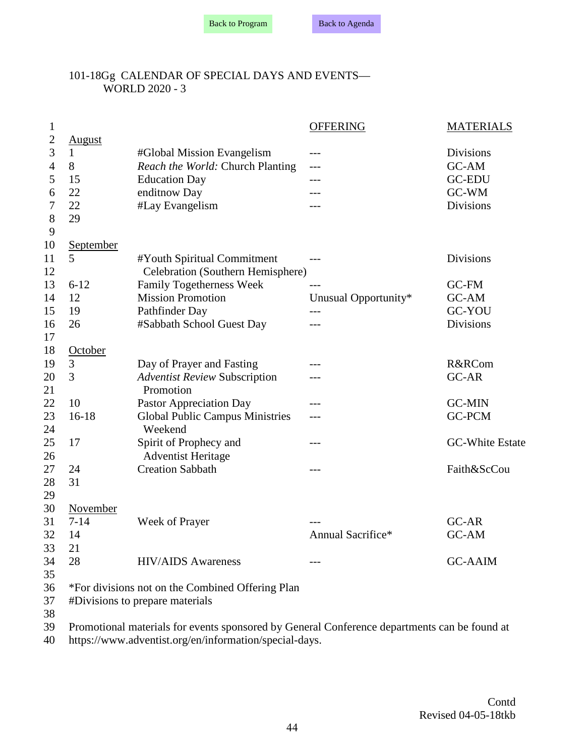Back to Program    Back to Agenda

## 101-18Gg CALENDAR OF SPECIAL DAYS AND EVENTS—WORLD 2020 - 3

| | | OFFERING | MATERIALS |
|---|---|---|---|
| **August** | | | |
| 1 | #Global Mission Evangelism | --- | Divisions |
| 8 | *Reach the World:* Church Planting | --- | GC-AM |
| 15 | Education Day | --- | GC-EDU |
| 22 | enditnow Day | --- | GC-WM |
| 22 | #Lay Evangelism | --- | Divisions |
| 29 | | | |
| **September** | | | |
| 5 | #Youth Spiritual Commitment Celebration (Southern Hemisphere) | --- | Divisions |
| 6-12 | Family Togetherness Week | --- | GC-FM |
| 12 | Mission Promotion | Unusual Opportunity* | GC-AM |
| 19 | Pathfinder Day | --- | GC-YOU |
| 26 | #Sabbath School Guest Day | --- | Divisions |
| **October** | | | |
| 3 | Day of Prayer and Fasting | --- | R&RCom |
| 3 | *Adventist Review* Subscription Promotion | --- | GC-AR |
| 10 | Pastor Appreciation Day | --- | GC-MIN |
| 16-18 | Global Public Campus Ministries Weekend | --- | GC-PCM |
| 17 | Spirit of Prophecy and Adventist Heritage | --- | GC-White Estate |
| 24 | Creation Sabbath | --- | Faith&ScCou |
| 31 | | | |
| **November** | | | |
| 7-14 | Week of Prayer | --- | GC-AR |
| 14 | | Annual Sacrifice* | GC-AM |
| 21 | | | |
| 28 | HIV/AIDS Awareness | --- | GC-AAIM |

*For divisions not on the Combined Offering Plan
#Divisions to prepare materials

Promotional materials for events sponsored by General Conference departments can be found at https://www.adventist.org/en/information/special-days.

Contd
Revised 04-05-18tkb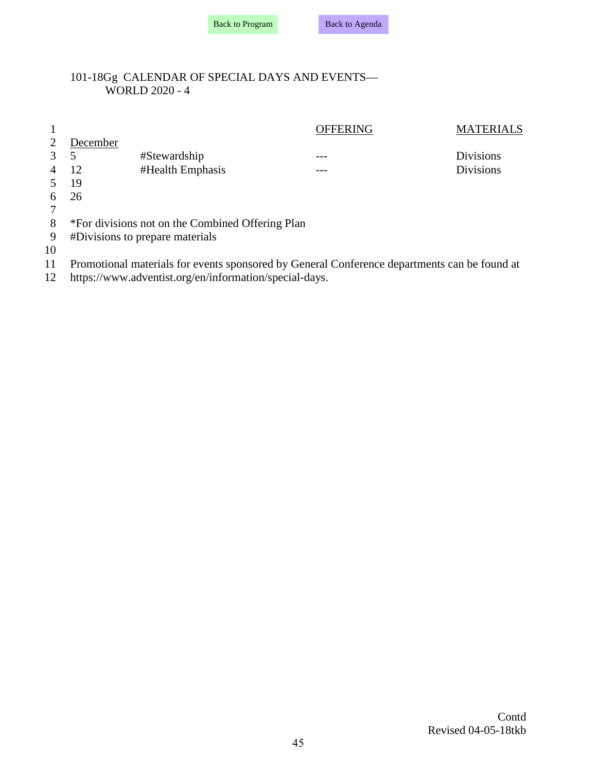101-18Gg CALENDAR OF SPECIAL DAYS AND EVENTS—
WORLD 2020 - 4

| | | OFFERING | MATERIALS |
|---|---|---|---|
| December | | | |
| 5 | #Stewardship | --- | Divisions |
| 12 | #Health Emphasis | --- | Divisions |
| 19 | | | |
| 26 | | | |

*For divisions not on the Combined Offering Plan
#Divisions to prepare materials

Promotional materials for events sponsored by General Conference departments can be found at https://www.adventist.org/en/information/special-days.

Contd
Revised 04-05-18tkb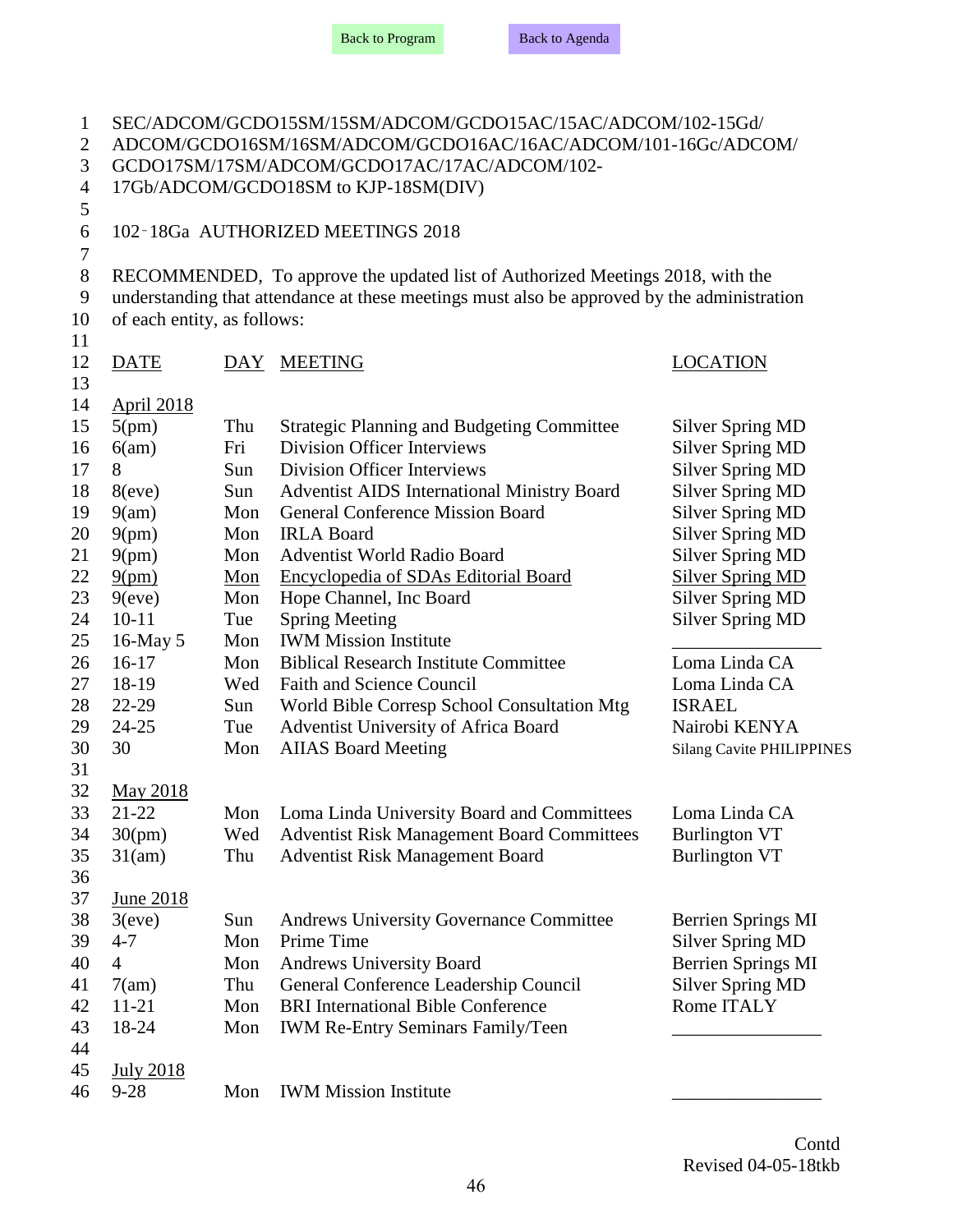Back to Program    Back to Agenda

SEC/ADCOM/GCDO15SM/15SM/ADCOM/GCDO15AC/15AC/ADCOM/102-15Gd/ADCOM/GCDO16SM/16SM/ADCOM/GCDO16AC/16AC/ADCOM/101-16Gc/ADCOM/GCDO17SM/17SM/ADCOM/GCDO17AC/17AC/ADCOM/102-17Gb/ADCOM/GCDO18SM to KJP-18SM(DIV)

102-18Ga AUTHORIZED MEETINGS 2018

RECOMMENDED, To approve the updated list of Authorized Meetings 2018, with the understanding that attendance at these meetings must also be approved by the administration of each entity, as follows:

| DATE | DAY | MEETING | LOCATION |
|---|---|---|---|
| **April 2018** | | | |
| 5(pm) | Thu | Strategic Planning and Budgeting Committee | Silver Spring MD |
| 6(am) | Fri | Division Officer Interviews | Silver Spring MD |
| 8 | Sun | Division Officer Interviews | Silver Spring MD |
| 8(eve) | Sun | Adventist AIDS International Ministry Board | Silver Spring MD |
| 9(am) | Mon | General Conference Mission Board | Silver Spring MD |
| 9(pm) | Mon | IRLA Board | Silver Spring MD |
| 9(pm) | Mon | Adventist World Radio Board | Silver Spring MD |
| 9(pm) | Mon | Encyclopedia of SDAs Editorial Board | Silver Spring MD |
| 9(eve) | Mon | Hope Channel, Inc Board | Silver Spring MD |
| 10-11 | Tue | Spring Meeting | Silver Spring MD |
| 16-May 5 | Mon | IWM Mission Institute | ________________ |
| 16-17 | Mon | Biblical Research Institute Committee | Loma Linda CA |
| 18-19 | Wed | Faith and Science Council | Loma Linda CA |
| 22-29 | Sun | World Bible Corresp School Consultation Mtg | ISRAEL |
| 24-25 | Tue | Adventist University of Africa Board | Nairobi KENYA |
| 30 | Mon | AIIAS Board Meeting | Silang Cavite PHILIPPINES |
| **May 2018** | | | |
| 21-22 | Mon | Loma Linda University Board and Committees | Loma Linda CA |
| 30(pm) | Wed | Adventist Risk Management Board Committees | Burlington VT |
| 31(am) | Thu | Adventist Risk Management Board | Burlington VT |
| **June 2018** | | | |
| 3(eve) | Sun | Andrews University Governance Committee | Berrien Springs MI |
| 4-7 | Mon | Prime Time | Silver Spring MD |
| 4 | Mon | Andrews University Board | Berrien Springs MI |
| 7(am) | Thu | General Conference Leadership Council | Silver Spring MD |
| 11-21 | Mon | BRI International Bible Conference | Rome ITALY |
| 18-24 | Mon | IWM Re-Entry Seminars Family/Teen | ________________ |
| **July 2018** | | | |
| 9-28 | Mon | IWM Mission Institute | ________________ |

Contd
Revised 04-05-18tkb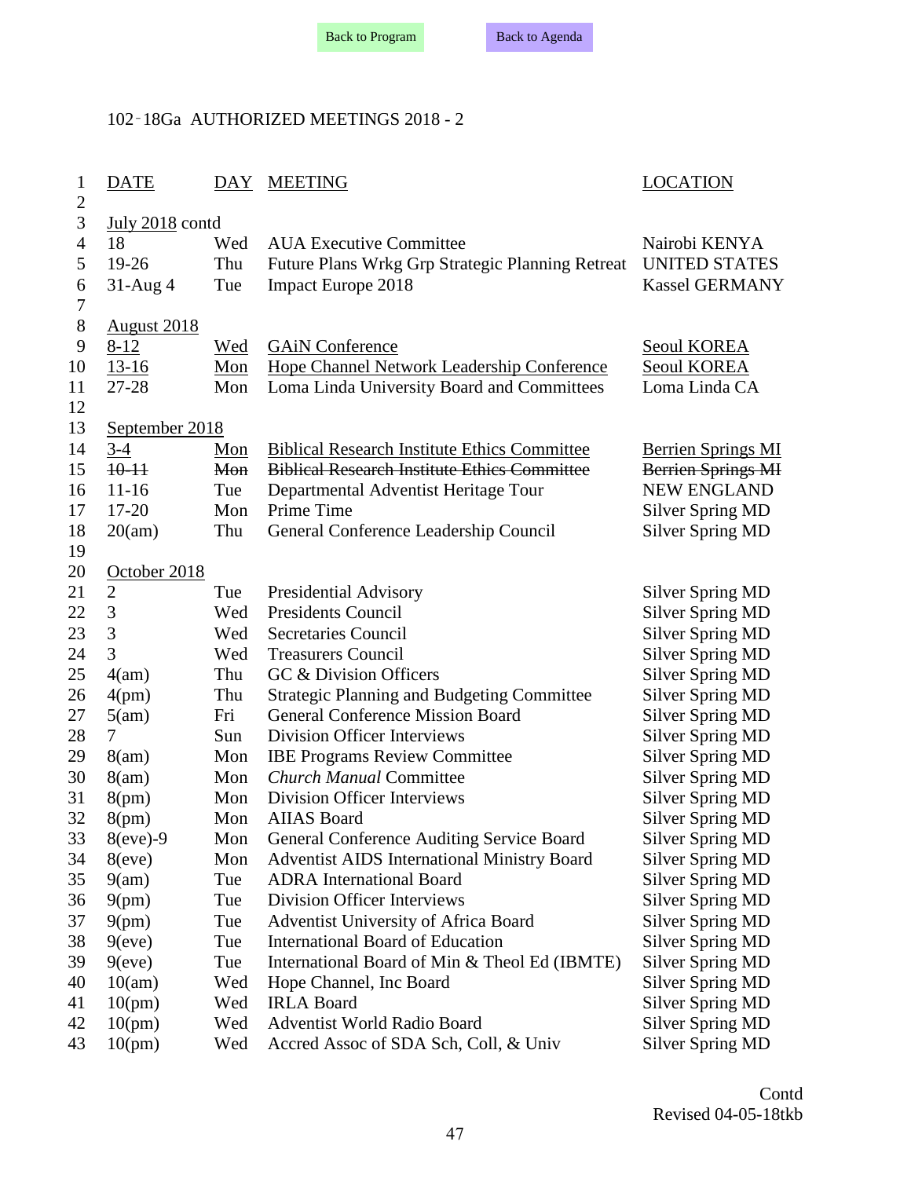Back to Program    Back to Agenda

102-18Ga AUTHORIZED MEETINGS 2018 - 2

| | DATE | DAY | MEETING | LOCATION |
|---|---|---|---|---|
| 1 | DATE | DAY | MEETING | LOCATION |
| 2 | | | | |
| 3 | July 2018 contd | | | |
| 4 | 18 | Wed | AUA Executive Committee | Nairobi KENYA |
| 5 | 19-26 | Thu | Future Plans Wrkg Grp Strategic Planning Retreat | UNITED STATES |
| 6 | 31-Aug 4 | Tue | Impact Europe 2018 | Kassel GERMANY |
| 7 | | | | |
| 8 | August 2018 | | | |
| 9 | 8-12 | Wed | GAiN Conference | Seoul KOREA |
| 10 | 13-16 | Mon | Hope Channel Network Leadership Conference | Seoul KOREA |
| 11 | 27-28 | Mon | Loma Linda University Board and Committees | Loma Linda CA |
| 12 | | | | |
| 13 | September 2018 | | | |
| 14 | 3-4 | Mon | Biblical Research Institute Ethics Committee | Berrien Springs MI |
| 15 | ~~10-11~~ | ~~Mon~~ | ~~Biblical Research Institute Ethics Committee~~ | ~~Berrien Springs MI~~ |
| 16 | 11-16 | Tue | Departmental Adventist Heritage Tour | NEW ENGLAND |
| 17 | 17-20 | Mon | Prime Time | Silver Spring MD |
| 18 | 20(am) | Thu | General Conference Leadership Council | Silver Spring MD |
| 19 | | | | |
| 20 | October 2018 | | | |
| 21 | 2 | Tue | Presidential Advisory | Silver Spring MD |
| 22 | 3 | Wed | Presidents Council | Silver Spring MD |
| 23 | 3 | Wed | Secretaries Council | Silver Spring MD |
| 24 | 3 | Wed | Treasurers Council | Silver Spring MD |
| 25 | 4(am) | Thu | GC & Division Officers | Silver Spring MD |
| 26 | 4(pm) | Thu | Strategic Planning and Budgeting Committee | Silver Spring MD |
| 27 | 5(am) | Fri | General Conference Mission Board | Silver Spring MD |
| 28 | 7 | Sun | Division Officer Interviews | Silver Spring MD |
| 29 | 8(am) | Mon | IBE Programs Review Committee | Silver Spring MD |
| 30 | 8(am) | Mon | *Church Manual* Committee | Silver Spring MD |
| 31 | 8(pm) | Mon | Division Officer Interviews | Silver Spring MD |
| 32 | 8(pm) | Mon | AIIAS Board | Silver Spring MD |
| 33 | 8(eve)-9 | Mon | General Conference Auditing Service Board | Silver Spring MD |
| 34 | 8(eve) | Mon | Adventist AIDS International Ministry Board | Silver Spring MD |
| 35 | 9(am) | Tue | ADRA International Board | Silver Spring MD |
| 36 | 9(pm) | Tue | Division Officer Interviews | Silver Spring MD |
| 37 | 9(pm) | Tue | Adventist University of Africa Board | Silver Spring MD |
| 38 | 9(eve) | Tue | International Board of Education | Silver Spring MD |
| 39 | 9(eve) | Tue | International Board of Min & Theol Ed (IBMTE) | Silver Spring MD |
| 40 | 10(am) | Wed | Hope Channel, Inc Board | Silver Spring MD |
| 41 | 10(pm) | Wed | IRLA Board | Silver Spring MD |
| 42 | 10(pm) | Wed | Adventist World Radio Board | Silver Spring MD |
| 43 | 10(pm) | Wed | Accred Assoc of SDA Sch, Coll, & Univ | Silver Spring MD |

Contd

Revised 04-05-18tkb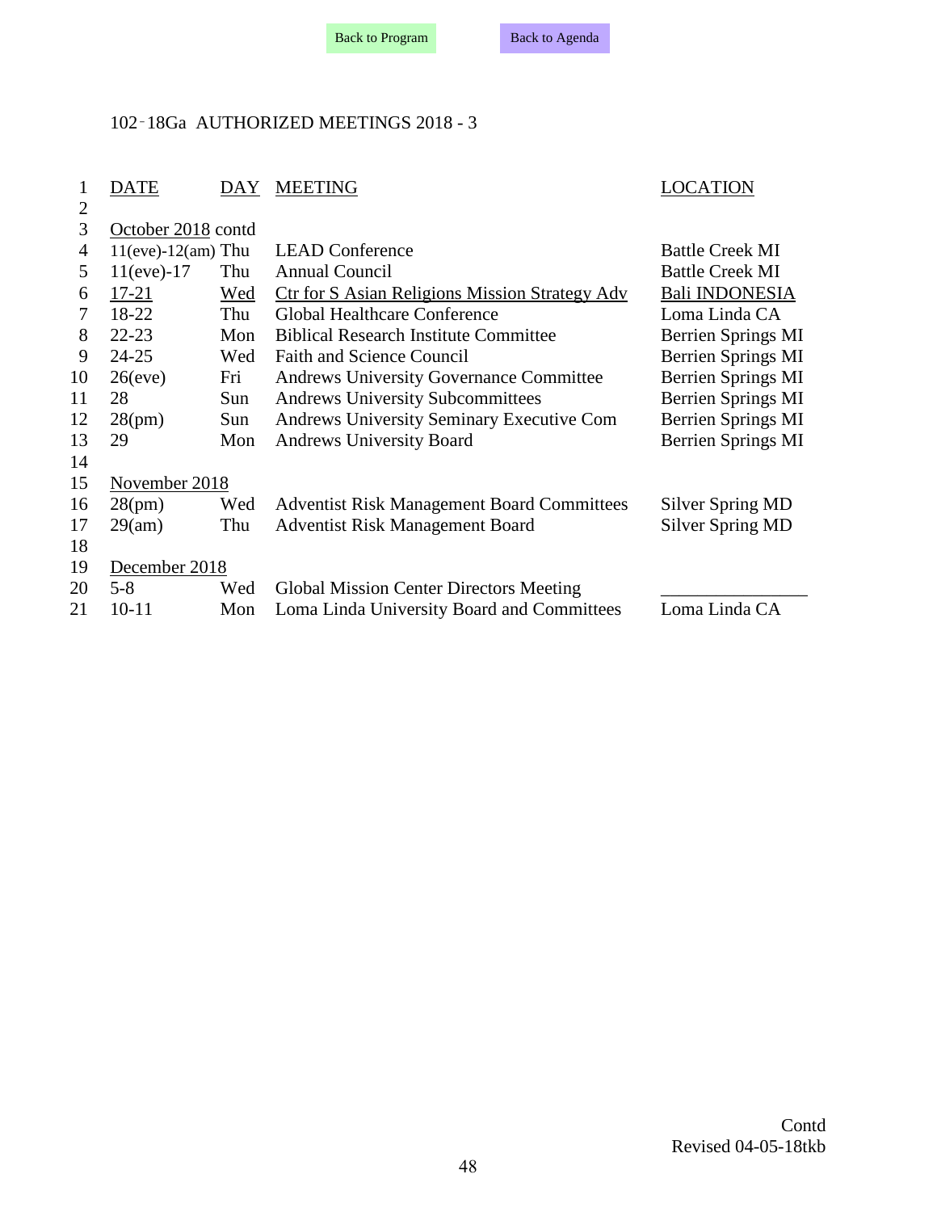Back to Program     Back to Agenda

102-18Ga AUTHORIZED MEETINGS 2018 - 3

| | DATE | DAY | MEETING | LOCATION |
|---|---|---|---|---|
| 1 | DATE | DAY | MEETING | LOCATION |
| 2 | | | | |
| 3 | October 2018 contd | | | |
| 4 | 11(eve)-12(am) | Thu | LEAD Conference | Battle Creek MI |
| 5 | 11(eve)-17 | Thu | Annual Council | Battle Creek MI |
| 6 | 17-21 | Wed | Ctr for S Asian Religions Mission Strategy Adv | Bali INDONESIA |
| 7 | 18-22 | Thu | Global Healthcare Conference | Loma Linda CA |
| 8 | 22-23 | Mon | Biblical Research Institute Committee | Berrien Springs MI |
| 9 | 24-25 | Wed | Faith and Science Council | Berrien Springs MI |
| 10 | 26(eve) | Fri | Andrews University Governance Committee | Berrien Springs MI |
| 11 | 28 | Sun | Andrews University Subcommittees | Berrien Springs MI |
| 12 | 28(pm) | Sun | Andrews University Seminary Executive Com | Berrien Springs MI |
| 13 | 29 | Mon | Andrews University Board | Berrien Springs MI |
| 14 | | | | |
| 15 | November 2018 | | | |
| 16 | 28(pm) | Wed | Adventist Risk Management Board Committees | Silver Spring MD |
| 17 | 29(am) | Thu | Adventist Risk Management Board | Silver Spring MD |
| 18 | | | | |
| 19 | December 2018 | | | |
| 20 | 5-8 | Wed | Global Mission Center Directors Meeting | ________________ |
| 21 | 10-11 | Mon | Loma Linda University Board and Committees | Loma Linda CA |

Contd
Revised 04-05-18tkb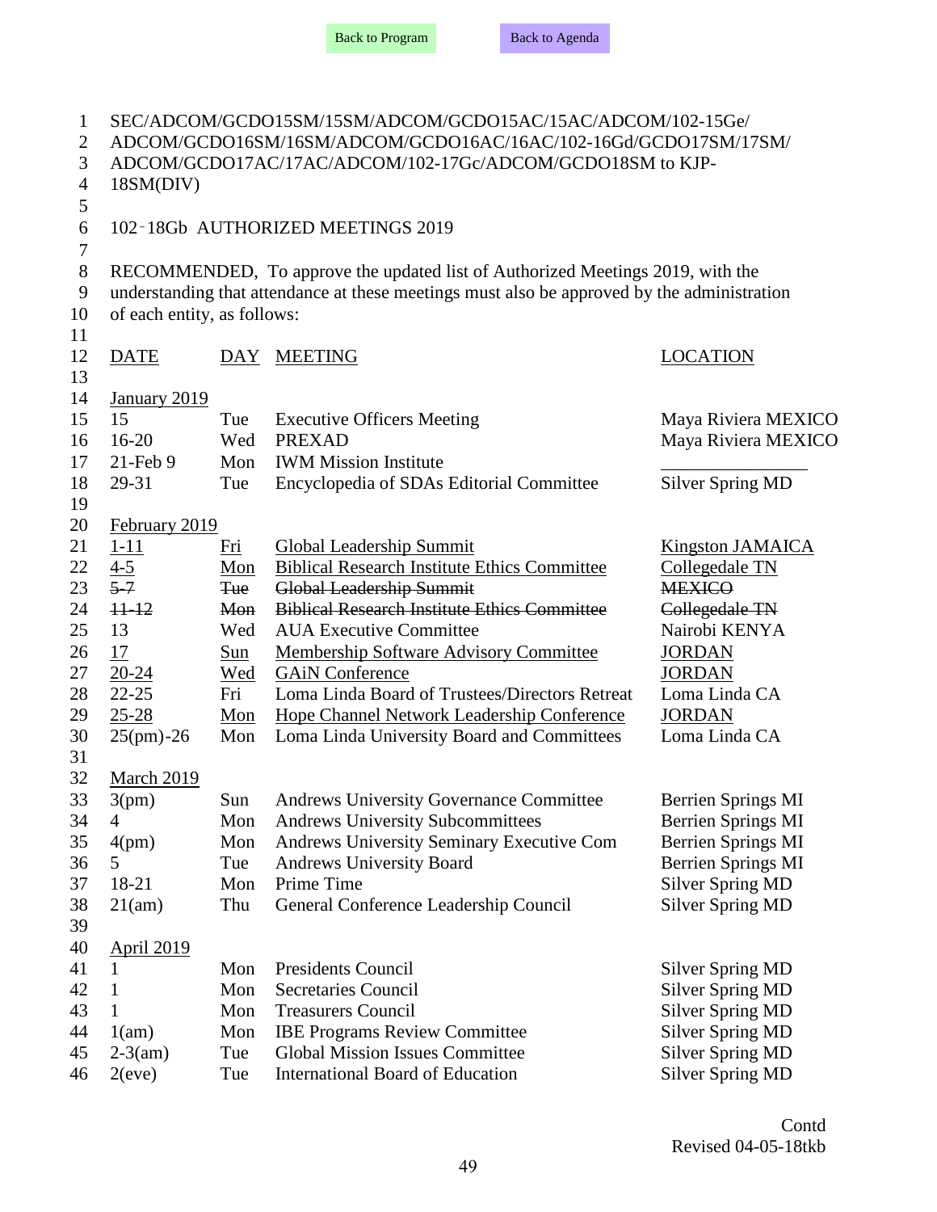SEC/ADCOM/GCDO15SM/15SM/ADCOM/GCDO15AC/15AC/ADCOM/102-15Ge/ADCOM/GCDO16SM/16SM/ADCOM/GCDO16AC/16AC/102-16Gd/GCDO17SM/17SM/ADCOM/GCDO17AC/17AC/ADCOM/102-17Gc/ADCOM/GCDO18SM to KJP-18SM(DIV)

## 102-18Gb AUTHORIZED MEETINGS 2019

RECOMMENDED, To approve the updated list of Authorized Meetings 2019, with the understanding that attendance at these meetings must also be approved by the administration of each entity, as follows:

| DATE | DAY | MEETING | LOCATION |
|---|---|---|---|
| **January 2019** | | | |
| 15 | Tue | Executive Officers Meeting | Maya Riviera MEXICO |
| 16-20 | Wed | PREXAD | Maya Riviera MEXICO |
| 21-Feb 9 | Mon | IWM Mission Institute | ________________ |
| 29-31 | Tue | Encyclopedia of SDAs Editorial Committee | Silver Spring MD |
| **February 2019** | | | |
| 1-11 | Fri | Global Leadership Summit | Kingston JAMAICA |
| 4-5 | Mon | Biblical Research Institute Ethics Committee | Collegedale TN |
| ~~5-7~~ | ~~Tue~~ | ~~Global Leadership Summit~~ | ~~MEXICO~~ |
| ~~11-12~~ | ~~Mon~~ | ~~Biblical Research Institute Ethics Committee~~ | ~~Collegedale TN~~ |
| 13 | Wed | AUA Executive Committee | Nairobi KENYA |
| 17 | Sun | Membership Software Advisory Committee | JORDAN |
| 20-24 | Wed | GAiN Conference | JORDAN |
| 22-25 | Fri | Loma Linda Board of Trustees/Directors Retreat | Loma Linda CA |
| 25-28 | Mon | Hope Channel Network Leadership Conference | JORDAN |
| 25(pm)-26 | Mon | Loma Linda University Board and Committees | Loma Linda CA |
| **March 2019** | | | |
| 3(pm) | Sun | Andrews University Governance Committee | Berrien Springs MI |
| 4 | Mon | Andrews University Subcommittees | Berrien Springs MI |
| 4(pm) | Mon | Andrews University Seminary Executive Com | Berrien Springs MI |
| 5 | Tue | Andrews University Board | Berrien Springs MI |
| 18-21 | Mon | Prime Time | Silver Spring MD |
| 21(am) | Thu | General Conference Leadership Council | Silver Spring MD |
| **April 2019** | | | |
| 1 | Mon | Presidents Council | Silver Spring MD |
| 1 | Mon | Secretaries Council | Silver Spring MD |
| 1 | Mon | Treasurers Council | Silver Spring MD |
| 1(am) | Mon | IBE Programs Review Committee | Silver Spring MD |
| 2-3(am) | Tue | Global Mission Issues Committee | Silver Spring MD |
| 2(eve) | Tue | International Board of Education | Silver Spring MD |

Contd

Revised 04-05-18tkb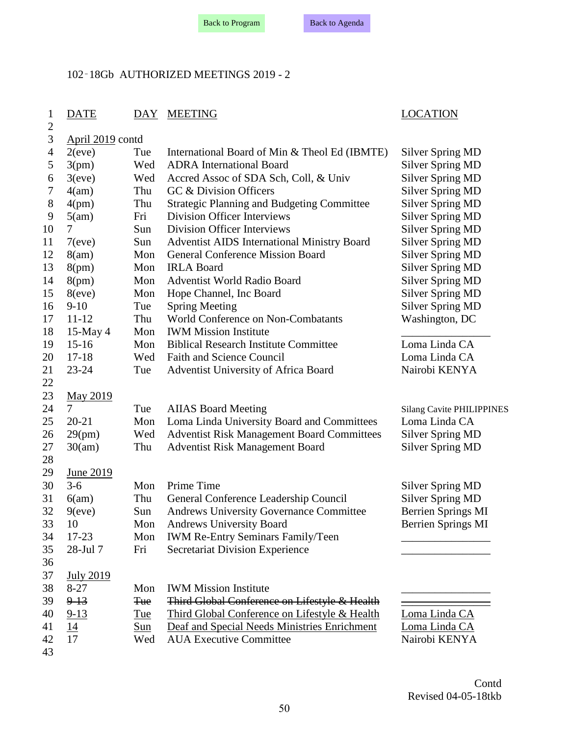Back to Program Back to Agenda

102-18Gb AUTHORIZED MEETINGS 2019 - 2

| DATE | DAY | MEETING | LOCATION |
|---|---|---|---|
| **April 2019 contd** | | | |
| 2(eve) | Tue | International Board of Min & Theol Ed (IBMTE) | Silver Spring MD |
| 3(pm) | Wed | ADRA International Board | Silver Spring MD |
| 3(eve) | Wed | Accred Assoc of SDA Sch, Coll, & Univ | Silver Spring MD |
| 4(am) | Thu | GC & Division Officers | Silver Spring MD |
| 4(pm) | Thu | Strategic Planning and Budgeting Committee | Silver Spring MD |
| 5(am) | Fri | Division Officer Interviews | Silver Spring MD |
| 7 | Sun | Division Officer Interviews | Silver Spring MD |
| 7(eve) | Sun | Adventist AIDS International Ministry Board | Silver Spring MD |
| 8(am) | Mon | General Conference Mission Board | Silver Spring MD |
| 8(pm) | Mon | IRLA Board | Silver Spring MD |
| 8(pm) | Mon | Adventist World Radio Board | Silver Spring MD |
| 8(eve) | Mon | Hope Channel, Inc Board | Silver Spring MD |
| 9-10 | Tue | Spring Meeting | Silver Spring MD |
| 11-12 | Thu | World Conference on Non-Combatants | Washington, DC |
| 15-May 4 | Mon | IWM Mission Institute | ________________ |
| 15-16 | Mon | Biblical Research Institute Committee | Loma Linda CA |
| 17-18 | Wed | Faith and Science Council | Loma Linda CA |
| 23-24 | Tue | Adventist University of Africa Board | Nairobi KENYA |
| **May 2019** | | | |
| 7 | Tue | AIIAS Board Meeting | Silang Cavite PHILIPPINES |
| 20-21 | Mon | Loma Linda University Board and Committees | Loma Linda CA |
| 29(pm) | Wed | Adventist Risk Management Board Committees | Silver Spring MD |
| 30(am) | Thu | Adventist Risk Management Board | Silver Spring MD |
| **June 2019** | | | |
| 3-6 | Mon | Prime Time | Silver Spring MD |
| 6(am) | Thu | General Conference Leadership Council | Silver Spring MD |
| 9(eve) | Sun | Andrews University Governance Committee | Berrien Springs MI |
| 10 | Mon | Andrews University Board | Berrien Springs MI |
| 17-23 | Mon | IWM Re-Entry Seminars Family/Teen | ________________ |
| 28-Jul 7 | Fri | Secretariat Division Experience | ________________ |
| **July 2019** | | | |
| 8-27 | Mon | IWM Mission Institute | ________________ |
| ~~9-13~~ | ~~Tue~~ | ~~Third Global Conference on Lifestyle & Health~~ | ~~________________~~ |
| 9-13 | Tue | Third Global Conference on Lifestyle & Health | Loma Linda CA |
| 14 | Sun | Deaf and Special Needs Ministries Enrichment | Loma Linda CA |
| 17 | Wed | AUA Executive Committee | Nairobi KENYA |

Contd
Revised 04-05-18tkb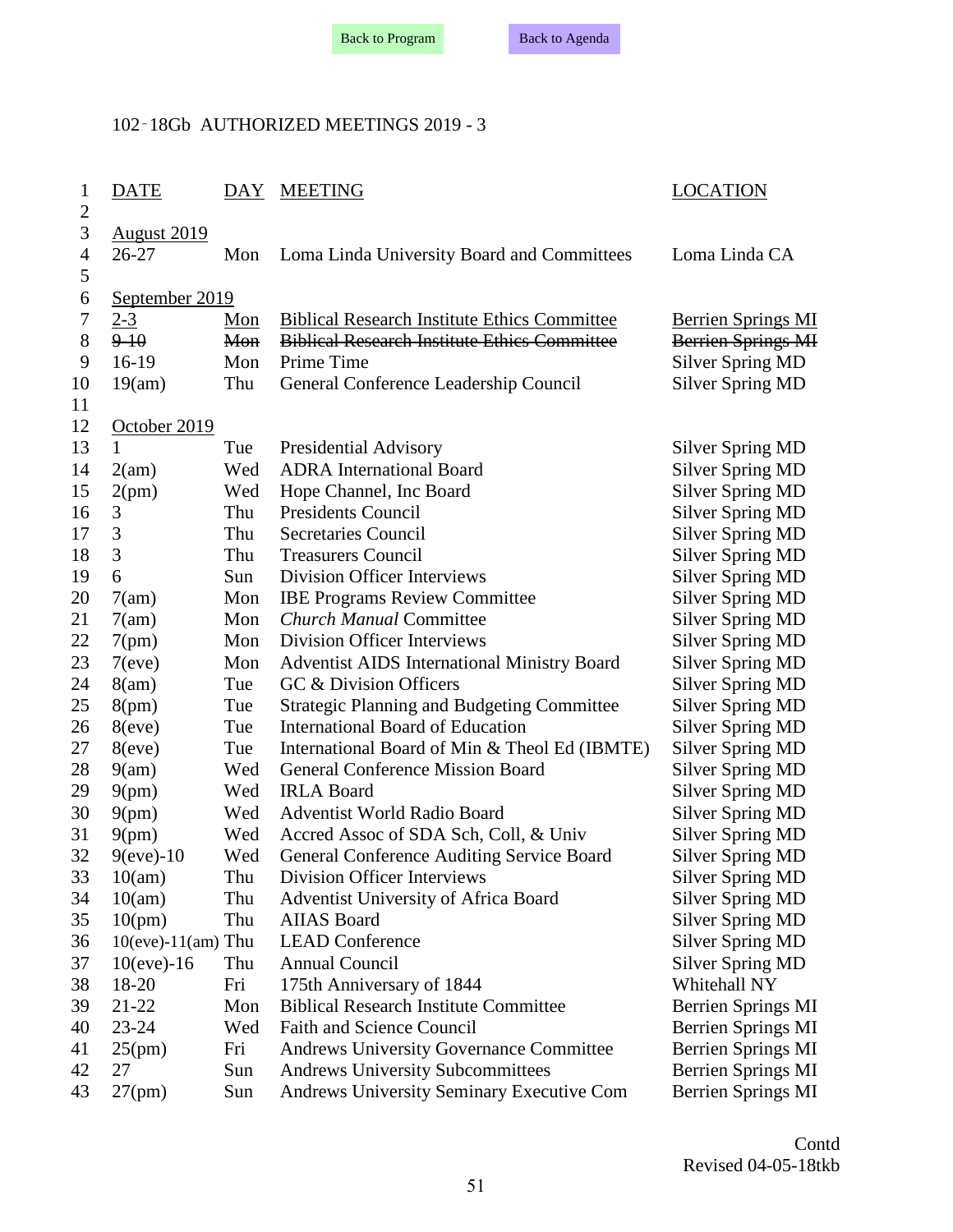Back to Program    Back to Agenda

102-18Gb AUTHORIZED MEETINGS 2019 - 3

| DATE | DAY | MEETING | LOCATION |
|---|---|---|---|
| August 2019 | | | |
| 26-27 | Mon | Loma Linda University Board and Committees | Loma Linda CA |
| | | | |
| September 2019 | | | |
| 2-3 | Mon | Biblical Research Institute Ethics Committee | Berrien Springs MI |
| ~~9-10~~ | ~~Mon~~ | ~~Biblical Research Institute Ethics Committee~~ | ~~Berrien Springs MI~~ |
| 16-19 | Mon | Prime Time | Silver Spring MD |
| 19(am) | Thu | General Conference Leadership Council | Silver Spring MD |
| | | | |
| October 2019 | | | |
| 1 | Tue | Presidential Advisory | Silver Spring MD |
| 2(am) | Wed | ADRA International Board | Silver Spring MD |
| 2(pm) | Wed | Hope Channel, Inc Board | Silver Spring MD |
| 3 | Thu | Presidents Council | Silver Spring MD |
| 3 | Thu | Secretaries Council | Silver Spring MD |
| 3 | Thu | Treasurers Council | Silver Spring MD |
| 6 | Sun | Division Officer Interviews | Silver Spring MD |
| 7(am) | Mon | IBE Programs Review Committee | Silver Spring MD |
| 7(am) | Mon | *Church Manual* Committee | Silver Spring MD |
| 7(pm) | Mon | Division Officer Interviews | Silver Spring MD |
| 7(eve) | Mon | Adventist AIDS International Ministry Board | Silver Spring MD |
| 8(am) | Tue | GC & Division Officers | Silver Spring MD |
| 8(pm) | Tue | Strategic Planning and Budgeting Committee | Silver Spring MD |
| 8(eve) | Tue | International Board of Education | Silver Spring MD |
| 8(eve) | Tue | International Board of Min & Theol Ed (IBMTE) | Silver Spring MD |
| 9(am) | Wed | General Conference Mission Board | Silver Spring MD |
| 9(pm) | Wed | IRLA Board | Silver Spring MD |
| 9(pm) | Wed | Adventist World Radio Board | Silver Spring MD |
| 9(pm) | Wed | Accred Assoc of SDA Sch, Coll, & Univ | Silver Spring MD |
| 9(eve)-10 | Wed | General Conference Auditing Service Board | Silver Spring MD |
| 10(am) | Thu | Division Officer Interviews | Silver Spring MD |
| 10(am) | Thu | Adventist University of Africa Board | Silver Spring MD |
| 10(pm) | Thu | AIIAS Board | Silver Spring MD |
| 10(eve)-11(am) | Thu | LEAD Conference | Silver Spring MD |
| 10(eve)-16 | Thu | Annual Council | Silver Spring MD |
| 18-20 | Fri | 175th Anniversary of 1844 | Whitehall NY |
| 21-22 | Mon | Biblical Research Institute Committee | Berrien Springs MI |
| 23-24 | Wed | Faith and Science Council | Berrien Springs MI |
| 25(pm) | Fri | Andrews University Governance Committee | Berrien Springs MI |
| 27 | Sun | Andrews University Subcommittees | Berrien Springs MI |
| 27(pm) | Sun | Andrews University Seminary Executive Com | Berrien Springs MI |

Contd
Revised 04-05-18tkb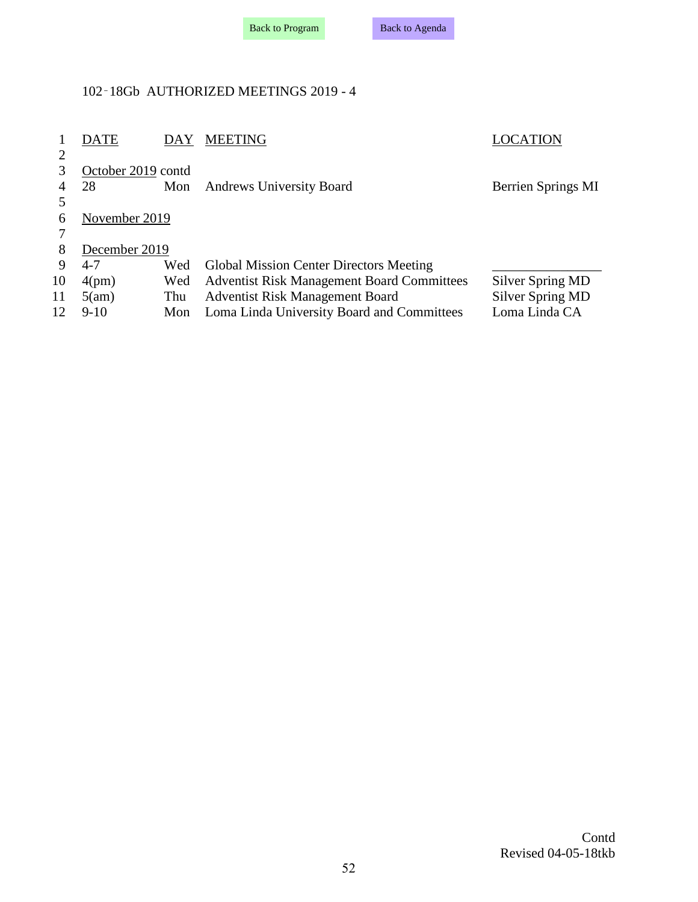Back to Program Back to Agenda

# 102-18Gb AUTHORIZED MEETINGS 2019 - 4

| DATE | DAY | MEETING | LOCATION |
|---|---|---|---|
| October 2019 contd | | | |
| 28 | Mon | Andrews University Board | Berrien Springs MI |
| | | | |
| November 2019 | | | |
| | | | |
| December 2019 | | | |
| 4-7 | Wed | Global Mission Center Directors Meeting | _______________ |
| 4(pm) | Wed | Adventist Risk Management Board Committees | Silver Spring MD |
| 5(am) | Thu | Adventist Risk Management Board | Silver Spring MD |
| 9-10 | Mon | Loma Linda University Board and Committees | Loma Linda CA |

Contd
Revised 04-05-18tkb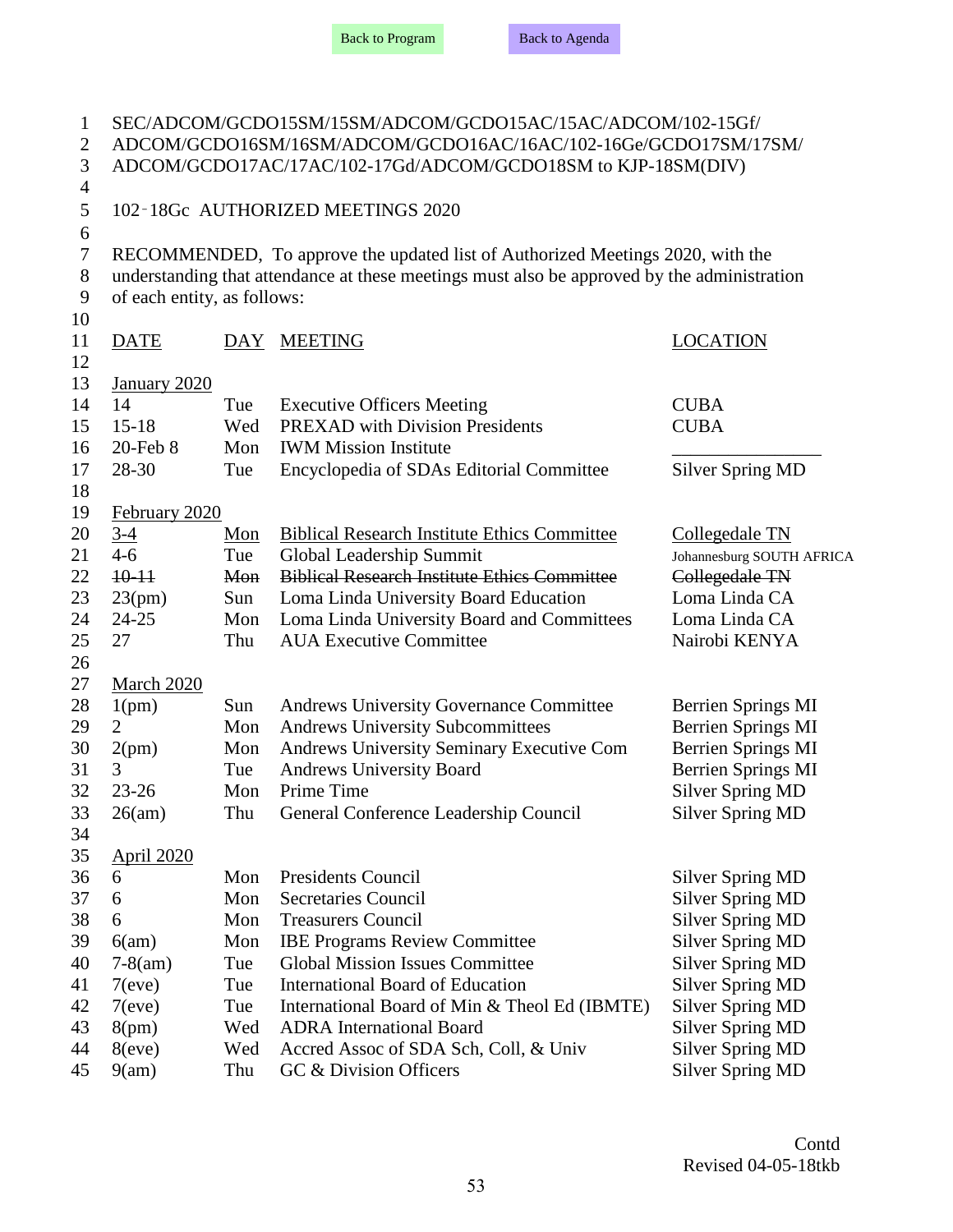Back to Program    Back to Agenda

SEC/ADCOM/GCDO15SM/15SM/ADCOM/GCDO15AC/15AC/ADCOM/102-15Gf/ADCOM/GCDO16SM/16SM/ADCOM/GCDO16AC/16AC/102-16Ge/GCDO17SM/17SM/ADCOM/GCDO17AC/17AC/102-17Gd/ADCOM/GCDO18SM to KJP-18SM(DIV)

102-18Gc AUTHORIZED MEETINGS 2020

RECOMMENDED, To approve the updated list of Authorized Meetings 2020, with the understanding that attendance at these meetings must also be approved by the administration of each entity, as follows:

| DATE | DAY | MEETING | LOCATION |
|---|---|---|---|
| **January 2020** | | | |
| 14 | Tue | Executive Officers Meeting | CUBA |
| 15-18 | Wed | PREXAD with Division Presidents | CUBA |
| 20-Feb 8 | Mon | IWM Mission Institute | ________________ |
| 28-30 | Tue | Encyclopedia of SDAs Editorial Committee | Silver Spring MD |
| **February 2020** | | | |
| 3-4 | Mon | Biblical Research Institute Ethics Committee | Collegedale TN |
| 4-6 | Tue | Global Leadership Summit | Johannesburg SOUTH AFRICA |
| ~~10-11~~ | ~~Mon~~ | ~~Biblical Research Institute Ethics Committee~~ | ~~Collegedale TN~~ |
| 23(pm) | Sun | Loma Linda University Board Education | Loma Linda CA |
| 24-25 | Mon | Loma Linda University Board and Committees | Loma Linda CA |
| 27 | Thu | AUA Executive Committee | Nairobi KENYA |
| **March 2020** | | | |
| 1(pm) | Sun | Andrews University Governance Committee | Berrien Springs MI |
| 2 | Mon | Andrews University Subcommittees | Berrien Springs MI |
| 2(pm) | Mon | Andrews University Seminary Executive Com | Berrien Springs MI |
| 3 | Tue | Andrews University Board | Berrien Springs MI |
| 23-26 | Mon | Prime Time | Silver Spring MD |
| 26(am) | Thu | General Conference Leadership Council | Silver Spring MD |
| **April 2020** | | | |
| 6 | Mon | Presidents Council | Silver Spring MD |
| 6 | Mon | Secretaries Council | Silver Spring MD |
| 6 | Mon | Treasurers Council | Silver Spring MD |
| 6(am) | Mon | IBE Programs Review Committee | Silver Spring MD |
| 7-8(am) | Tue | Global Mission Issues Committee | Silver Spring MD |
| 7(eve) | Tue | International Board of Education | Silver Spring MD |
| 7(eve) | Tue | International Board of Min & Theol Ed (IBMTE) | Silver Spring MD |
| 8(pm) | Wed | ADRA International Board | Silver Spring MD |
| 8(eve) | Wed | Accred Assoc of SDA Sch, Coll, & Univ | Silver Spring MD |
| 9(am) | Thu | GC & Division Officers | Silver Spring MD |

Contd
Revised 04-05-18tkb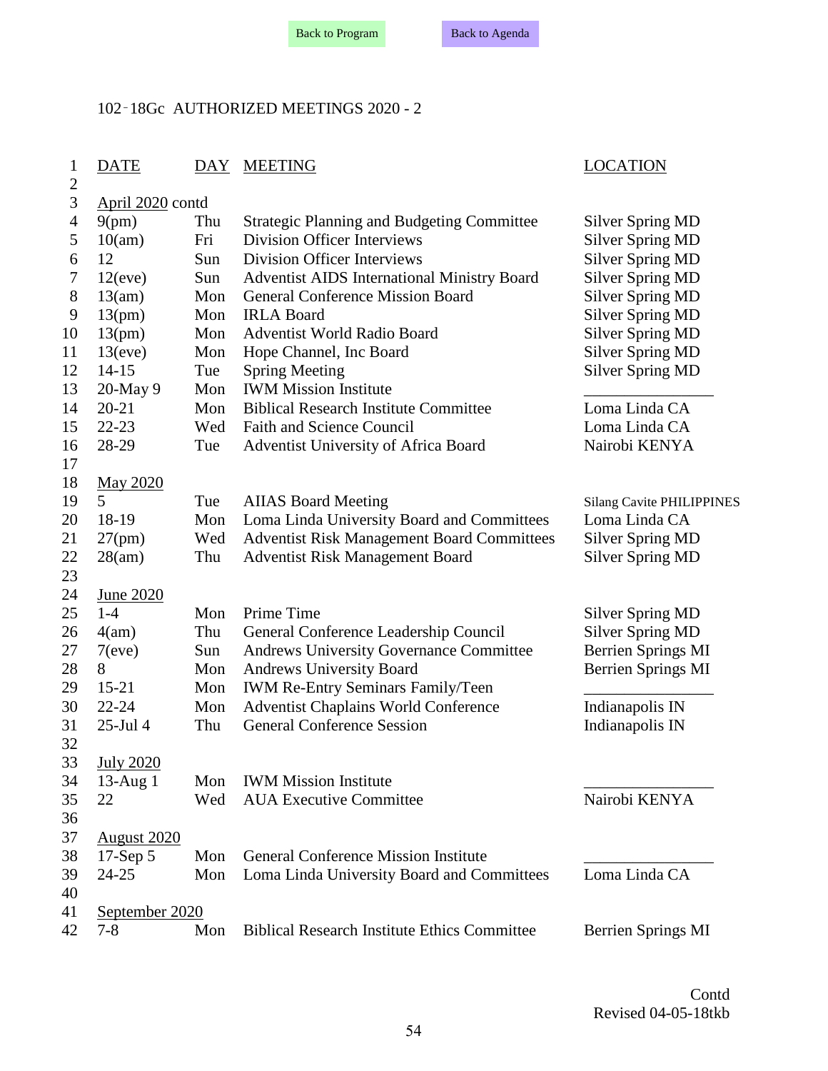Back to Program    Back to Agenda

# 102-18Gc AUTHORIZED MEETINGS 2020 - 2

| DATE | DAY | MEETING | LOCATION |
|---|---|---|---|
| **April 2020 contd** | | | |
| 9(pm) | Thu | Strategic Planning and Budgeting Committee | Silver Spring MD |
| 10(am) | Fri | Division Officer Interviews | Silver Spring MD |
| 12 | Sun | Division Officer Interviews | Silver Spring MD |
| 12(eve) | Sun | Adventist AIDS International Ministry Board | Silver Spring MD |
| 13(am) | Mon | General Conference Mission Board | Silver Spring MD |
| 13(pm) | Mon | IRLA Board | Silver Spring MD |
| 13(pm) | Mon | Adventist World Radio Board | Silver Spring MD |
| 13(eve) | Mon | Hope Channel, Inc Board | Silver Spring MD |
| 14-15 | Tue | Spring Meeting | Silver Spring MD |
| 20-May 9 | Mon | IWM Mission Institute | ________________ |
| 20-21 | Mon | Biblical Research Institute Committee | Loma Linda CA |
| 22-23 | Wed | Faith and Science Council | Loma Linda CA |
| 28-29 | Tue | Adventist University of Africa Board | Nairobi KENYA |
| **May 2020** | | | |
| 5 | Tue | AIIAS Board Meeting | Silang Cavite PHILIPPINES |
| 18-19 | Mon | Loma Linda University Board and Committees | Loma Linda CA |
| 27(pm) | Wed | Adventist Risk Management Board Committees | Silver Spring MD |
| 28(am) | Thu | Adventist Risk Management Board | Silver Spring MD |
| **June 2020** | | | |
| 1-4 | Mon | Prime Time | Silver Spring MD |
| 4(am) | Thu | General Conference Leadership Council | Silver Spring MD |
| 7(eve) | Sun | Andrews University Governance Committee | Berrien Springs MI |
| 8 | Mon | Andrews University Board | Berrien Springs MI |
| 15-21 | Mon | IWM Re-Entry Seminars Family/Teen | ________________ |
| 22-24 | Mon | Adventist Chaplains World Conference | Indianapolis IN |
| 25-Jul 4 | Thu | General Conference Session | Indianapolis IN |
| **July 2020** | | | |
| 13-Aug 1 | Mon | IWM Mission Institute | ________________ |
| 22 | Wed | AUA Executive Committee | Nairobi KENYA |
| **August 2020** | | | |
| 17-Sep 5 | Mon | General Conference Mission Institute | ________________ |
| 24-25 | Mon | Loma Linda University Board and Committees | Loma Linda CA |
| **September 2020** | | | |
| 7-8 | Mon | Biblical Research Institute Ethics Committee | Berrien Springs MI |

Contd

Revised 04-05-18tkb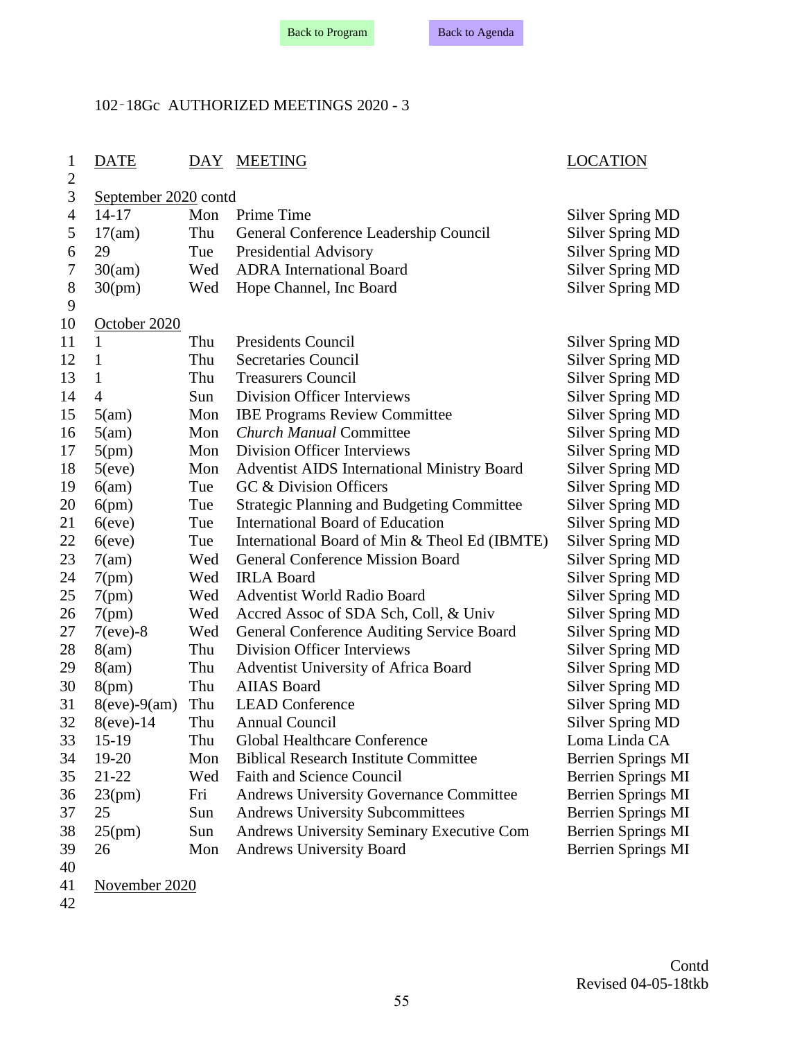Back to Program    Back to Agenda

## 102-18Gc AUTHORIZED MEETINGS 2020 - 3

| DATE | DAY | MEETING | LOCATION |
|---|---|---|---|
| September 2020 contd | | | |
| 14-17 | Mon | Prime Time | Silver Spring MD |
| 17(am) | Thu | General Conference Leadership Council | Silver Spring MD |
| 29 | Tue | Presidential Advisory | Silver Spring MD |
| 30(am) | Wed | ADRA International Board | Silver Spring MD |
| 30(pm) | Wed | Hope Channel, Inc Board | Silver Spring MD |
| October 2020 | | | |
| 1 | Thu | Presidents Council | Silver Spring MD |
| 1 | Thu | Secretaries Council | Silver Spring MD |
| 1 | Thu | Treasurers Council | Silver Spring MD |
| 4 | Sun | Division Officer Interviews | Silver Spring MD |
| 5(am) | Mon | IBE Programs Review Committee | Silver Spring MD |
| 5(am) | Mon | *Church Manual* Committee | Silver Spring MD |
| 5(pm) | Mon | Division Officer Interviews | Silver Spring MD |
| 5(eve) | Mon | Adventist AIDS International Ministry Board | Silver Spring MD |
| 6(am) | Tue | GC & Division Officers | Silver Spring MD |
| 6(pm) | Tue | Strategic Planning and Budgeting Committee | Silver Spring MD |
| 6(eve) | Tue | International Board of Education | Silver Spring MD |
| 6(eve) | Tue | International Board of Min & Theol Ed (IBMTE) | Silver Spring MD |
| 7(am) | Wed | General Conference Mission Board | Silver Spring MD |
| 7(pm) | Wed | IRLA Board | Silver Spring MD |
| 7(pm) | Wed | Adventist World Radio Board | Silver Spring MD |
| 7(pm) | Wed | Accred Assoc of SDA Sch, Coll, & Univ | Silver Spring MD |
| 7(eve)-8 | Wed | General Conference Auditing Service Board | Silver Spring MD |
| 8(am) | Thu | Division Officer Interviews | Silver Spring MD |
| 8(am) | Thu | Adventist University of Africa Board | Silver Spring MD |
| 8(pm) | Thu | AIIAS Board | Silver Spring MD |
| 8(eve)-9(am) | Thu | LEAD Conference | Silver Spring MD |
| 8(eve)-14 | Thu | Annual Council | Silver Spring MD |
| 15-19 | Thu | Global Healthcare Conference | Loma Linda CA |
| 19-20 | Mon | Biblical Research Institute Committee | Berrien Springs MI |
| 21-22 | Wed | Faith and Science Council | Berrien Springs MI |
| 23(pm) | Fri | Andrews University Governance Committee | Berrien Springs MI |
| 25 | Sun | Andrews University Subcommittees | Berrien Springs MI |
| 25(pm) | Sun | Andrews University Seminary Executive Com | Berrien Springs MI |
| 26 | Mon | Andrews University Board | Berrien Springs MI |
| November 2020 | | | |

Contd
Revised 04-05-18tkb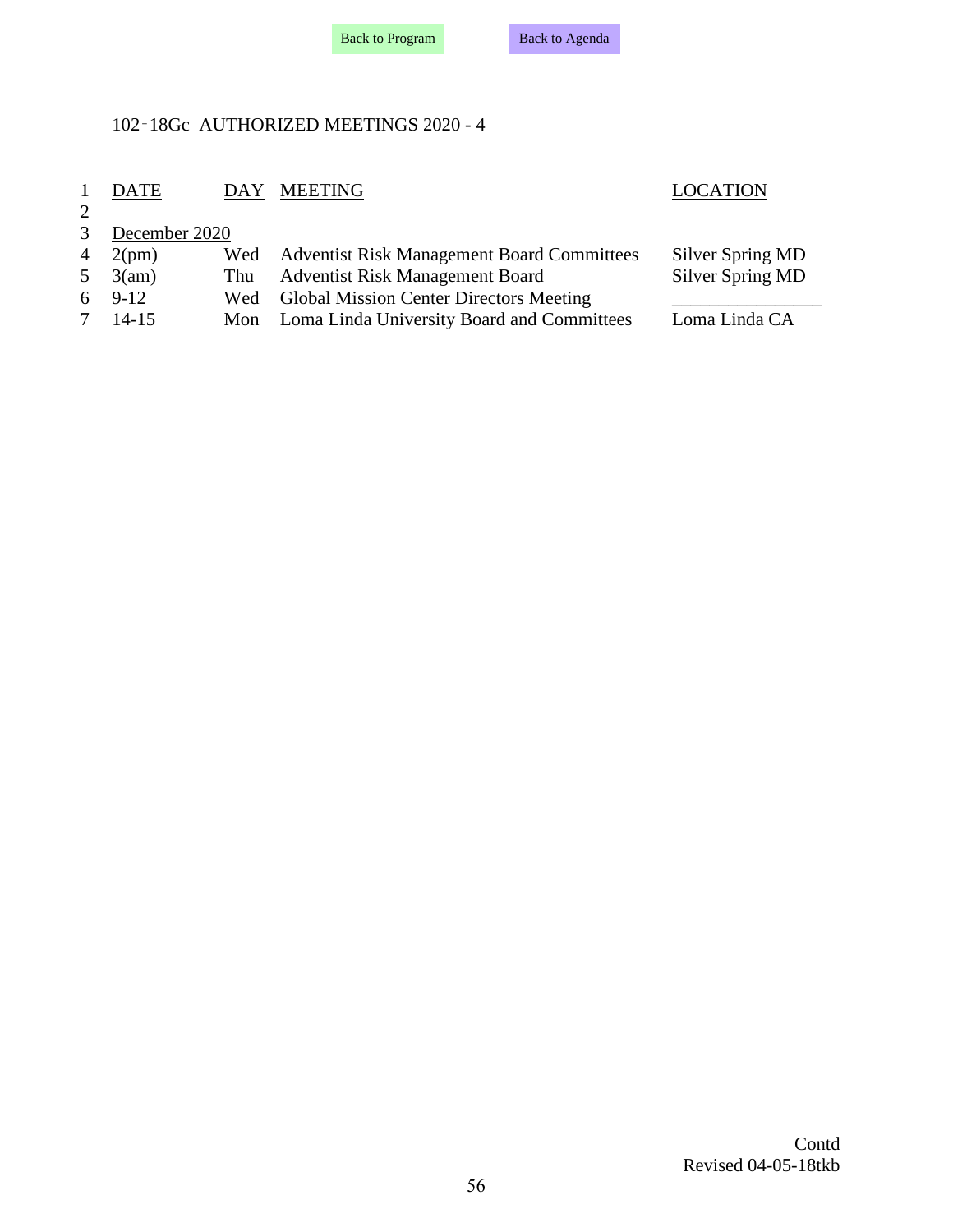Back to Program    Back to Agenda

## 102-18Gc AUTHORIZED MEETINGS 2020 - 4

| DATE | DAY | MEETING | LOCATION |
|---|---|---|---|
| December 2020 | | | |
| 2(pm) | Wed | Adventist Risk Management Board Committees | Silver Spring MD |
| 3(am) | Thu | Adventist Risk Management Board | Silver Spring MD |
| 9-12 | Wed | Global Mission Center Directors Meeting | ________________ |
| 14-15 | Mon | Loma Linda University Board and Committees | Loma Linda CA |

Contd
Revised 04-05-18tkb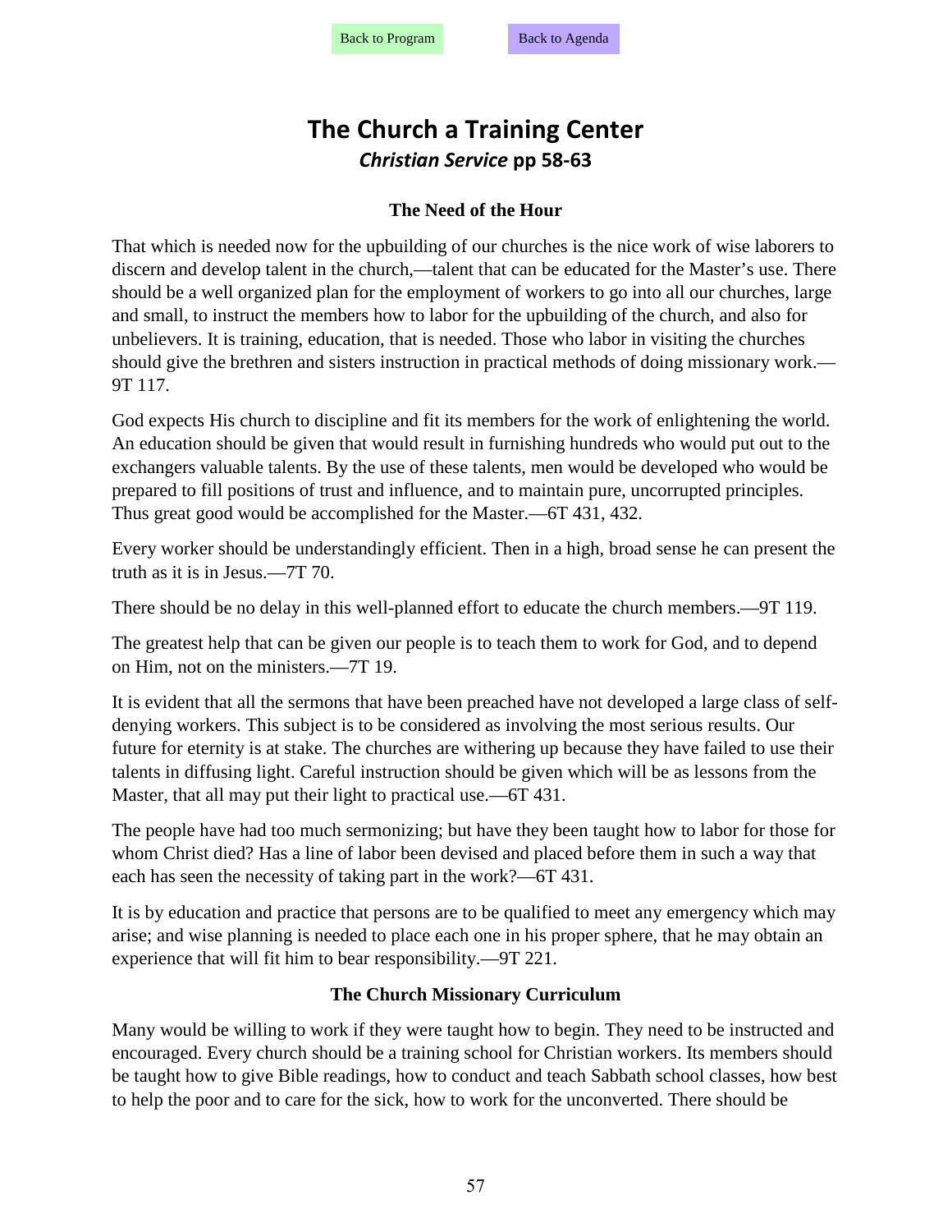Back to Program Back to Agenda

# The Church a Training Center

## *Christian Service* pp 58-63

### The Need of the Hour

That which is needed now for the upbuilding of our churches is the nice work of wise laborers to discern and develop talent in the church,—talent that can be educated for the Master's use. There should be a well organized plan for the employment of workers to go into all our churches, large and small, to instruct the members how to labor for the upbuilding of the church, and also for unbelievers. It is training, education, that is needed. Those who labor in visiting the churches should give the brethren and sisters instruction in practical methods of doing missionary work.—9T 117.

God expects His church to discipline and fit its members for the work of enlightening the world. An education should be given that would result in furnishing hundreds who would put out to the exchangers valuable talents. By the use of these talents, men would be developed who would be prepared to fill positions of trust and influence, and to maintain pure, uncorrupted principles. Thus great good would be accomplished for the Master.—6T 431, 432.

Every worker should be understandingly efficient. Then in a high, broad sense he can present the truth as it is in Jesus.—7T 70.

There should be no delay in this well-planned effort to educate the church members.—9T 119.

The greatest help that can be given our people is to teach them to work for God, and to depend on Him, not on the ministers.—7T 19.

It is evident that all the sermons that have been preached have not developed a large class of self-denying workers. This subject is to be considered as involving the most serious results. Our future for eternity is at stake. The churches are withering up because they have failed to use their talents in diffusing light. Careful instruction should be given which will be as lessons from the Master, that all may put their light to practical use.—6T 431.

The people have had too much sermonizing; but have they been taught how to labor for those for whom Christ died? Has a line of labor been devised and placed before them in such a way that each has seen the necessity of taking part in the work?—6T 431.

It is by education and practice that persons are to be qualified to meet any emergency which may arise; and wise planning is needed to place each one in his proper sphere, that he may obtain an experience that will fit him to bear responsibility.—9T 221.

### The Church Missionary Curriculum

Many would be willing to work if they were taught how to begin. They need to be instructed and encouraged. Every church should be a training school for Christian workers. Its members should be taught how to give Bible readings, how to conduct and teach Sabbath school classes, how best to help the poor and to care for the sick, how to work for the unconverted. There should be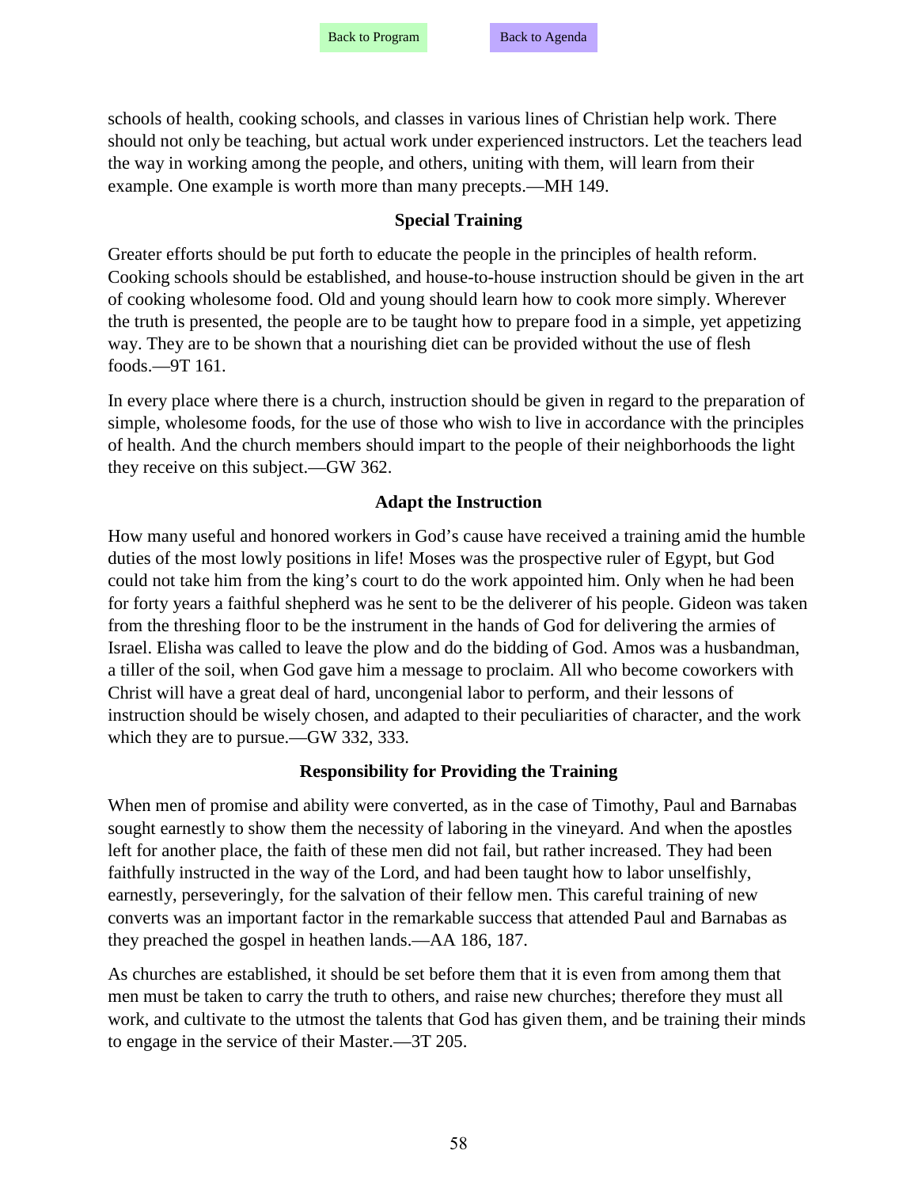schools of health, cooking schools, and classes in various lines of Christian help work. There should not only be teaching, but actual work under experienced instructors. Let the teachers lead the way in working among the people, and others, uniting with them, will learn from their example. One example is worth more than many precepts.—MH 149.

### Special Training

Greater efforts should be put forth to educate the people in the principles of health reform. Cooking schools should be established, and house-to-house instruction should be given in the art of cooking wholesome food. Old and young should learn how to cook more simply. Wherever the truth is presented, the people are to be taught how to prepare food in a simple, yet appetizing way. They are to be shown that a nourishing diet can be provided without the use of flesh foods.—9T 161.

In every place where there is a church, instruction should be given in regard to the preparation of simple, wholesome foods, for the use of those who wish to live in accordance with the principles of health. And the church members should impart to the people of their neighborhoods the light they receive on this subject.—GW 362.

### Adapt the Instruction

How many useful and honored workers in God's cause have received a training amid the humble duties of the most lowly positions in life! Moses was the prospective ruler of Egypt, but God could not take him from the king's court to do the work appointed him. Only when he had been for forty years a faithful shepherd was he sent to be the deliverer of his people. Gideon was taken from the threshing floor to be the instrument in the hands of God for delivering the armies of Israel. Elisha was called to leave the plow and do the bidding of God. Amos was a husbandman, a tiller of the soil, when God gave him a message to proclaim. All who become coworkers with Christ will have a great deal of hard, uncongenial labor to perform, and their lessons of instruction should be wisely chosen, and adapted to their peculiarities of character, and the work which they are to pursue.—GW 332, 333.

### Responsibility for Providing the Training

When men of promise and ability were converted, as in the case of Timothy, Paul and Barnabas sought earnestly to show them the necessity of laboring in the vineyard. And when the apostles left for another place, the faith of these men did not fail, but rather increased. They had been faithfully instructed in the way of the Lord, and had been taught how to labor unselfishly, earnestly, perseveringly, for the salvation of their fellow men. This careful training of new converts was an important factor in the remarkable success that attended Paul and Barnabas as they preached the gospel in heathen lands.—AA 186, 187.

As churches are established, it should be set before them that it is even from among them that men must be taken to carry the truth to others, and raise new churches; therefore they must all work, and cultivate to the utmost the talents that God has given them, and be training their minds to engage in the service of their Master.—3T 205.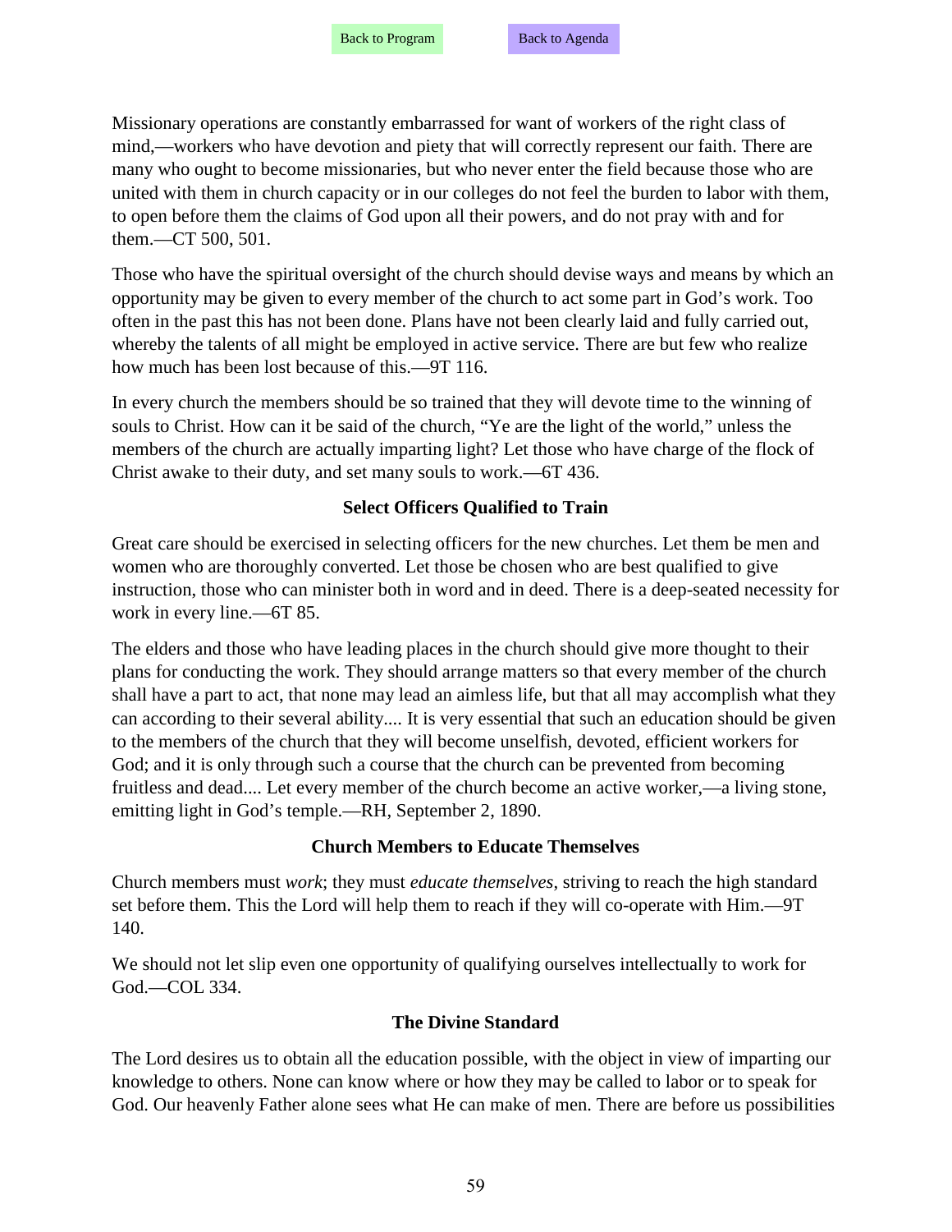Back to Program Back to Agenda

Missionary operations are constantly embarrassed for want of workers of the right class of mind,—workers who have devotion and piety that will correctly represent our faith. There are many who ought to become missionaries, but who never enter the field because those who are united with them in church capacity or in our colleges do not feel the burden to labor with them, to open before them the claims of God upon all their powers, and do not pray with and for them.—CT 500, 501.

Those who have the spiritual oversight of the church should devise ways and means by which an opportunity may be given to every member of the church to act some part in God's work. Too often in the past this has not been done. Plans have not been clearly laid and fully carried out, whereby the talents of all might be employed in active service. There are but few who realize how much has been lost because of this.—9T 116.

In every church the members should be so trained that they will devote time to the winning of souls to Christ. How can it be said of the church, "Ye are the light of the world," unless the members of the church are actually imparting light? Let those who have charge of the flock of Christ awake to their duty, and set many souls to work.—6T 436.

### Select Officers Qualified to Train

Great care should be exercised in selecting officers for the new churches. Let them be men and women who are thoroughly converted. Let those be chosen who are best qualified to give instruction, those who can minister both in word and in deed. There is a deep-seated necessity for work in every line.—6T 85.

The elders and those who have leading places in the church should give more thought to their plans for conducting the work. They should arrange matters so that every member of the church shall have a part to act, that none may lead an aimless life, but that all may accomplish what they can according to their several ability.... It is very essential that such an education should be given to the members of the church that they will become unselfish, devoted, efficient workers for God; and it is only through such a course that the church can be prevented from becoming fruitless and dead.... Let every member of the church become an active worker,—a living stone, emitting light in God's temple.—RH, September 2, 1890.

### Church Members to Educate Themselves

Church members must *work*; they must *educate themselves*, striving to reach the high standard set before them. This the Lord will help them to reach if they will co-operate with Him.—9T 140.

We should not let slip even one opportunity of qualifying ourselves intellectually to work for God.—COL 334.

### The Divine Standard

The Lord desires us to obtain all the education possible, with the object in view of imparting our knowledge to others. None can know where or how they may be called to labor or to speak for God. Our heavenly Father alone sees what He can make of men. There are before us possibilities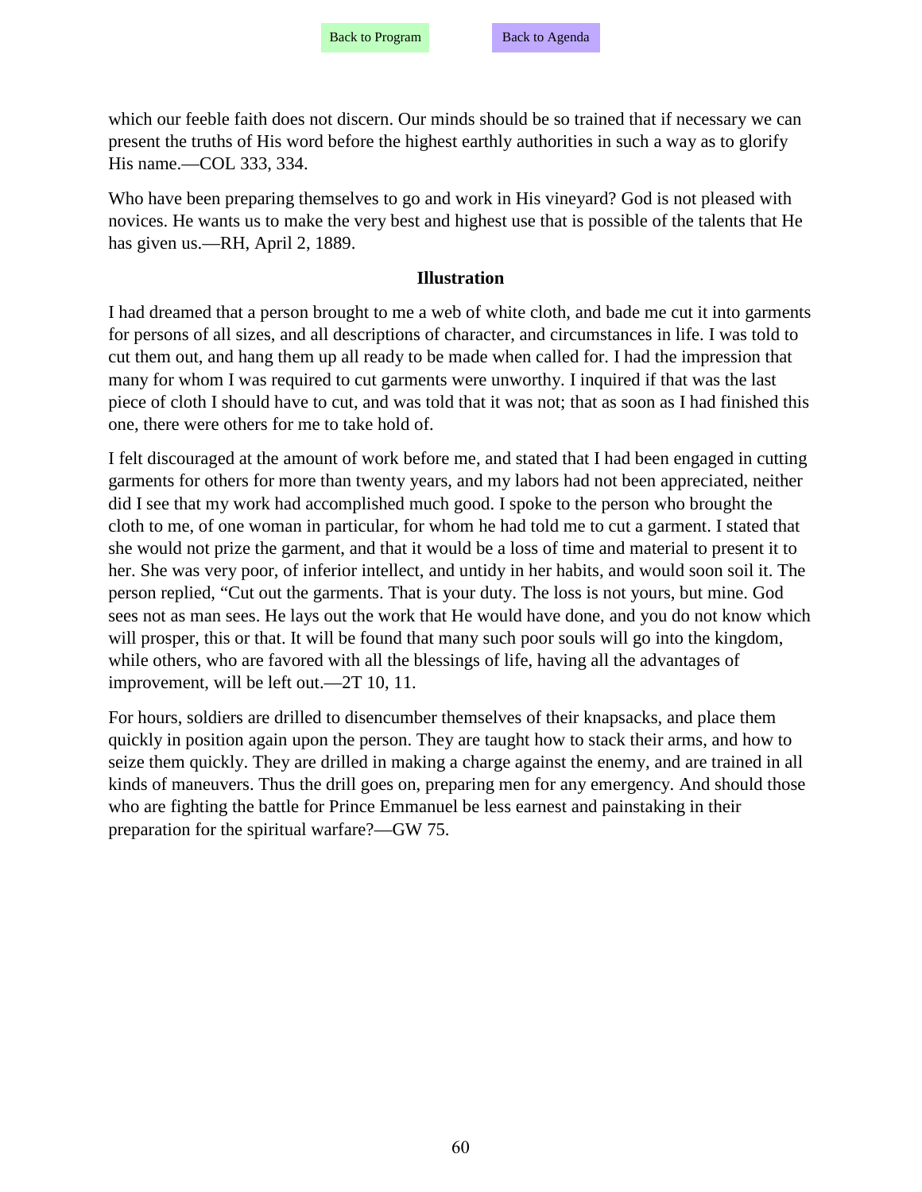which our feeble faith does not discern. Our minds should be so trained that if necessary we can present the truths of His word before the highest earthly authorities in such a way as to glorify His name.—COL 333, 334.

Who have been preparing themselves to go and work in His vineyard? God is not pleased with novices. He wants us to make the very best and highest use that is possible of the talents that He has given us.—RH, April 2, 1889.

### Illustration

I had dreamed that a person brought to me a web of white cloth, and bade me cut it into garments for persons of all sizes, and all descriptions of character, and circumstances in life. I was told to cut them out, and hang them up all ready to be made when called for. I had the impression that many for whom I was required to cut garments were unworthy. I inquired if that was the last piece of cloth I should have to cut, and was told that it was not; that as soon as I had finished this one, there were others for me to take hold of.

I felt discouraged at the amount of work before me, and stated that I had been engaged in cutting garments for others for more than twenty years, and my labors had not been appreciated, neither did I see that my work had accomplished much good. I spoke to the person who brought the cloth to me, of one woman in particular, for whom he had told me to cut a garment. I stated that she would not prize the garment, and that it would be a loss of time and material to present it to her. She was very poor, of inferior intellect, and untidy in her habits, and would soon soil it. The person replied, "Cut out the garments. That is your duty. The loss is not yours, but mine. God sees not as man sees. He lays out the work that He would have done, and you do not know which will prosper, this or that. It will be found that many such poor souls will go into the kingdom, while others, who are favored with all the blessings of life, having all the advantages of improvement, will be left out.—2T 10, 11.

For hours, soldiers are drilled to disencumber themselves of their knapsacks, and place them quickly in position again upon the person. They are taught how to stack their arms, and how to seize them quickly. They are drilled in making a charge against the enemy, and are trained in all kinds of maneuvers. Thus the drill goes on, preparing men for any emergency. And should those who are fighting the battle for Prince Emmanuel be less earnest and painstaking in their preparation for the spiritual warfare?—GW 75.